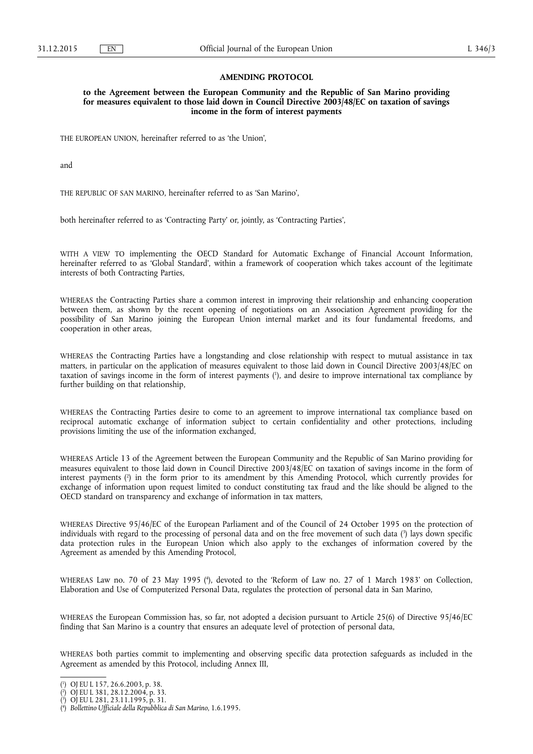# AMENDING PROTOCOL

## to the Agreement between the European Community and the Republic of San Marino providing for measures equivalent to those laid down in Council Directive 2003/48/EC on taxation of savings income in the form of interest payments

THE EUROPEAN UNION, hereinafter referred to as 'the Union',

and

THE REPUBLIC OF SAN MARINO, hereinafter referred to as 'San Marino',

both hereinafter referred to as 'Contracting Party' or, jointly, as 'Contracting Parties',

WITH A VIEW TO implementing the OECD Standard for Automatic Exchange of Financial Account Information, hereinafter referred to as 'Global Standard', within a framework of cooperation which takes account of the legitimate interests of both Contracting Parties,

WHEREAS the Contracting Parties share a common interest in improving their relationship and enhancing cooperation between them, as shown by the recent opening of negotiations on an Association Agreement providing for the possibility of San Marino joining the European Union internal market and its four fundamental freedoms, and cooperation in other areas,

WHEREAS the Contracting Parties have a longstanding and close relationship with respect to mutual assistance in tax matters, in particular on the application of measures equivalent to those laid down in Council Directive 2003/48/EC on taxation of savings income in the form of interest payments [1], and desire to improve international tax compliance by further building on that relationship,

WHEREAS the Contracting Parties desire to come to an agreement to improve international tax compliance based on reciprocal automatic exchange of information subject to certain confidentiality and other protections, including provisions limiting the use of the information exchanged,

WHEREAS Article 13 of the Agreement between the European Community and the Republic of San Marino providing for measures equivalent to those laid down in Council Directive 2003/48/EC on taxation of savings income in the form of interest payments [2] in the form prior to its amendment by this Amending Protocol, which currently provides for exchange of information upon request limited to conduct constituting tax fraud and the like should be aligned to the OECD standard on transparency and exchange of information in tax matters,

WHEREAS Directive 95/46/EC of the European Parliament and of the Council of 24 October 1995 on the protection of individuals with regard to the processing of personal data and on the free movement of such data [3] lays down specific data protection rules in the European Union which also apply to the exchanges of information covered by the Agreement as amended by this Amending Protocol,

WHEREAS Law no. 70 of 23 May 1995 [4], devoted to the 'Reform of Law no. 27 of 1 March 1983' on Collection, Elaboration and Use of Computerized Personal Data, regulates the protection of personal data in San Marino,

WHEREAS the European Commission has, so far, not adopted a decision pursuant to Article 25(6) of Directive 95/46/EC finding that San Marino is a country that ensures an adequate level of protection of personal data,

WHEREAS both parties commit to implementing and observing specific data protection safeguards as included in the Agreement as amended by this Protocol, including Annex III,

---

[1] OJ EU L 157, 26.6.2003, p. 38.
[2] OJ EU L 381, 28.12.2004, p. 33.
[3] OJ EU L 281, 23.11.1995, p. 31.
[4] *Bollettino Ufficiale della Repubblica di San Marino*, 1.6.1995.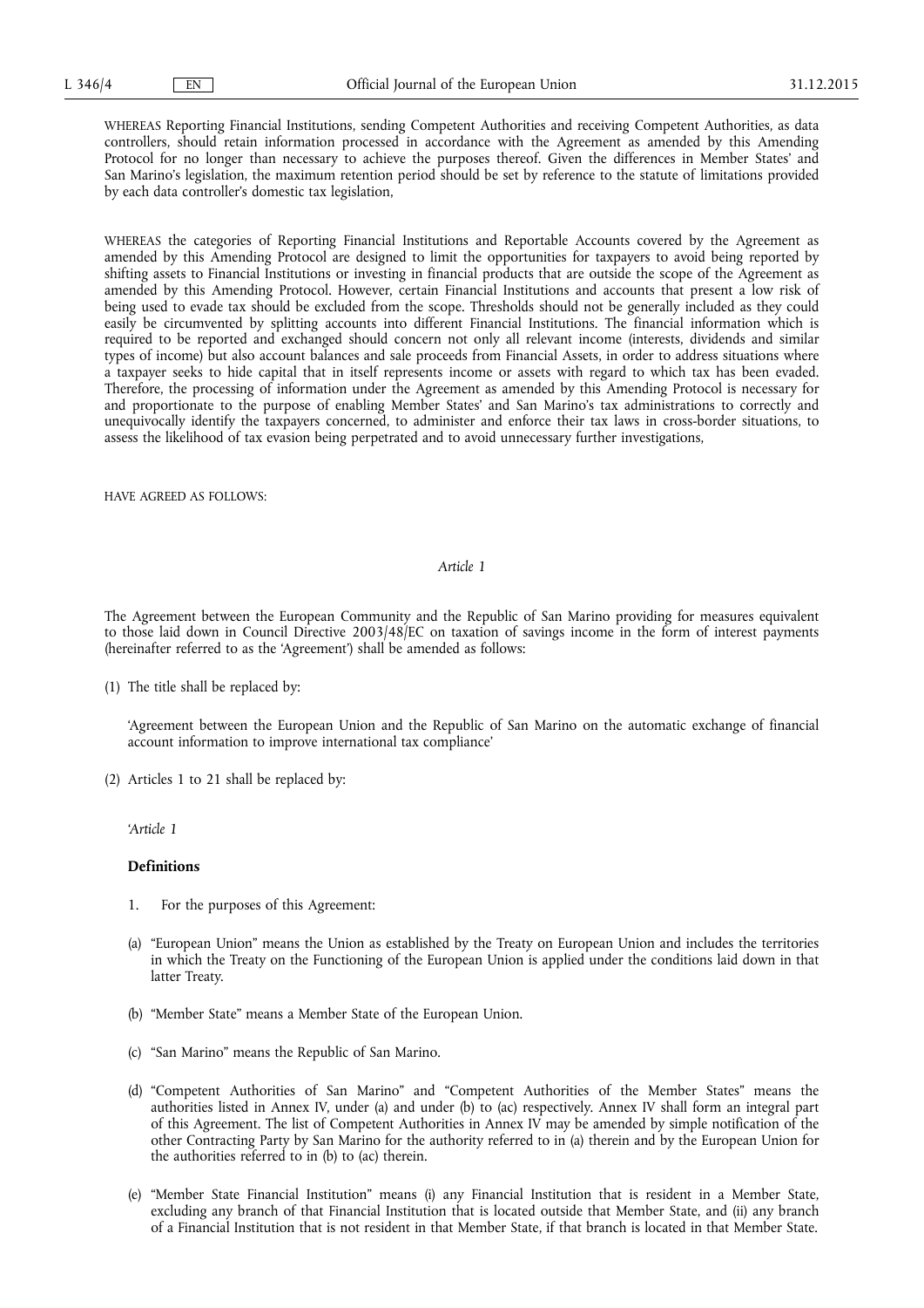WHEREAS Reporting Financial Institutions, sending Competent Authorities and receiving Competent Authorities, as data controllers, should retain information processed in accordance with the Agreement as amended by this Amending Protocol for no longer than necessary to achieve the purposes thereof. Given the differences in Member States' and San Marino's legislation, the maximum retention period should be set by reference to the statute of limitations provided by each data controller's domestic tax legislation,

WHEREAS the categories of Reporting Financial Institutions and Reportable Accounts covered by the Agreement as amended by this Amending Protocol are designed to limit the opportunities for taxpayers to avoid being reported by shifting assets to Financial Institutions or investing in financial products that are outside the scope of the Agreement as amended by this Amending Protocol. However, certain Financial Institutions and accounts that present a low risk of being used to evade tax should be excluded from the scope. Thresholds should not be generally included as they could easily be circumvented by splitting accounts into different Financial Institutions. The financial information which is required to be reported and exchanged should concern not only all relevant income (interests, dividends and similar types of income) but also account balances and sale proceeds from Financial Assets, in order to address situations where a taxpayer seeks to hide capital that in itself represents income or assets with regard to which tax has been evaded. Therefore, the processing of information under the Agreement as amended by this Amending Protocol is necessary for and proportionate to the purpose of enabling Member States' and San Marino's tax administrations to correctly and unequivocally identify the taxpayers concerned, to administer and enforce their tax laws in cross-border situations, to assess the likelihood of tax evasion being perpetrated and to avoid unnecessary further investigations,

HAVE AGREED AS FOLLOWS:

*Article 1*

The Agreement between the European Community and the Republic of San Marino providing for measures equivalent to those laid down in Council Directive 2003/48/EC on taxation of savings income in the form of interest payments (hereinafter referred to as the 'Agreement') shall be amended as follows:

(1) The title shall be replaced by:

'Agreement between the European Union and the Republic of San Marino on the automatic exchange of financial account information to improve international tax compliance'

(2) Articles 1 to 21 shall be replaced by:

'*Article 1*

**Definitions**

1. For the purposes of this Agreement:

(a) "European Union" means the Union as established by the Treaty on European Union and includes the territories in which the Treaty on the Functioning of the European Union is applied under the conditions laid down in that latter Treaty.

(b) "Member State" means a Member State of the European Union.

(c) "San Marino" means the Republic of San Marino.

(d) "Competent Authorities of San Marino" and "Competent Authorities of the Member States" means the authorities listed in Annex IV, under (a) and under (b) to (ac) respectively. Annex IV shall form an integral part of this Agreement. The list of Competent Authorities in Annex IV may be amended by simple notification of the other Contracting Party by San Marino for the authority referred to in (a) therein and by the European Union for the authorities referred to in (b) to (ac) therein.

(e) "Member State Financial Institution" means (i) any Financial Institution that is resident in a Member State, excluding any branch of that Financial Institution that is located outside that Member State, and (ii) any branch of a Financial Institution that is not resident in that Member State, if that branch is located in that Member State.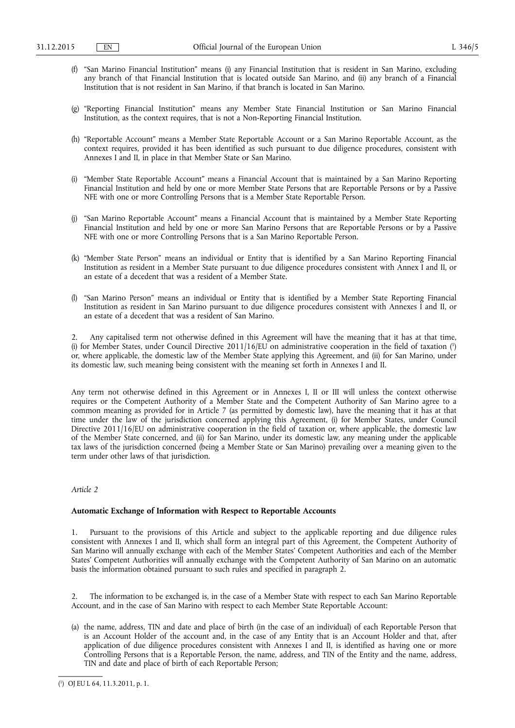(f) "San Marino Financial Institution" means (i) any Financial Institution that is resident in San Marino, excluding any branch of that Financial Institution that is located outside San Marino, and (ii) any branch of a Financial Institution that is not resident in San Marino, if that branch is located in San Marino.

(g) "Reporting Financial Institution" means any Member State Financial Institution or San Marino Financial Institution, as the context requires, that is not a Non-Reporting Financial Institution.

(h) "Reportable Account" means a Member State Reportable Account or a San Marino Reportable Account, as the context requires, provided it has been identified as such pursuant to due diligence procedures, consistent with Annexes I and II, in place in that Member State or San Marino.

(i) "Member State Reportable Account" means a Financial Account that is maintained by a San Marino Reporting Financial Institution and held by one or more Member State Persons that are Reportable Persons or by a Passive NFE with one or more Controlling Persons that is a Member State Reportable Person.

(j) "San Marino Reportable Account" means a Financial Account that is maintained by a Member State Reporting Financial Institution and held by one or more San Marino Persons that are Reportable Persons or by a Passive NFE with one or more Controlling Persons that is a San Marino Reportable Person.

(k) "Member State Person" means an individual or Entity that is identified by a San Marino Reporting Financial Institution as resident in a Member State pursuant to due diligence procedures consistent with Annex I and II, or an estate of a decedent that was a resident of a Member State.

(l) "San Marino Person" means an individual or Entity that is identified by a Member State Reporting Financial Institution as resident in San Marino pursuant to due diligence procedures consistent with Annexes I and II, or an estate of a decedent that was a resident of San Marino.

2. Any capitalised term not otherwise defined in this Agreement will have the meaning that it has at that time, (i) for Member States, under Council Directive 2011/16/EU on administrative cooperation in the field of taxation [1] or, where applicable, the domestic law of the Member State applying this Agreement, and (ii) for San Marino, under its domestic law, such meaning being consistent with the meaning set forth in Annexes I and II.

Any term not otherwise defined in this Agreement or in Annexes I, II or III will unless the context otherwise requires or the Competent Authority of a Member State and the Competent Authority of San Marino agree to a common meaning as provided for in Article 7 (as permitted by domestic law), have the meaning that it has at that time under the law of the jurisdiction concerned applying this Agreement, (i) for Member States, under Council Directive 2011/16/EU on administrative cooperation in the field of taxation or, where applicable, the domestic law of the Member State concerned, and (ii) for San Marino, under its domestic law, any meaning under the applicable tax laws of the jurisdiction concerned (being a Member State or San Marino) prevailing over a meaning given to the term under other laws of that jurisdiction.

*Article 2*

**Automatic Exchange of Information with Respect to Reportable Accounts**

1. Pursuant to the provisions of this Article and subject to the applicable reporting and due diligence rules consistent with Annexes I and II, which shall form an integral part of this Agreement, the Competent Authority of San Marino will annually exchange with each of the Member States' Competent Authorities and each of the Member States' Competent Authorities will annually exchange with the Competent Authority of San Marino on an automatic basis the information obtained pursuant to such rules and specified in paragraph 2.

2. The information to be exchanged is, in the case of a Member State with respect to each San Marino Reportable Account, and in the case of San Marino with respect to each Member State Reportable Account:

(a) the name, address, TIN and date and place of birth (in the case of an individual) of each Reportable Person that is an Account Holder of the account and, in the case of any Entity that is an Account Holder and that, after application of due diligence procedures consistent with Annexes I and II, is identified as having one or more Controlling Persons that is a Reportable Person, the name, address, and TIN of the Entity and the name, address, TIN and date and place of birth of each Reportable Person;

[1] OJ EU L 64, 11.3.2011, p. 1.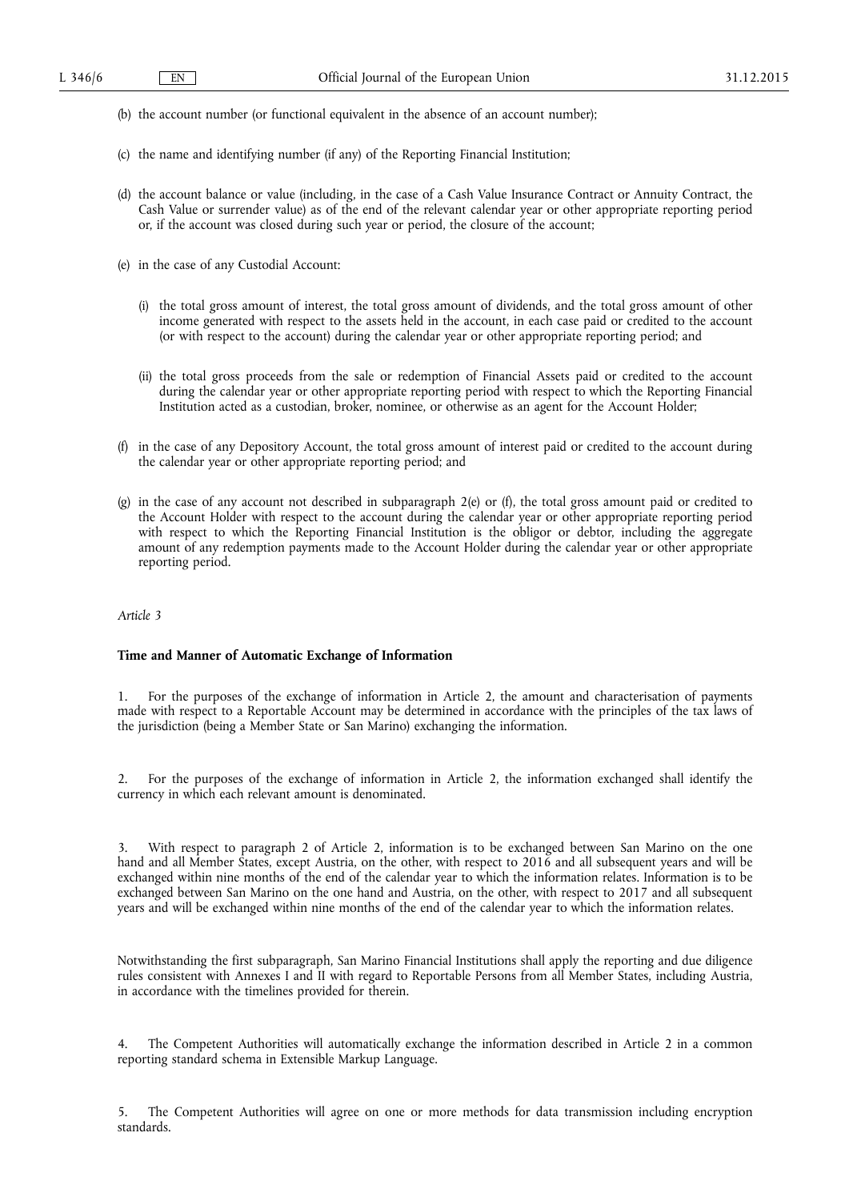(b) the account number (or functional equivalent in the absence of an account number);

(c) the name and identifying number (if any) of the Reporting Financial Institution;

(d) the account balance or value (including, in the case of a Cash Value Insurance Contract or Annuity Contract, the Cash Value or surrender value) as of the end of the relevant calendar year or other appropriate reporting period or, if the account was closed during such year or period, the closure of the account;

(e) in the case of any Custodial Account:

(i) the total gross amount of interest, the total gross amount of dividends, and the total gross amount of other income generated with respect to the assets held in the account, in each case paid or credited to the account (or with respect to the account) during the calendar year or other appropriate reporting period; and

(ii) the total gross proceeds from the sale or redemption of Financial Assets paid or credited to the account during the calendar year or other appropriate reporting period with respect to which the Reporting Financial Institution acted as a custodian, broker, nominee, or otherwise as an agent for the Account Holder;

(f) in the case of any Depository Account, the total gross amount of interest paid or credited to the account during the calendar year or other appropriate reporting period; and

(g) in the case of any account not described in subparagraph 2(e) or (f), the total gross amount paid or credited to the Account Holder with respect to the account during the calendar year or other appropriate reporting period with respect to which the Reporting Financial Institution is the obligor or debtor, including the aggregate amount of any redemption payments made to the Account Holder during the calendar year or other appropriate reporting period.

*Article 3*

**Time and Manner of Automatic Exchange of Information**

1. For the purposes of the exchange of information in Article 2, the amount and characterisation of payments made with respect to a Reportable Account may be determined in accordance with the principles of the tax laws of the jurisdiction (being a Member State or San Marino) exchanging the information.

2. For the purposes of the exchange of information in Article 2, the information exchanged shall identify the currency in which each relevant amount is denominated.

3. With respect to paragraph 2 of Article 2, information is to be exchanged between San Marino on the one hand and all Member States, except Austria, on the other, with respect to 2016 and all subsequent years and will be exchanged within nine months of the end of the calendar year to which the information relates. Information is to be exchanged between San Marino on the one hand and Austria, on the other, with respect to 2017 and all subsequent years and will be exchanged within nine months of the end of the calendar year to which the information relates.

Notwithstanding the first subparagraph, San Marino Financial Institutions shall apply the reporting and due diligence rules consistent with Annexes I and II with regard to Reportable Persons from all Member States, including Austria, in accordance with the timelines provided for therein.

4. The Competent Authorities will automatically exchange the information described in Article 2 in a common reporting standard schema in Extensible Markup Language.

5. The Competent Authorities will agree on one or more methods for data transmission including encryption standards.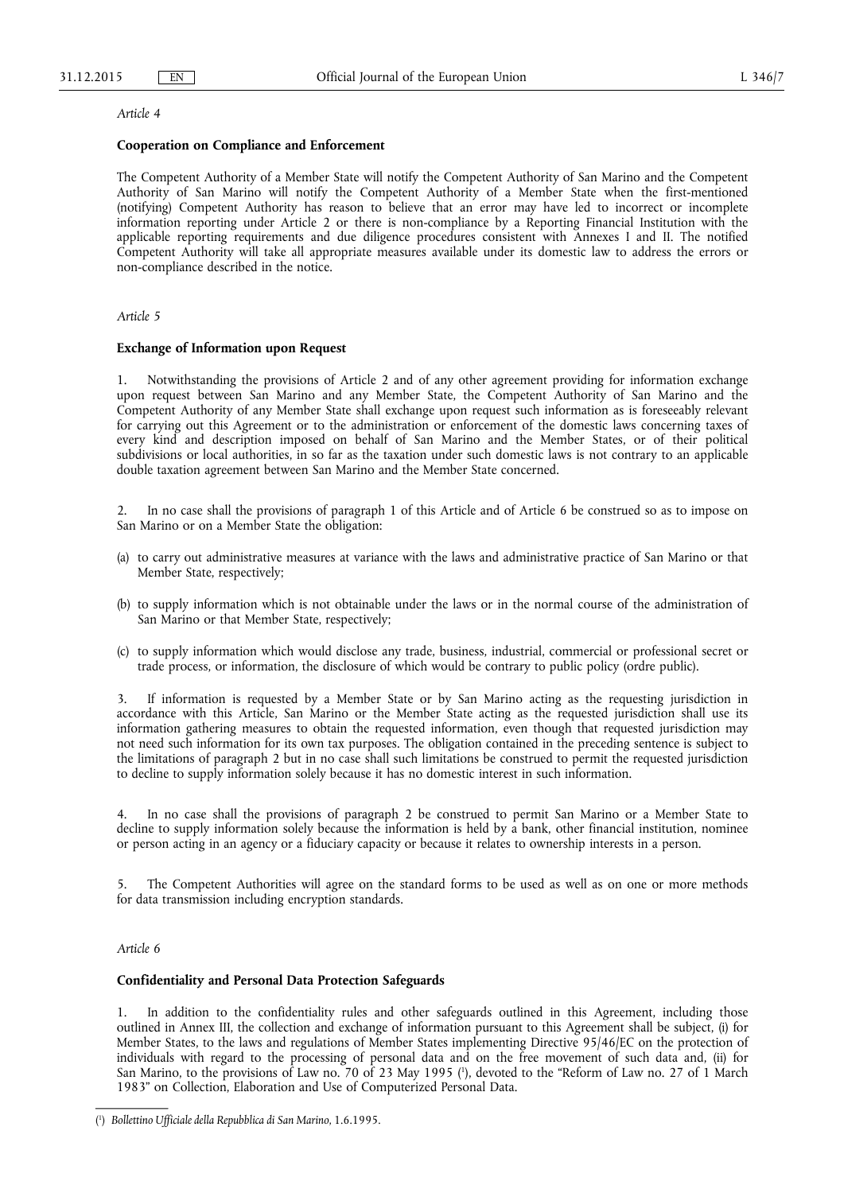*Article 4*

**Cooperation on Compliance and Enforcement**

The Competent Authority of a Member State will notify the Competent Authority of San Marino and the Competent Authority of San Marino will notify the Competent Authority of a Member State when the first-mentioned (notifying) Competent Authority has reason to believe that an error may have led to incorrect or incomplete information reporting under Article 2 or there is non-compliance by a Reporting Financial Institution with the applicable reporting requirements and due diligence procedures consistent with Annexes I and II. The notified Competent Authority will take all appropriate measures available under its domestic law to address the errors or non-compliance described in the notice.

*Article 5*

**Exchange of Information upon Request**

1. Notwithstanding the provisions of Article 2 and of any other agreement providing for information exchange upon request between San Marino and any Member State, the Competent Authority of San Marino and the Competent Authority of any Member State shall exchange upon request such information as is foreseeably relevant for carrying out this Agreement or to the administration or enforcement of the domestic laws concerning taxes of every kind and description imposed on behalf of San Marino and the Member States, or of their political subdivisions or local authorities, in so far as the taxation under such domestic laws is not contrary to an applicable double taxation agreement between San Marino and the Member State concerned.

2. In no case shall the provisions of paragraph 1 of this Article and of Article 6 be construed so as to impose on San Marino or on a Member State the obligation:

(a) to carry out administrative measures at variance with the laws and administrative practice of San Marino or that Member State, respectively;

(b) to supply information which is not obtainable under the laws or in the normal course of the administration of San Marino or that Member State, respectively;

(c) to supply information which would disclose any trade, business, industrial, commercial or professional secret or trade process, or information, the disclosure of which would be contrary to public policy (ordre public).

3. If information is requested by a Member State or by San Marino acting as the requesting jurisdiction in accordance with this Article, San Marino or the Member State acting as the requested jurisdiction shall use its information gathering measures to obtain the requested information, even though that requested jurisdiction may not need such information for its own tax purposes. The obligation contained in the preceding sentence is subject to the limitations of paragraph 2 but in no case shall such limitations be construed to permit the requested jurisdiction to decline to supply information solely because it has no domestic interest in such information.

4. In no case shall the provisions of paragraph 2 be construed to permit San Marino or a Member State to decline to supply information solely because the information is held by a bank, other financial institution, nominee or person acting in an agency or a fiduciary capacity or because it relates to ownership interests in a person.

5. The Competent Authorities will agree on the standard forms to be used as well as on one or more methods for data transmission including encryption standards.

*Article 6*

**Confidentiality and Personal Data Protection Safeguards**

1. In addition to the confidentiality rules and other safeguards outlined in this Agreement, including those outlined in Annex III, the collection and exchange of information pursuant to this Agreement shall be subject, (i) for Member States, to the laws and regulations of Member States implementing Directive 95/46/EC on the protection of individuals with regard to the processing of personal data and on the free movement of such data and, (ii) for San Marino, to the provisions of Law no. 70 of 23 May 1995 [1], devoted to the "Reform of Law no. 27 of 1 March 1983" on Collection, Elaboration and Use of Computerized Personal Data.

---

[1] *Bollettino Ufficiale della Repubblica di San Marino*, 1.6.1995.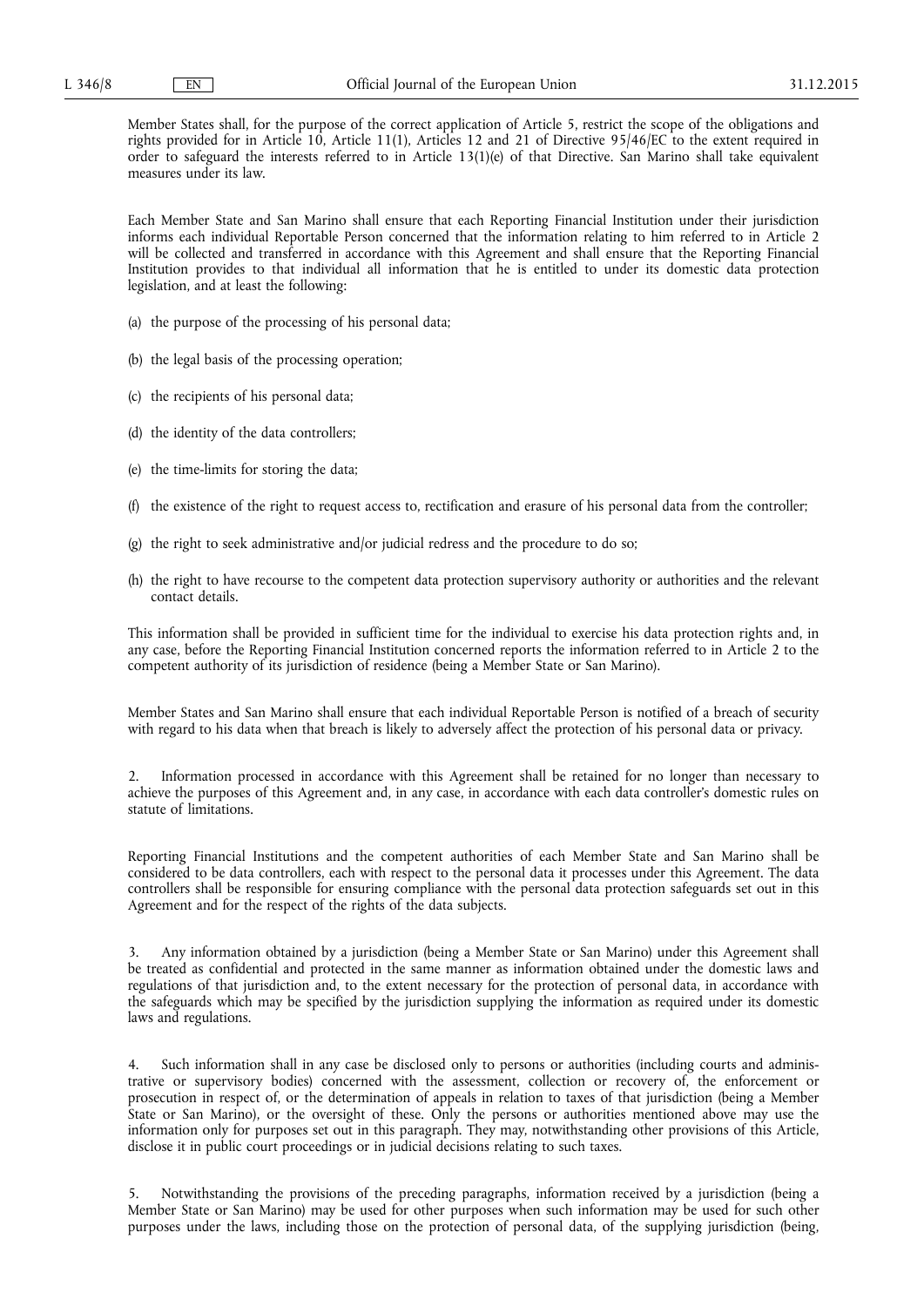Member States shall, for the purpose of the correct application of Article 5, restrict the scope of the obligations and rights provided for in Article 10, Article 11(1), Articles 12 and 21 of Directive 95/46/EC to the extent required in order to safeguard the interests referred to in Article 13(1)(e) of that Directive. San Marino shall take equivalent measures under its law.

Each Member State and San Marino shall ensure that each Reporting Financial Institution under their jurisdiction informs each individual Reportable Person concerned that the information relating to him referred to in Article 2 will be collected and transferred in accordance with this Agreement and shall ensure that the Reporting Financial Institution provides to that individual all information that he is entitled to under its domestic data protection legislation, and at least the following:

(a) the purpose of the processing of his personal data;

(b) the legal basis of the processing operation;

(c) the recipients of his personal data;

(d) the identity of the data controllers;

(e) the time-limits for storing the data;

(f) the existence of the right to request access to, rectification and erasure of his personal data from the controller;

(g) the right to seek administrative and/or judicial redress and the procedure to do so;

(h) the right to have recourse to the competent data protection supervisory authority or authorities and the relevant contact details.

This information shall be provided in sufficient time for the individual to exercise his data protection rights and, in any case, before the Reporting Financial Institution concerned reports the information referred to in Article 2 to the competent authority of its jurisdiction of residence (being a Member State or San Marino).

Member States and San Marino shall ensure that each individual Reportable Person is notified of a breach of security with regard to his data when that breach is likely to adversely affect the protection of his personal data or privacy.

2. Information processed in accordance with this Agreement shall be retained for no longer than necessary to achieve the purposes of this Agreement and, in any case, in accordance with each data controller's domestic rules on statute of limitations.

Reporting Financial Institutions and the competent authorities of each Member State and San Marino shall be considered to be data controllers, each with respect to the personal data it processes under this Agreement. The data controllers shall be responsible for ensuring compliance with the personal data protection safeguards set out in this Agreement and for the respect of the rights of the data subjects.

3. Any information obtained by a jurisdiction (being a Member State or San Marino) under this Agreement shall be treated as confidential and protected in the same manner as information obtained under the domestic laws and regulations of that jurisdiction and, to the extent necessary for the protection of personal data, in accordance with the safeguards which may be specified by the jurisdiction supplying the information as required under its domestic laws and regulations.

4. Such information shall in any case be disclosed only to persons or authorities (including courts and administrative or supervisory bodies) concerned with the assessment, collection or recovery of, the enforcement or prosecution in respect of, or the determination of appeals in relation to taxes of that jurisdiction (being a Member State or San Marino), or the oversight of these. Only the persons or authorities mentioned above may use the information only for purposes set out in this paragraph. They may, notwithstanding other provisions of this Article, disclose it in public court proceedings or in judicial decisions relating to such taxes.

5. Notwithstanding the provisions of the preceding paragraphs, information received by a jurisdiction (being a Member State or San Marino) may be used for other purposes when such information may be used for such other purposes under the laws, including those on the protection of personal data, of the supplying jurisdiction (being,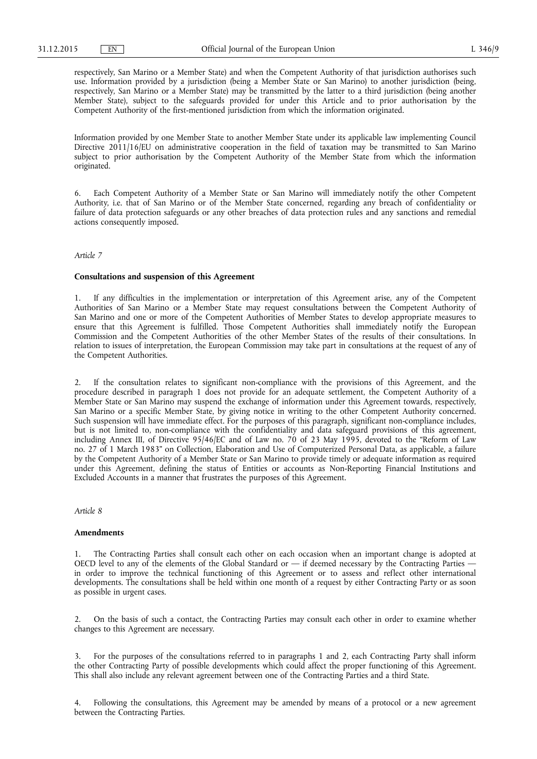respectively, San Marino or a Member State) and when the Competent Authority of that jurisdiction authorises such use. Information provided by a jurisdiction (being a Member State or San Marino) to another jurisdiction (being, respectively, San Marino or a Member State) may be transmitted by the latter to a third jurisdiction (being another Member State), subject to the safeguards provided for under this Article and to prior authorisation by the Competent Authority of the first-mentioned jurisdiction from which the information originated.

Information provided by one Member State to another Member State under its applicable law implementing Council Directive 2011/16/EU on administrative cooperation in the field of taxation may be transmitted to San Marino subject to prior authorisation by the Competent Authority of the Member State from which the information originated.

6. Each Competent Authority of a Member State or San Marino will immediately notify the other Competent Authority, i.e. that of San Marino or of the Member State concerned, regarding any breach of confidentiality or failure of data protection safeguards or any other breaches of data protection rules and any sanctions and remedial actions consequently imposed.

*Article 7*

**Consultations and suspension of this Agreement**

1. If any difficulties in the implementation or interpretation of this Agreement arise, any of the Competent Authorities of San Marino or a Member State may request consultations between the Competent Authority of San Marino and one or more of the Competent Authorities of Member States to develop appropriate measures to ensure that this Agreement is fulfilled. Those Competent Authorities shall immediately notify the European Commission and the Competent Authorities of the other Member States of the results of their consultations. In relation to issues of interpretation, the European Commission may take part in consultations at the request of any of the Competent Authorities.

2. If the consultation relates to significant non-compliance with the provisions of this Agreement, and the procedure described in paragraph 1 does not provide for an adequate settlement, the Competent Authority of a Member State or San Marino may suspend the exchange of information under this Agreement towards, respectively, San Marino or a specific Member State, by giving notice in writing to the other Competent Authority concerned. Such suspension will have immediate effect. For the purposes of this paragraph, significant non-compliance includes, but is not limited to, non-compliance with the confidentiality and data safeguard provisions of this agreement, including Annex III, of Directive 95/46/EC and of Law no. 70 of 23 May 1995, devoted to the "Reform of Law no. 27 of 1 March 1983" on Collection, Elaboration and Use of Computerized Personal Data, as applicable, a failure by the Competent Authority of a Member State or San Marino to provide timely or adequate information as required under this Agreement, defining the status of Entities or accounts as Non-Reporting Financial Institutions and Excluded Accounts in a manner that frustrates the purposes of this Agreement.

*Article 8*

**Amendments**

1. The Contracting Parties shall consult each other on each occasion when an important change is adopted at OECD level to any of the elements of the Global Standard or — if deemed necessary by the Contracting Parties — in order to improve the technical functioning of this Agreement or to assess and reflect other international developments. The consultations shall be held within one month of a request by either Contracting Party or as soon as possible in urgent cases.

2. On the basis of such a contact, the Contracting Parties may consult each other in order to examine whether changes to this Agreement are necessary.

3. For the purposes of the consultations referred to in paragraphs 1 and 2, each Contracting Party shall inform the other Contracting Party of possible developments which could affect the proper functioning of this Agreement. This shall also include any relevant agreement between one of the Contracting Parties and a third State.

4. Following the consultations, this Agreement may be amended by means of a protocol or a new agreement between the Contracting Parties.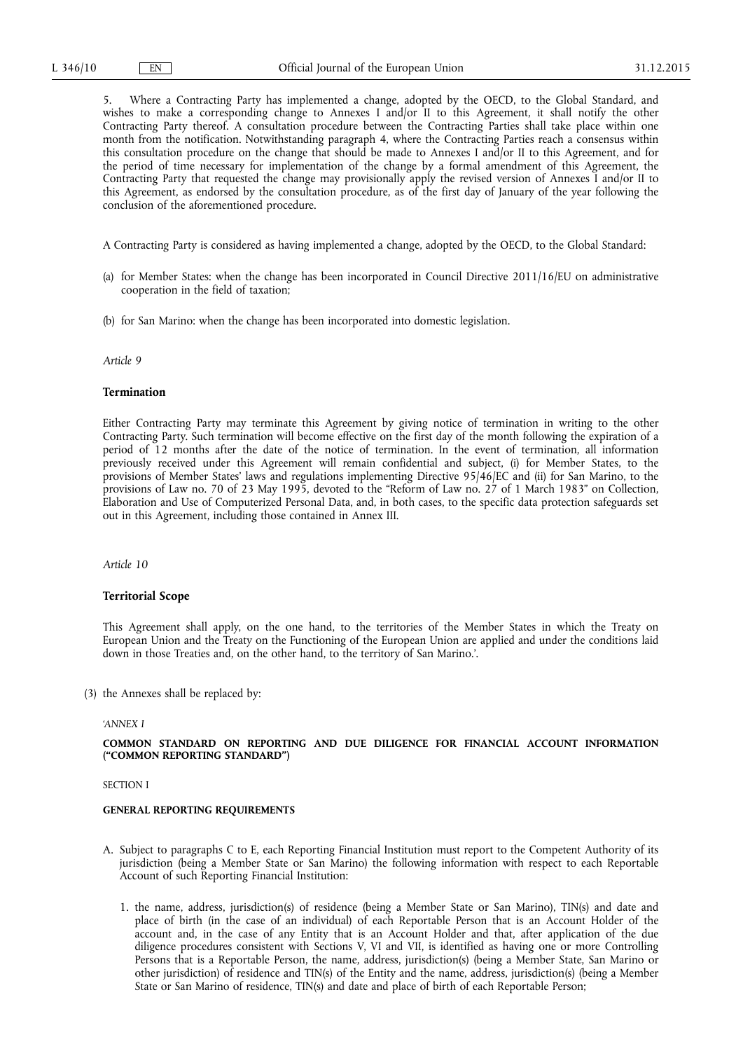5. Where a Contracting Party has implemented a change, adopted by the OECD, to the Global Standard, and wishes to make a corresponding change to Annexes I and/or II to this Agreement, it shall notify the other Contracting Party thereof. A consultation procedure between the Contracting Parties shall take place within one month from the notification. Notwithstanding paragraph 4, where the Contracting Parties reach a consensus within this consultation procedure on the change that should be made to Annexes I and/or II to this Agreement, and for the period of time necessary for implementation of the change by a formal amendment of this Agreement, the Contracting Party that requested the change may provisionally apply the revised version of Annexes I and/or II to this Agreement, as endorsed by the consultation procedure, as of the first day of January of the year following the conclusion of the aforementioned procedure.

A Contracting Party is considered as having implemented a change, adopted by the OECD, to the Global Standard:

(a) for Member States: when the change has been incorporated in Council Directive 2011/16/EU on administrative cooperation in the field of taxation;

(b) for San Marino: when the change has been incorporated into domestic legislation.

*Article 9*

**Termination**

Either Contracting Party may terminate this Agreement by giving notice of termination in writing to the other Contracting Party. Such termination will become effective on the first day of the month following the expiration of a period of 12 months after the date of the notice of termination. In the event of termination, all information previously received under this Agreement will remain confidential and subject, (i) for Member States, to the provisions of Member States' laws and regulations implementing Directive 95/46/EC and (ii) for San Marino, to the provisions of Law no. 70 of 23 May 1995, devoted to the "Reform of Law no. 27 of 1 March 1983" on Collection, Elaboration and Use of Computerized Personal Data, and, in both cases, to the specific data protection safeguards set out in this Agreement, including those contained in Annex III.

*Article 10*

**Territorial Scope**

This Agreement shall apply, on the one hand, to the territories of the Member States in which the Treaty on European Union and the Treaty on the Functioning of the European Union are applied and under the conditions laid down in those Treaties and, on the other hand, to the territory of San Marino.'.

(3) the Annexes shall be replaced by:

*'ANNEX I*

**COMMON STANDARD ON REPORTING AND DUE DILIGENCE FOR FINANCIAL ACCOUNT INFORMATION ("COMMON REPORTING STANDARD")**

SECTION I

**GENERAL REPORTING REQUIREMENTS**

A. Subject to paragraphs C to E, each Reporting Financial Institution must report to the Competent Authority of its jurisdiction (being a Member State or San Marino) the following information with respect to each Reportable Account of such Reporting Financial Institution:

1. the name, address, jurisdiction(s) of residence (being a Member State or San Marino), TIN(s) and date and place of birth (in the case of an individual) of each Reportable Person that is an Account Holder of the account and, in the case of any Entity that is an Account Holder and that, after application of the due diligence procedures consistent with Sections V, VI and VII, is identified as having one or more Controlling Persons that is a Reportable Person, the name, address, jurisdiction(s) (being a Member State, San Marino or other jurisdiction) of residence and TIN(s) of the Entity and the name, address, jurisdiction(s) (being a Member State or San Marino of residence, TIN(s) and date and place of birth of each Reportable Person;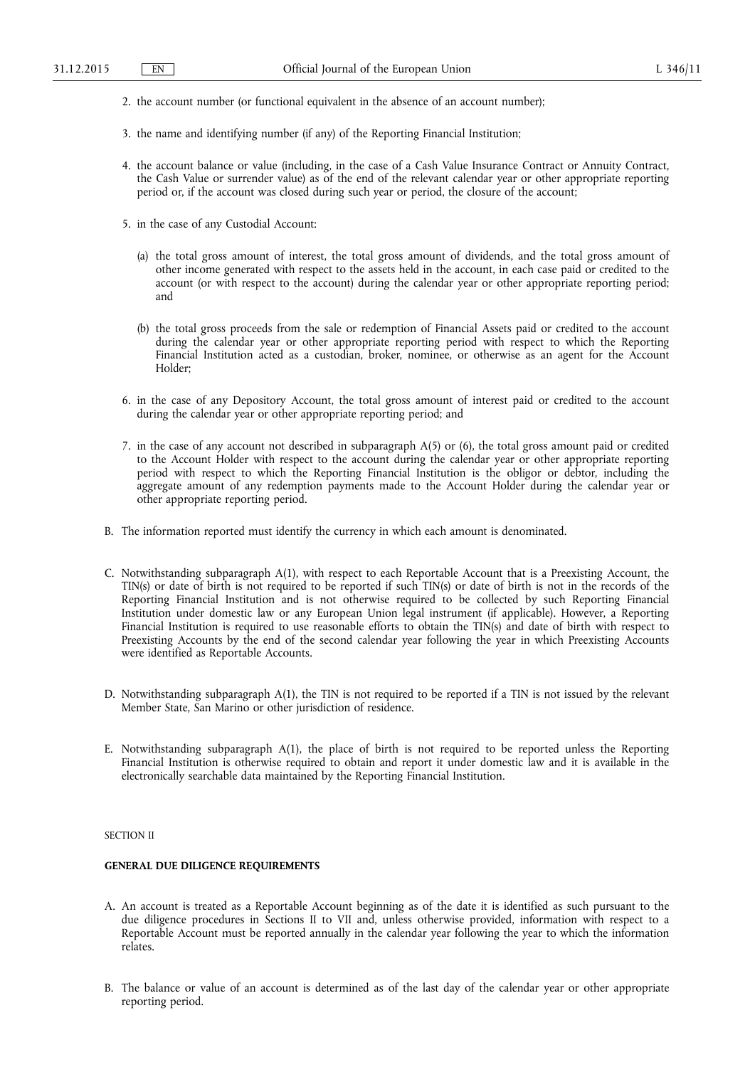2. the account number (or functional equivalent in the absence of an account number);

3. the name and identifying number (if any) of the Reporting Financial Institution;

4. the account balance or value (including, in the case of a Cash Value Insurance Contract or Annuity Contract, the Cash Value or surrender value) as of the end of the relevant calendar year or other appropriate reporting period or, if the account was closed during such year or period, the closure of the account;

5. in the case of any Custodial Account:

   (a) the total gross amount of interest, the total gross amount of dividends, and the total gross amount of other income generated with respect to the assets held in the account, in each case paid or credited to the account (or with respect to the account) during the calendar year or other appropriate reporting period; and

   (b) the total gross proceeds from the sale or redemption of Financial Assets paid or credited to the account during the calendar year or other appropriate reporting period with respect to which the Reporting Financial Institution acted as a custodian, broker, nominee, or otherwise as an agent for the Account Holder;

6. in the case of any Depository Account, the total gross amount of interest paid or credited to the account during the calendar year or other appropriate reporting period; and

7. in the case of any account not described in subparagraph A(5) or (6), the total gross amount paid or credited to the Account Holder with respect to the account during the calendar year or other appropriate reporting period with respect to which the Reporting Financial Institution is the obligor or debtor, including the aggregate amount of any redemption payments made to the Account Holder during the calendar year or other appropriate reporting period.

B. The information reported must identify the currency in which each amount is denominated.

C. Notwithstanding subparagraph A(1), with respect to each Reportable Account that is a Preexisting Account, the TIN(s) or date of birth is not required to be reported if such TIN(s) or date of birth is not in the records of the Reporting Financial Institution and is not otherwise required to be collected by such Reporting Financial Institution under domestic law or any European Union legal instrument (if applicable). However, a Reporting Financial Institution is required to use reasonable efforts to obtain the TIN(s) and date of birth with respect to Preexisting Accounts by the end of the second calendar year following the year in which Preexisting Accounts were identified as Reportable Accounts.

D. Notwithstanding subparagraph A(1), the TIN is not required to be reported if a TIN is not issued by the relevant Member State, San Marino or other jurisdiction of residence.

E. Notwithstanding subparagraph A(1), the place of birth is not required to be reported unless the Reporting Financial Institution is otherwise required to obtain and report it under domestic law and it is available in the electronically searchable data maintained by the Reporting Financial Institution.

SECTION II

**GENERAL DUE DILIGENCE REQUIREMENTS**

A. An account is treated as a Reportable Account beginning as of the date it is identified as such pursuant to the due diligence procedures in Sections II to VII and, unless otherwise provided, information with respect to a Reportable Account must be reported annually in the calendar year following the year to which the information relates.

B. The balance or value of an account is determined as of the last day of the calendar year or other appropriate reporting period.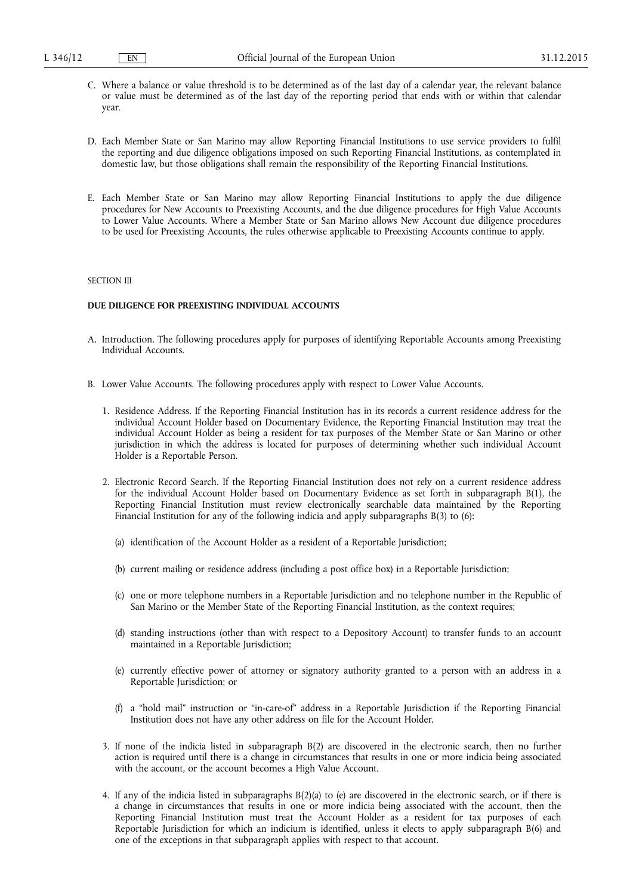C. Where a balance or value threshold is to be determined as of the last day of a calendar year, the relevant balance or value must be determined as of the last day of the reporting period that ends with or within that calendar year.

D. Each Member State or San Marino may allow Reporting Financial Institutions to use service providers to fulfil the reporting and due diligence obligations imposed on such Reporting Financial Institutions, as contemplated in domestic law, but those obligations shall remain the responsibility of the Reporting Financial Institutions.

E. Each Member State or San Marino may allow Reporting Financial Institutions to apply the due diligence procedures for New Accounts to Preexisting Accounts, and the due diligence procedures for High Value Accounts to Lower Value Accounts. Where a Member State or San Marino allows New Account due diligence procedures to be used for Preexisting Accounts, the rules otherwise applicable to Preexisting Accounts continue to apply.

SECTION III

**DUE DILIGENCE FOR PREEXISTING INDIVIDUAL ACCOUNTS**

A. Introduction. The following procedures apply for purposes of identifying Reportable Accounts among Preexisting Individual Accounts.

B. Lower Value Accounts. The following procedures apply with respect to Lower Value Accounts.

1. Residence Address. If the Reporting Financial Institution has in its records a current residence address for the individual Account Holder based on Documentary Evidence, the Reporting Financial Institution may treat the individual Account Holder as being a resident for tax purposes of the Member State or San Marino or other jurisdiction in which the address is located for purposes of determining whether such individual Account Holder is a Reportable Person.

2. Electronic Record Search. If the Reporting Financial Institution does not rely on a current residence address for the individual Account Holder based on Documentary Evidence as set forth in subparagraph B(1), the Reporting Financial Institution must review electronically searchable data maintained by the Reporting Financial Institution for any of the following indicia and apply subparagraphs B(3) to (6):

   (a) identification of the Account Holder as a resident of a Reportable Jurisdiction;

   (b) current mailing or residence address (including a post office box) in a Reportable Jurisdiction;

   (c) one or more telephone numbers in a Reportable Jurisdiction and no telephone number in the Republic of San Marino or the Member State of the Reporting Financial Institution, as the context requires;

   (d) standing instructions (other than with respect to a Depository Account) to transfer funds to an account maintained in a Reportable Jurisdiction;

   (e) currently effective power of attorney or signatory authority granted to a person with an address in a Reportable Jurisdiction; or

   (f) a "hold mail" instruction or "in-care-of" address in a Reportable Jurisdiction if the Reporting Financial Institution does not have any other address on file for the Account Holder.

3. If none of the indicia listed in subparagraph B(2) are discovered in the electronic search, then no further action is required until there is a change in circumstances that results in one or more indicia being associated with the account, or the account becomes a High Value Account.

4. If any of the indicia listed in subparagraphs B(2)(a) to (e) are discovered in the electronic search, or if there is a change in circumstances that results in one or more indicia being associated with the account, then the Reporting Financial Institution must treat the Account Holder as a resident for tax purposes of each Reportable Jurisdiction for which an indicium is identified, unless it elects to apply subparagraph B(6) and one of the exceptions in that subparagraph applies with respect to that account.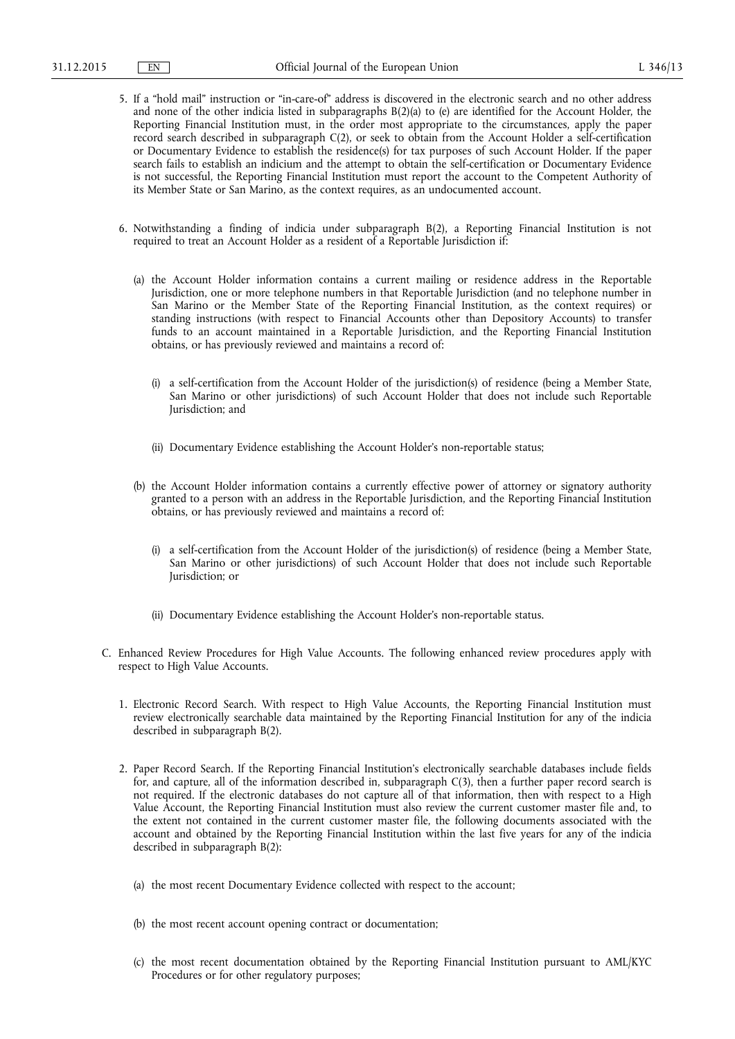5. If a "hold mail" instruction or "in-care-of" address is discovered in the electronic search and no other address and none of the other indicia listed in subparagraphs B(2)(a) to (e) are identified for the Account Holder, the Reporting Financial Institution must, in the order most appropriate to the circumstances, apply the paper record search described in subparagraph C(2), or seek to obtain from the Account Holder a self-certification or Documentary Evidence to establish the residence(s) for tax purposes of such Account Holder. If the paper search fails to establish an indicium and the attempt to obtain the self-certification or Documentary Evidence is not successful, the Reporting Financial Institution must report the account to the Competent Authority of its Member State or San Marino, as the context requires, as an undocumented account.

6. Notwithstanding a finding of indicia under subparagraph B(2), a Reporting Financial Institution is not required to treat an Account Holder as a resident of a Reportable Jurisdiction if:

   (a) the Account Holder information contains a current mailing or residence address in the Reportable Jurisdiction, one or more telephone numbers in that Reportable Jurisdiction (and no telephone number in San Marino or the Member State of the Reporting Financial Institution, as the context requires) or standing instructions (with respect to Financial Accounts other than Depository Accounts) to transfer funds to an account maintained in a Reportable Jurisdiction, and the Reporting Financial Institution obtains, or has previously reviewed and maintains a record of:

      (i) a self-certification from the Account Holder of the jurisdiction(s) of residence (being a Member State, San Marino or other jurisdictions) of such Account Holder that does not include such Reportable Jurisdiction; and

      (ii) Documentary Evidence establishing the Account Holder's non-reportable status;

   (b) the Account Holder information contains a currently effective power of attorney or signatory authority granted to a person with an address in the Reportable Jurisdiction, and the Reporting Financial Institution obtains, or has previously reviewed and maintains a record of:

      (i) a self-certification from the Account Holder of the jurisdiction(s) of residence (being a Member State, San Marino or other jurisdictions) of such Account Holder that does not include such Reportable Jurisdiction; or

      (ii) Documentary Evidence establishing the Account Holder's non-reportable status.

C. Enhanced Review Procedures for High Value Accounts. The following enhanced review procedures apply with respect to High Value Accounts.

1. Electronic Record Search. With respect to High Value Accounts, the Reporting Financial Institution must review electronically searchable data maintained by the Reporting Financial Institution for any of the indicia described in subparagraph B(2).

2. Paper Record Search. If the Reporting Financial Institution's electronically searchable databases include fields for, and capture, all of the information described in, subparagraph C(3), then a further paper record search is not required. If the electronic databases do not capture all of that information, then with respect to a High Value Account, the Reporting Financial Institution must also review the current customer master file and, to the extent not contained in the current customer master file, the following documents associated with the account and obtained by the Reporting Financial Institution within the last five years for any of the indicia described in subparagraph B(2):

   (a) the most recent Documentary Evidence collected with respect to the account;

   (b) the most recent account opening contract or documentation;

   (c) the most recent documentation obtained by the Reporting Financial Institution pursuant to AML/KYC Procedures or for other regulatory purposes;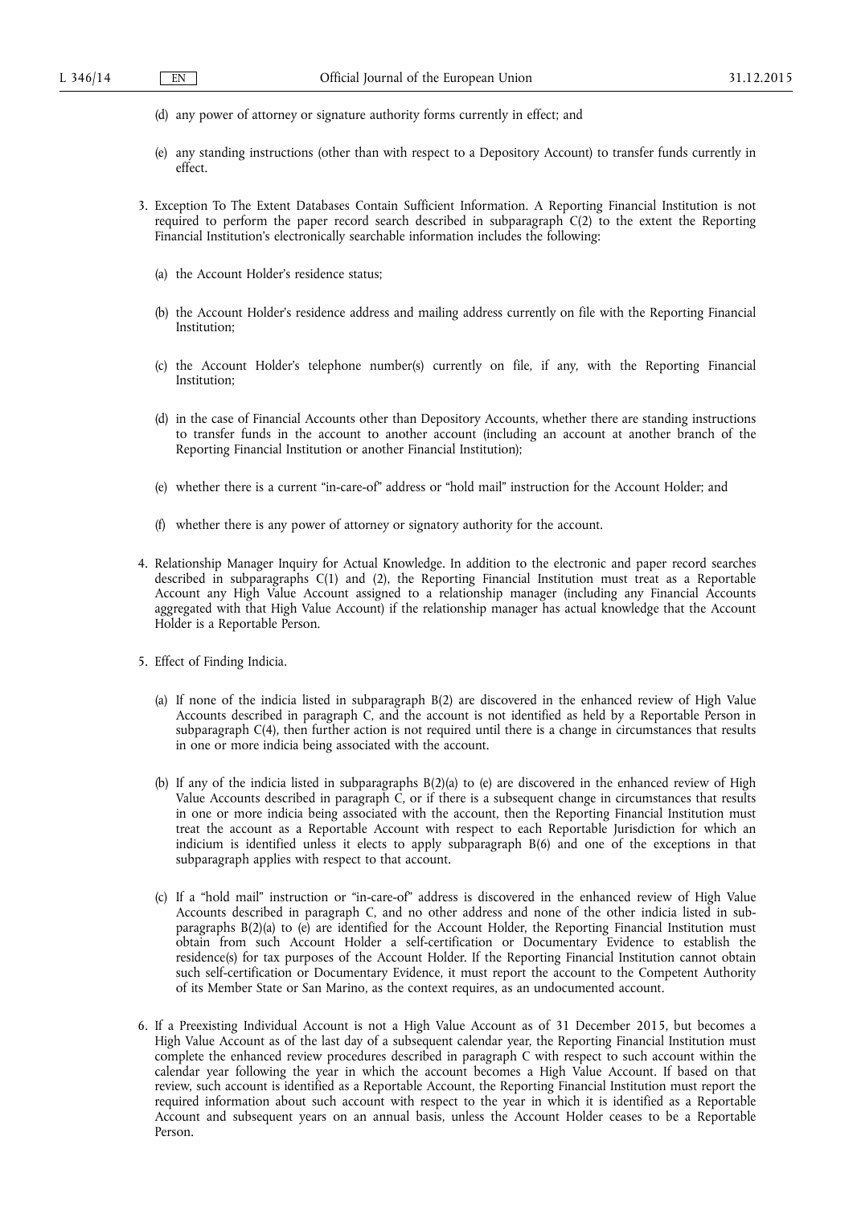(d) any power of attorney or signature authority forms currently in effect; and

(e) any standing instructions (other than with respect to a Depository Account) to transfer funds currently in effect.

3. Exception To The Extent Databases Contain Sufficient Information. A Reporting Financial Institution is not required to perform the paper record search described in subparagraph C(2) to the extent the Reporting Financial Institution's electronically searchable information includes the following:

   (a) the Account Holder's residence status;

   (b) the Account Holder's residence address and mailing address currently on file with the Reporting Financial Institution;

   (c) the Account Holder's telephone number(s) currently on file, if any, with the Reporting Financial Institution;

   (d) in the case of Financial Accounts other than Depository Accounts, whether there are standing instructions to transfer funds in the account to another account (including an account at another branch of the Reporting Financial Institution or another Financial Institution);

   (e) whether there is a current "in-care-of" address or "hold mail" instruction for the Account Holder; and

   (f) whether there is any power of attorney or signatory authority for the account.

4. Relationship Manager Inquiry for Actual Knowledge. In addition to the electronic and paper record searches described in subparagraphs C(1) and (2), the Reporting Financial Institution must treat as a Reportable Account any High Value Account assigned to a relationship manager (including any Financial Accounts aggregated with that High Value Account) if the relationship manager has actual knowledge that the Account Holder is a Reportable Person.

5. Effect of Finding Indicia.

   (a) If none of the indicia listed in subparagraph B(2) are discovered in the enhanced review of High Value Accounts described in paragraph C, and the account is not identified as held by a Reportable Person in subparagraph C(4), then further action is not required until there is a change in circumstances that results in one or more indicia being associated with the account.

   (b) If any of the indicia listed in subparagraphs B(2)(a) to (e) are discovered in the enhanced review of High Value Accounts described in paragraph C, or if there is a subsequent change in circumstances that results in one or more indicia being associated with the account, then the Reporting Financial Institution must treat the account as a Reportable Account with respect to each Reportable Jurisdiction for which an indicium is identified unless it elects to apply subparagraph B(6) and one of the exceptions in that subparagraph applies with respect to that account.

   (c) If a "hold mail" instruction or "in-care-of" address is discovered in the enhanced review of High Value Accounts described in paragraph C, and no other address and none of the other indicia listed in subparagraphs B(2)(a) to (e) are identified for the Account Holder, the Reporting Financial Institution must obtain from such Account Holder a self-certification or Documentary Evidence to establish the residence(s) for tax purposes of the Account Holder. If the Reporting Financial Institution cannot obtain such self-certification or Documentary Evidence, it must report the account to the Competent Authority of its Member State or San Marino, as the context requires, as an undocumented account.

6. If a Preexisting Individual Account is not a High Value Account as of 31 December 2015, but becomes a High Value Account as of the last day of a subsequent calendar year, the Reporting Financial Institution must complete the enhanced review procedures described in paragraph C with respect to such account within the calendar year following the year in which the account becomes a High Value Account. If based on that review, such account is identified as a Reportable Account, the Reporting Financial Institution must report the required information about such account with respect to the year in which it is identified as a Reportable Account and subsequent years on an annual basis, unless the Account Holder ceases to be a Reportable Person.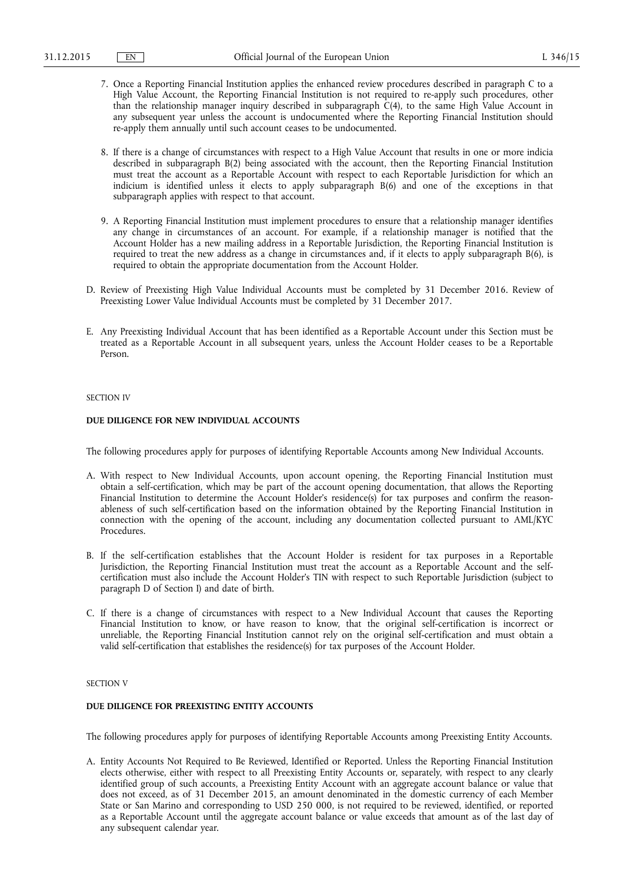7. Once a Reporting Financial Institution applies the enhanced review procedures described in paragraph C to a High Value Account, the Reporting Financial Institution is not required to re-apply such procedures, other than the relationship manager inquiry described in subparagraph C(4), to the same High Value Account in any subsequent year unless the account is undocumented where the Reporting Financial Institution should re-apply them annually until such account ceases to be undocumented.

8. If there is a change of circumstances with respect to a High Value Account that results in one or more indicia described in subparagraph B(2) being associated with the account, then the Reporting Financial Institution must treat the account as a Reportable Account with respect to each Reportable Jurisdiction for which an indicium is identified unless it elects to apply subparagraph B(6) and one of the exceptions in that subparagraph applies with respect to that account.

9. A Reporting Financial Institution must implement procedures to ensure that a relationship manager identifies any change in circumstances of an account. For example, if a relationship manager is notified that the Account Holder has a new mailing address in a Reportable Jurisdiction, the Reporting Financial Institution is required to treat the new address as a change in circumstances and, if it elects to apply subparagraph B(6), is required to obtain the appropriate documentation from the Account Holder.

D. Review of Preexisting High Value Individual Accounts must be completed by 31 December 2016. Review of Preexisting Lower Value Individual Accounts must be completed by 31 December 2017.

E. Any Preexisting Individual Account that has been identified as a Reportable Account under this Section must be treated as a Reportable Account in all subsequent years, unless the Account Holder ceases to be a Reportable Person.

SECTION IV

**DUE DILIGENCE FOR NEW INDIVIDUAL ACCOUNTS**

The following procedures apply for purposes of identifying Reportable Accounts among New Individual Accounts.

A. With respect to New Individual Accounts, upon account opening, the Reporting Financial Institution must obtain a self-certification, which may be part of the account opening documentation, that allows the Reporting Financial Institution to determine the Account Holder's residence(s) for tax purposes and confirm the reasonableness of such self-certification based on the information obtained by the Reporting Financial Institution in connection with the opening of the account, including any documentation collected pursuant to AML/KYC Procedures.

B. If the self-certification establishes that the Account Holder is resident for tax purposes in a Reportable Jurisdiction, the Reporting Financial Institution must treat the account as a Reportable Account and the self-certification must also include the Account Holder's TIN with respect to such Reportable Jurisdiction (subject to paragraph D of Section I) and date of birth.

C. If there is a change of circumstances with respect to a New Individual Account that causes the Reporting Financial Institution to know, or have reason to know, that the original self-certification is incorrect or unreliable, the Reporting Financial Institution cannot rely on the original self-certification and must obtain a valid self-certification that establishes the residence(s) for tax purposes of the Account Holder.

SECTION V

**DUE DILIGENCE FOR PREEXISTING ENTITY ACCOUNTS**

The following procedures apply for purposes of identifying Reportable Accounts among Preexisting Entity Accounts.

A. Entity Accounts Not Required to Be Reviewed, Identified or Reported. Unless the Reporting Financial Institution elects otherwise, either with respect to all Preexisting Entity Accounts or, separately, with respect to any clearly identified group of such accounts, a Preexisting Entity Account with an aggregate account balance or value that does not exceed, as of 31 December 2015, an amount denominated in the domestic currency of each Member State or San Marino and corresponding to USD 250 000, is not required to be reviewed, identified, or reported as a Reportable Account until the aggregate account balance or value exceeds that amount as of the last day of any subsequent calendar year.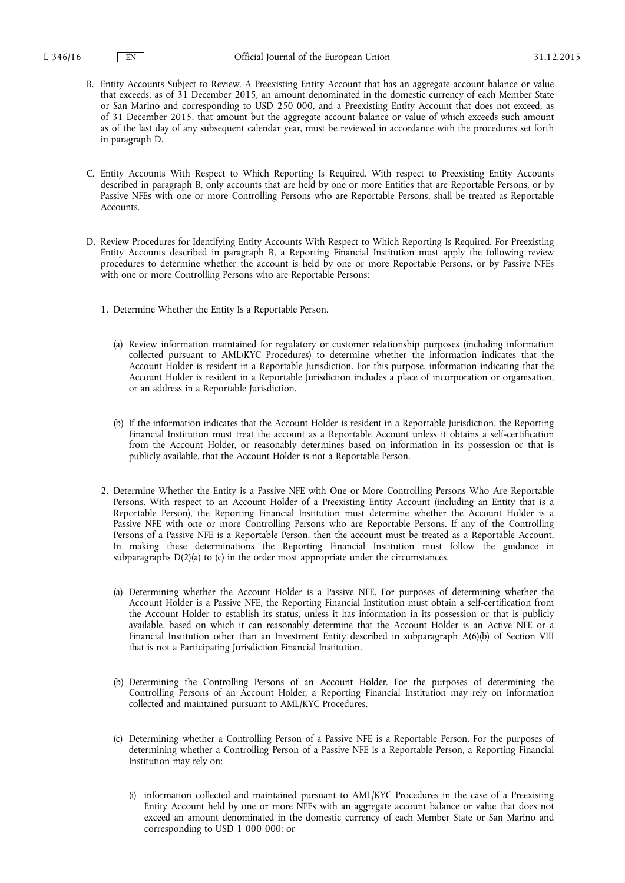B. Entity Accounts Subject to Review. A Preexisting Entity Account that has an aggregate account balance or value that exceeds, as of 31 December 2015, an amount denominated in the domestic currency of each Member State or San Marino and corresponding to USD 250 000, and a Preexisting Entity Account that does not exceed, as of 31 December 2015, that amount but the aggregate account balance or value of which exceeds such amount as of the last day of any subsequent calendar year, must be reviewed in accordance with the procedures set forth in paragraph D.

C. Entity Accounts With Respect to Which Reporting Is Required. With respect to Preexisting Entity Accounts described in paragraph B, only accounts that are held by one or more Entities that are Reportable Persons, or by Passive NFEs with one or more Controlling Persons who are Reportable Persons, shall be treated as Reportable Accounts.

D. Review Procedures for Identifying Entity Accounts With Respect to Which Reporting Is Required. For Preexisting Entity Accounts described in paragraph B, a Reporting Financial Institution must apply the following review procedures to determine whether the account is held by one or more Reportable Persons, or by Passive NFEs with one or more Controlling Persons who are Reportable Persons:

1. Determine Whether the Entity Is a Reportable Person.

   (a) Review information maintained for regulatory or customer relationship purposes (including information collected pursuant to AML/KYC Procedures) to determine whether the information indicates that the Account Holder is resident in a Reportable Jurisdiction. For this purpose, information indicating that the Account Holder is resident in a Reportable Jurisdiction includes a place of incorporation or organisation, or an address in a Reportable Jurisdiction.

   (b) If the information indicates that the Account Holder is resident in a Reportable Jurisdiction, the Reporting Financial Institution must treat the account as a Reportable Account unless it obtains a self-certification from the Account Holder, or reasonably determines based on information in its possession or that is publicly available, that the Account Holder is not a Reportable Person.

2. Determine Whether the Entity is a Passive NFE with One or More Controlling Persons Who Are Reportable Persons. With respect to an Account Holder of a Preexisting Entity Account (including an Entity that is a Reportable Person), the Reporting Financial Institution must determine whether the Account Holder is a Passive NFE with one or more Controlling Persons who are Reportable Persons. If any of the Controlling Persons of a Passive NFE is a Reportable Person, then the account must be treated as a Reportable Account. In making these determinations the Reporting Financial Institution must follow the guidance in subparagraphs D(2)(a) to (c) in the order most appropriate under the circumstances.

   (a) Determining whether the Account Holder is a Passive NFE. For purposes of determining whether the Account Holder is a Passive NFE, the Reporting Financial Institution must obtain a self-certification from the Account Holder to establish its status, unless it has information in its possession or that is publicly available, based on which it can reasonably determine that the Account Holder is an Active NFE or a Financial Institution other than an Investment Entity described in subparagraph A(6)(b) of Section VIII that is not a Participating Jurisdiction Financial Institution.

   (b) Determining the Controlling Persons of an Account Holder. For the purposes of determining the Controlling Persons of an Account Holder, a Reporting Financial Institution may rely on information collected and maintained pursuant to AML/KYC Procedures.

   (c) Determining whether a Controlling Person of a Passive NFE is a Reportable Person. For the purposes of determining whether a Controlling Person of a Passive NFE is a Reportable Person, a Reporting Financial Institution may rely on:

      (i) information collected and maintained pursuant to AML/KYC Procedures in the case of a Preexisting Entity Account held by one or more NFEs with an aggregate account balance or value that does not exceed an amount denominated in the domestic currency of each Member State or San Marino and corresponding to USD 1 000 000; or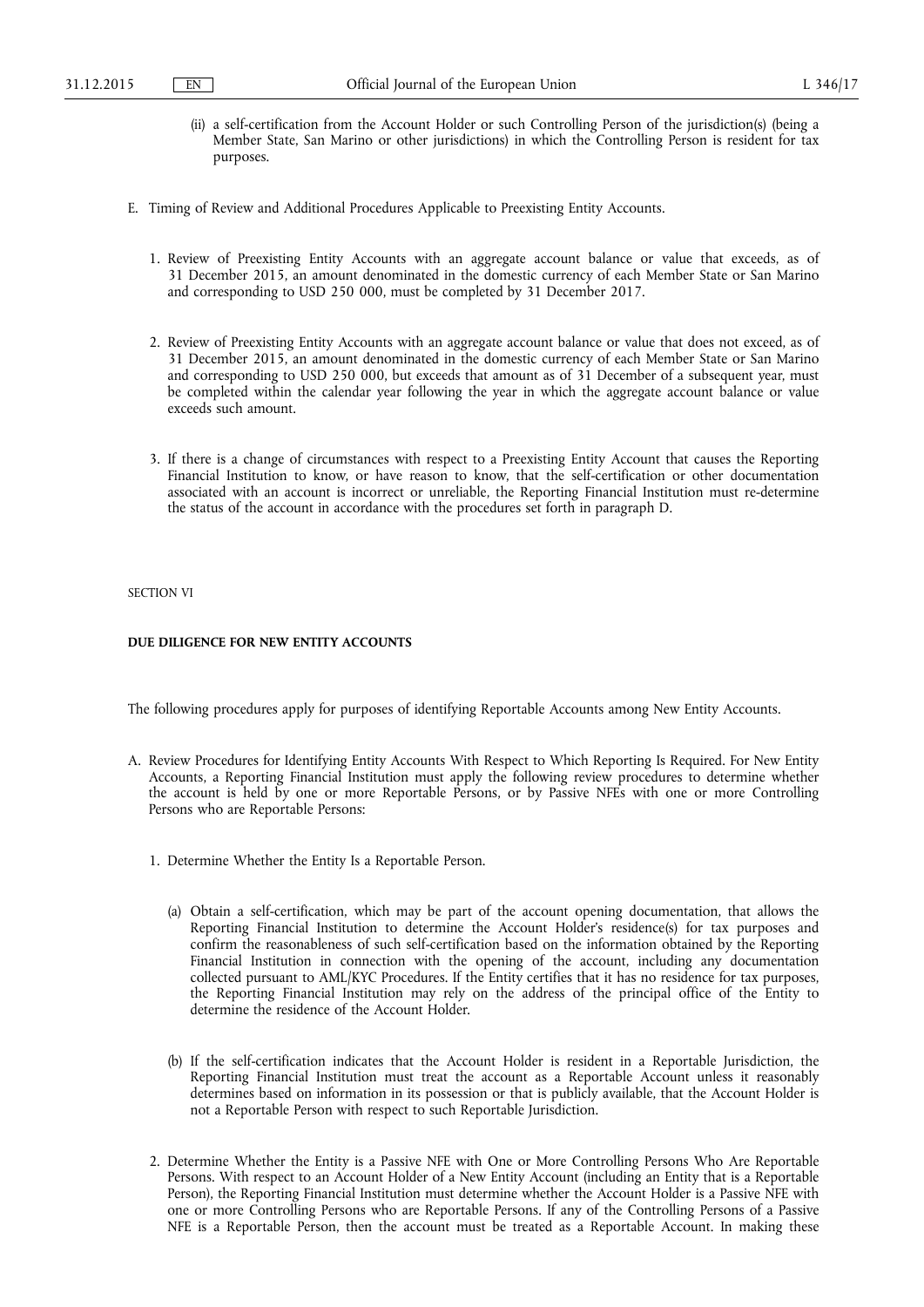(ii) a self-certification from the Account Holder or such Controlling Person of the jurisdiction(s) (being a Member State, San Marino or other jurisdictions) in which the Controlling Person is resident for tax purposes.

E. Timing of Review and Additional Procedures Applicable to Preexisting Entity Accounts.

1. Review of Preexisting Entity Accounts with an aggregate account balance or value that exceeds, as of 31 December 2015, an amount denominated in the domestic currency of each Member State or San Marino and corresponding to USD 250 000, must be completed by 31 December 2017.

2. Review of Preexisting Entity Accounts with an aggregate account balance or value that does not exceed, as of 31 December 2015, an amount denominated in the domestic currency of each Member State or San Marino and corresponding to USD 250 000, but exceeds that amount as of 31 December of a subsequent year, must be completed within the calendar year following the year in which the aggregate account balance or value exceeds such amount.

3. If there is a change of circumstances with respect to a Preexisting Entity Account that causes the Reporting Financial Institution to know, or have reason to know, that the self-certification or other documentation associated with an account is incorrect or unreliable, the Reporting Financial Institution must re-determine the status of the account in accordance with the procedures set forth in paragraph D.

SECTION VI

**DUE DILIGENCE FOR NEW ENTITY ACCOUNTS**

The following procedures apply for purposes of identifying Reportable Accounts among New Entity Accounts.

A. Review Procedures for Identifying Entity Accounts With Respect to Which Reporting Is Required. For New Entity Accounts, a Reporting Financial Institution must apply the following review procedures to determine whether the account is held by one or more Reportable Persons, or by Passive NFEs with one or more Controlling Persons who are Reportable Persons:

1. Determine Whether the Entity Is a Reportable Person.

(a) Obtain a self-certification, which may be part of the account opening documentation, that allows the Reporting Financial Institution to determine the Account Holder's residence(s) for tax purposes and confirm the reasonableness of such self-certification based on the information obtained by the Reporting Financial Institution in connection with the opening of the account, including any documentation collected pursuant to AML/KYC Procedures. If the Entity certifies that it has no residence for tax purposes, the Reporting Financial Institution may rely on the address of the principal office of the Entity to determine the residence of the Account Holder.

(b) If the self-certification indicates that the Account Holder is resident in a Reportable Jurisdiction, the Reporting Financial Institution must treat the account as a Reportable Account unless it reasonably determines based on information in its possession or that is publicly available, that the Account Holder is not a Reportable Person with respect to such Reportable Jurisdiction.

2. Determine Whether the Entity is a Passive NFE with One or More Controlling Persons Who Are Reportable Persons. With respect to an Account Holder of a New Entity Account (including an Entity that is a Reportable Person), the Reporting Financial Institution must determine whether the Account Holder is a Passive NFE with one or more Controlling Persons who are Reportable Persons. If any of the Controlling Persons of a Passive NFE is a Reportable Person, then the account must be treated as a Reportable Account. In making these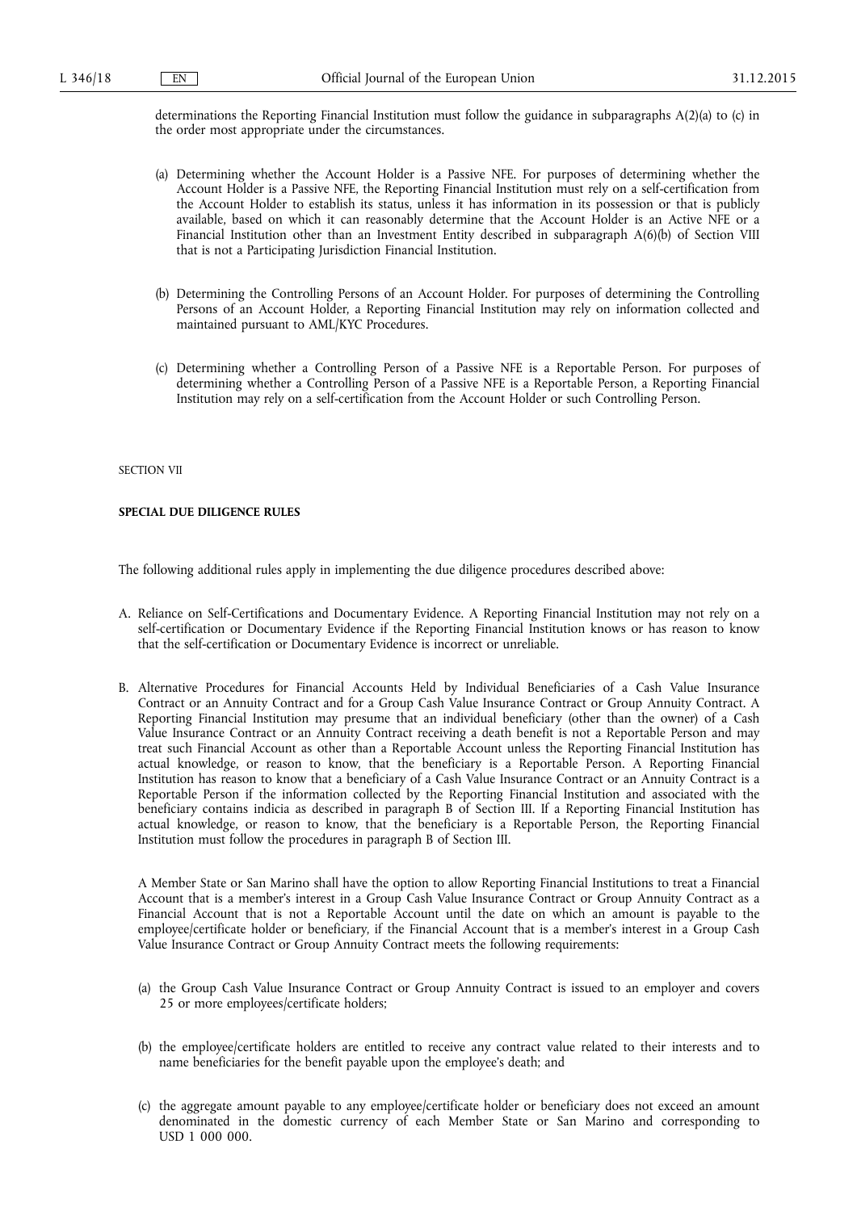determinations the Reporting Financial Institution must follow the guidance in subparagraphs A(2)(a) to (c) in the order most appropriate under the circumstances.

(a) Determining whether the Account Holder is a Passive NFE. For purposes of determining whether the Account Holder is a Passive NFE, the Reporting Financial Institution must rely on a self-certification from the Account Holder to establish its status, unless it has information in its possession or that is publicly available, based on which it can reasonably determine that the Account Holder is an Active NFE or a Financial Institution other than an Investment Entity described in subparagraph A(6)(b) of Section VIII that is not a Participating Jurisdiction Financial Institution.

(b) Determining the Controlling Persons of an Account Holder. For purposes of determining the Controlling Persons of an Account Holder, a Reporting Financial Institution may rely on information collected and maintained pursuant to AML/KYC Procedures.

(c) Determining whether a Controlling Person of a Passive NFE is a Reportable Person. For purposes of determining whether a Controlling Person of a Passive NFE is a Reportable Person, a Reporting Financial Institution may rely on a self-certification from the Account Holder or such Controlling Person.

SECTION VII

**SPECIAL DUE DILIGENCE RULES**

The following additional rules apply in implementing the due diligence procedures described above:

A. Reliance on Self-Certifications and Documentary Evidence. A Reporting Financial Institution may not rely on a self-certification or Documentary Evidence if the Reporting Financial Institution knows or has reason to know that the self-certification or Documentary Evidence is incorrect or unreliable.

B. Alternative Procedures for Financial Accounts Held by Individual Beneficiaries of a Cash Value Insurance Contract or an Annuity Contract and for a Group Cash Value Insurance Contract or Group Annuity Contract. A Reporting Financial Institution may presume that an individual beneficiary (other than the owner) of a Cash Value Insurance Contract or an Annuity Contract receiving a death benefit is not a Reportable Person and may treat such Financial Account as other than a Reportable Account unless the Reporting Financial Institution has actual knowledge, or reason to know, that the beneficiary is a Reportable Person. A Reporting Financial Institution has reason to know that a beneficiary of a Cash Value Insurance Contract or an Annuity Contract is a Reportable Person if the information collected by the Reporting Financial Institution and associated with the beneficiary contains indicia as described in paragraph B of Section III. If a Reporting Financial Institution has actual knowledge, or reason to know, that the beneficiary is a Reportable Person, the Reporting Financial Institution must follow the procedures in paragraph B of Section III.

A Member State or San Marino shall have the option to allow Reporting Financial Institutions to treat a Financial Account that is a member's interest in a Group Cash Value Insurance Contract or Group Annuity Contract as a Financial Account that is not a Reportable Account until the date on which an amount is payable to the employee/certificate holder or beneficiary, if the Financial Account that is a member's interest in a Group Cash Value Insurance Contract or Group Annuity Contract meets the following requirements:

(a) the Group Cash Value Insurance Contract or Group Annuity Contract is issued to an employer and covers 25 or more employees/certificate holders;

(b) the employee/certificate holders are entitled to receive any contract value related to their interests and to name beneficiaries for the benefit payable upon the employee's death; and

(c) the aggregate amount payable to any employee/certificate holder or beneficiary does not exceed an amount denominated in the domestic currency of each Member State or San Marino and corresponding to USD 1 000 000.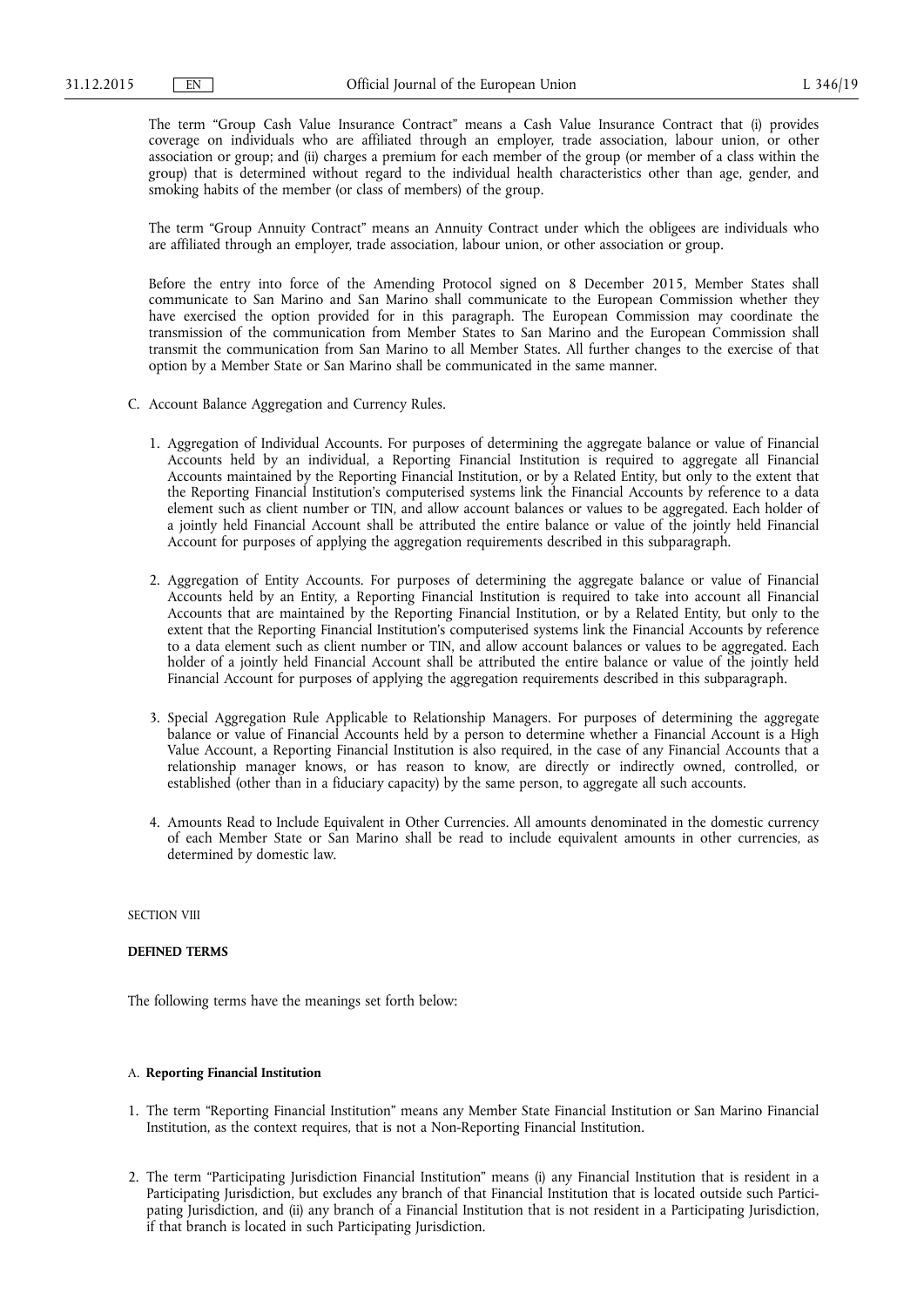The term "Group Cash Value Insurance Contract" means a Cash Value Insurance Contract that (i) provides coverage on individuals who are affiliated through an employer, trade association, labour union, or other association or group; and (ii) charges a premium for each member of the group (or member of a class within the group) that is determined without regard to the individual health characteristics other than age, gender, and smoking habits of the member (or class of members) of the group.

The term "Group Annuity Contract" means an Annuity Contract under which the obligees are individuals who are affiliated through an employer, trade association, labour union, or other association or group.

Before the entry into force of the Amending Protocol signed on 8 December 2015, Member States shall communicate to San Marino and San Marino shall communicate to the European Commission whether they have exercised the option provided for in this paragraph. The European Commission may coordinate the transmission of the communication from Member States to San Marino and the European Commission shall transmit the communication from San Marino to all Member States. All further changes to the exercise of that option by a Member State or San Marino shall be communicated in the same manner.

C. Account Balance Aggregation and Currency Rules.

1. Aggregation of Individual Accounts. For purposes of determining the aggregate balance or value of Financial Accounts held by an individual, a Reporting Financial Institution is required to aggregate all Financial Accounts maintained by the Reporting Financial Institution, or by a Related Entity, but only to the extent that the Reporting Financial Institution's computerised systems link the Financial Accounts by reference to a data element such as client number or TIN, and allow account balances or values to be aggregated. Each holder of a jointly held Financial Account shall be attributed the entire balance or value of the jointly held Financial Account for purposes of applying the aggregation requirements described in this subparagraph.

2. Aggregation of Entity Accounts. For purposes of determining the aggregate balance or value of Financial Accounts held by an Entity, a Reporting Financial Institution is required to take into account all Financial Accounts that are maintained by the Reporting Financial Institution, or by a Related Entity, but only to the extent that the Reporting Financial Institution's computerised systems link the Financial Accounts by reference to a data element such as client number or TIN, and allow account balances or values to be aggregated. Each holder of a jointly held Financial Account shall be attributed the entire balance or value of the jointly held Financial Account for purposes of applying the aggregation requirements described in this subparagraph.

3. Special Aggregation Rule Applicable to Relationship Managers. For purposes of determining the aggregate balance or value of Financial Accounts held by a person to determine whether a Financial Account is a High Value Account, a Reporting Financial Institution is also required, in the case of any Financial Accounts that a relationship manager knows, or has reason to know, are directly or indirectly owned, controlled, or established (other than in a fiduciary capacity) by the same person, to aggregate all such accounts.

4. Amounts Read to Include Equivalent in Other Currencies. All amounts denominated in the domestic currency of each Member State or San Marino shall be read to include equivalent amounts in other currencies, as determined by domestic law.

SECTION VIII

## DEFINED TERMS

The following terms have the meanings set forth below:

### A. Reporting Financial Institution

1. The term "Reporting Financial Institution" means any Member State Financial Institution or San Marino Financial Institution, as the context requires, that is not a Non-Reporting Financial Institution.

2. The term "Participating Jurisdiction Financial Institution" means (i) any Financial Institution that is resident in a Participating Jurisdiction, but excludes any branch of that Financial Institution that is located outside such Participating Jurisdiction, and (ii) any branch of a Financial Institution that is not resident in a Participating Jurisdiction, if that branch is located in such Participating Jurisdiction.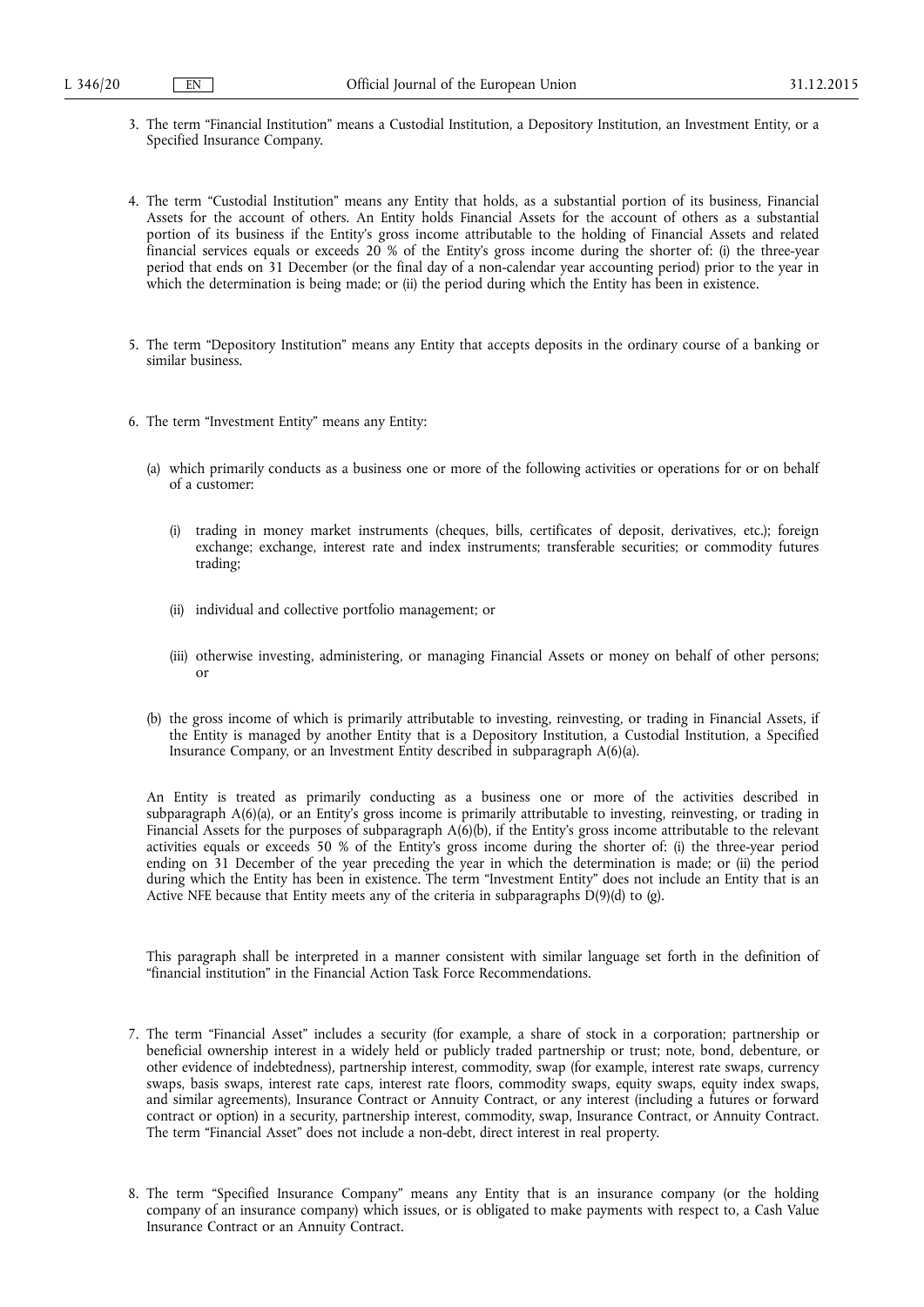3. The term "Financial Institution" means a Custodial Institution, a Depository Institution, an Investment Entity, or a Specified Insurance Company.

4. The term "Custodial Institution" means any Entity that holds, as a substantial portion of its business, Financial Assets for the account of others. An Entity holds Financial Assets for the account of others as a substantial portion of its business if the Entity's gross income attributable to the holding of Financial Assets and related financial services equals or exceeds 20 % of the Entity's gross income during the shorter of: (i) the three-year period that ends on 31 December (or the final day of a non-calendar year accounting period) prior to the year in which the determination is being made; or (ii) the period during which the Entity has been in existence.

5. The term "Depository Institution" means any Entity that accepts deposits in the ordinary course of a banking or similar business.

6. The term "Investment Entity" means any Entity:

   (a) which primarily conducts as a business one or more of the following activities or operations for or on behalf of a customer:

      (i) trading in money market instruments (cheques, bills, certificates of deposit, derivatives, etc.); foreign exchange; exchange, interest rate and index instruments; transferable securities; or commodity futures trading;

      (ii) individual and collective portfolio management; or

      (iii) otherwise investing, administering, or managing Financial Assets or money on behalf of other persons; or

   (b) the gross income of which is primarily attributable to investing, reinvesting, or trading in Financial Assets, if the Entity is managed by another Entity that is a Depository Institution, a Custodial Institution, a Specified Insurance Company, or an Investment Entity described in subparagraph A(6)(a).

   An Entity is treated as primarily conducting as a business one or more of the activities described in subparagraph A(6)(a), or an Entity's gross income is primarily attributable to investing, reinvesting, or trading in Financial Assets for the purposes of subparagraph A(6)(b), if the Entity's gross income attributable to the relevant activities equals or exceeds 50 % of the Entity's gross income during the shorter of: (i) the three-year period ending on 31 December of the year preceding the year in which the determination is made; or (ii) the period during which the Entity has been in existence. The term "Investment Entity" does not include an Entity that is an Active NFE because that Entity meets any of the criteria in subparagraphs D(9)(d) to (g).

   This paragraph shall be interpreted in a manner consistent with similar language set forth in the definition of "financial institution" in the Financial Action Task Force Recommendations.

7. The term "Financial Asset" includes a security (for example, a share of stock in a corporation; partnership or beneficial ownership interest in a widely held or publicly traded partnership or trust; note, bond, debenture, or other evidence of indebtedness), partnership interest, commodity, swap (for example, interest rate swaps, currency swaps, basis swaps, interest rate caps, interest rate floors, commodity swaps, equity swaps, equity index swaps, and similar agreements), Insurance Contract or Annuity Contract, or any interest (including a futures or forward contract or option) in a security, partnership interest, commodity, swap, Insurance Contract, or Annuity Contract. The term "Financial Asset" does not include a non-debt, direct interest in real property.

8. The term "Specified Insurance Company" means any Entity that is an insurance company (or the holding company of an insurance company) which issues, or is obligated to make payments with respect to, a Cash Value Insurance Contract or an Annuity Contract.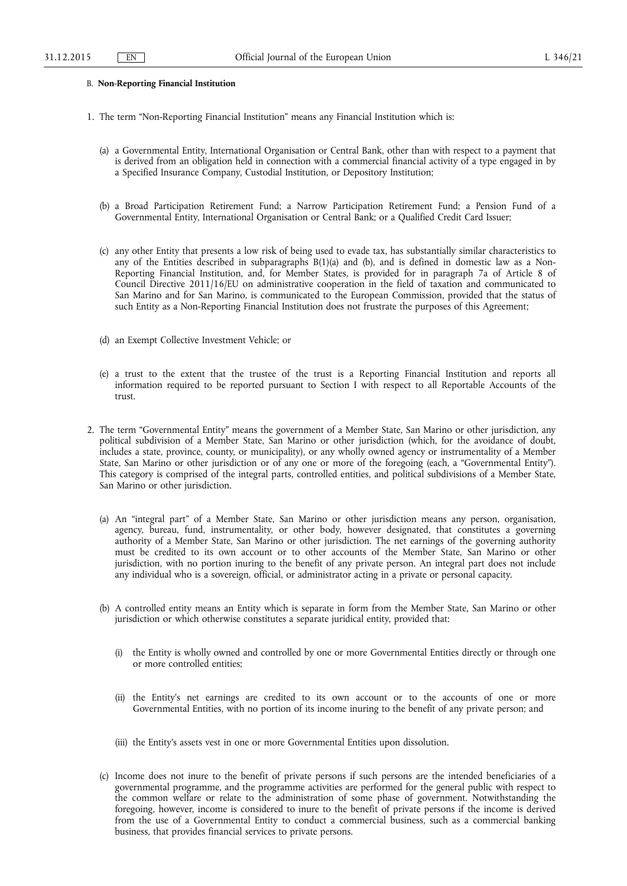B. **Non-Reporting Financial Institution**

1. The term "Non-Reporting Financial Institution" means any Financial Institution which is:

   (a) a Governmental Entity, International Organisation or Central Bank, other than with respect to a payment that is derived from an obligation held in connection with a commercial financial activity of a type engaged in by a Specified Insurance Company, Custodial Institution, or Depository Institution;

   (b) a Broad Participation Retirement Fund; a Narrow Participation Retirement Fund; a Pension Fund of a Governmental Entity, International Organisation or Central Bank; or a Qualified Credit Card Issuer;

   (c) any other Entity that presents a low risk of being used to evade tax, has substantially similar characteristics to any of the Entities described in subparagraphs B(1)(a) and (b), and is defined in domestic law as a Non-Reporting Financial Institution, and, for Member States, is provided for in paragraph 7a of Article 8 of Council Directive 2011/16/EU on administrative cooperation in the field of taxation and communicated to San Marino and for San Marino, is communicated to the European Commission, provided that the status of such Entity as a Non-Reporting Financial Institution does not frustrate the purposes of this Agreement;

   (d) an Exempt Collective Investment Vehicle; or

   (e) a trust to the extent that the trustee of the trust is a Reporting Financial Institution and reports all information required to be reported pursuant to Section I with respect to all Reportable Accounts of the trust.

2. The term "Governmental Entity" means the government of a Member State, San Marino or other jurisdiction, any political subdivision of a Member State, San Marino or other jurisdiction (which, for the avoidance of doubt, includes a state, province, county, or municipality), or any wholly owned agency or instrumentality of a Member State, San Marino or other jurisdiction or of any one or more of the foregoing (each, a "Governmental Entity"). This category is comprised of the integral parts, controlled entities, and political subdivisions of a Member State, San Marino or other jurisdiction.

   (a) An "integral part" of a Member State, San Marino or other jurisdiction means any person, organisation, agency, bureau, fund, instrumentality, or other body, however designated, that constitutes a governing authority of a Member State, San Marino or other jurisdiction. The net earnings of the governing authority must be credited to its own account or to other accounts of the Member State, San Marino or other jurisdiction, with no portion inuring to the benefit of any private person. An integral part does not include any individual who is a sovereign, official, or administrator acting in a private or personal capacity.

   (b) A controlled entity means an Entity which is separate in form from the Member State, San Marino or other jurisdiction or which otherwise constitutes a separate juridical entity, provided that:

      (i) the Entity is wholly owned and controlled by one or more Governmental Entities directly or through one or more controlled entities;

      (ii) the Entity's net earnings are credited to its own account or to the accounts of one or more Governmental Entities, with no portion of its income inuring to the benefit of any private person; and

      (iii) the Entity's assets vest in one or more Governmental Entities upon dissolution.

   (c) Income does not inure to the benefit of private persons if such persons are the intended beneficiaries of a governmental programme, and the programme activities are performed for the general public with respect to the common welfare or relate to the administration of some phase of government. Notwithstanding the foregoing, however, income is considered to inure to the benefit of private persons if the income is derived from the use of a Governmental Entity to conduct a commercial business, such as a commercial banking business, that provides financial services to private persons.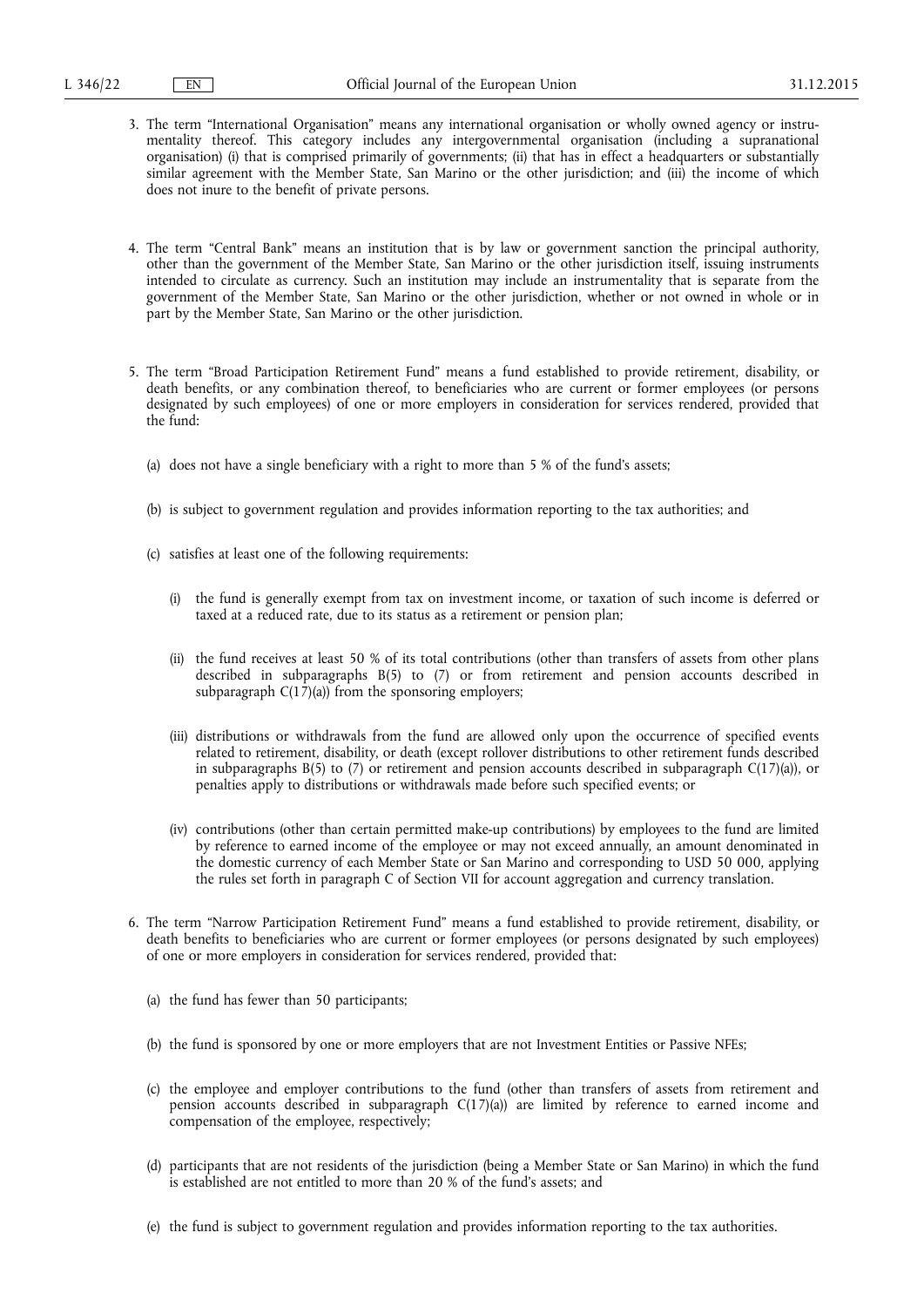3. The term "International Organisation" means any international organisation or wholly owned agency or instrumentality thereof. This category includes any intergovernmental organisation (including a supranational organisation) (i) that is comprised primarily of governments; (ii) that has in effect a headquarters or substantially similar agreement with the Member State, San Marino or the other jurisdiction; and (iii) the income of which does not inure to the benefit of private persons.

4. The term "Central Bank" means an institution that is by law or government sanction the principal authority, other than the government of the Member State, San Marino or the other jurisdiction itself, issuing instruments intended to circulate as currency. Such an institution may include an instrumentality that is separate from the government of the Member State, San Marino or the other jurisdiction, whether or not owned in whole or in part by the Member State, San Marino or the other jurisdiction.

5. The term "Broad Participation Retirement Fund" means a fund established to provide retirement, disability, or death benefits, or any combination thereof, to beneficiaries who are current or former employees (or persons designated by such employees) of one or more employers in consideration for services rendered, provided that the fund:

   (a) does not have a single beneficiary with a right to more than 5 % of the fund's assets;

   (b) is subject to government regulation and provides information reporting to the tax authorities; and

   (c) satisfies at least one of the following requirements:

      (i) the fund is generally exempt from tax on investment income, or taxation of such income is deferred or taxed at a reduced rate, due to its status as a retirement or pension plan;

      (ii) the fund receives at least 50 % of its total contributions (other than transfers of assets from other plans described in subparagraphs B(5) to (7) or from retirement and pension accounts described in subparagraph C(17)(a)) from the sponsoring employers;

      (iii) distributions or withdrawals from the fund are allowed only upon the occurrence of specified events related to retirement, disability, or death (except rollover distributions to other retirement funds described in subparagraphs B(5) to (7) or retirement and pension accounts described in subparagraph C(17)(a)), or penalties apply to distributions or withdrawals made before such specified events; or

      (iv) contributions (other than certain permitted make-up contributions) by employees to the fund are limited by reference to earned income of the employee or may not exceed annually, an amount denominated in the domestic currency of each Member State or San Marino and corresponding to USD 50 000, applying the rules set forth in paragraph C of Section VII for account aggregation and currency translation.

6. The term "Narrow Participation Retirement Fund" means a fund established to provide retirement, disability, or death benefits to beneficiaries who are current or former employees (or persons designated by such employees) of one or more employers in consideration for services rendered, provided that:

   (a) the fund has fewer than 50 participants;

   (b) the fund is sponsored by one or more employers that are not Investment Entities or Passive NFEs;

   (c) the employee and employer contributions to the fund (other than transfers of assets from retirement and pension accounts described in subparagraph C(17)(a)) are limited by reference to earned income and compensation of the employee, respectively;

   (d) participants that are not residents of the jurisdiction (being a Member State or San Marino) in which the fund is established are not entitled to more than 20 % of the fund's assets; and

   (e) the fund is subject to government regulation and provides information reporting to the tax authorities.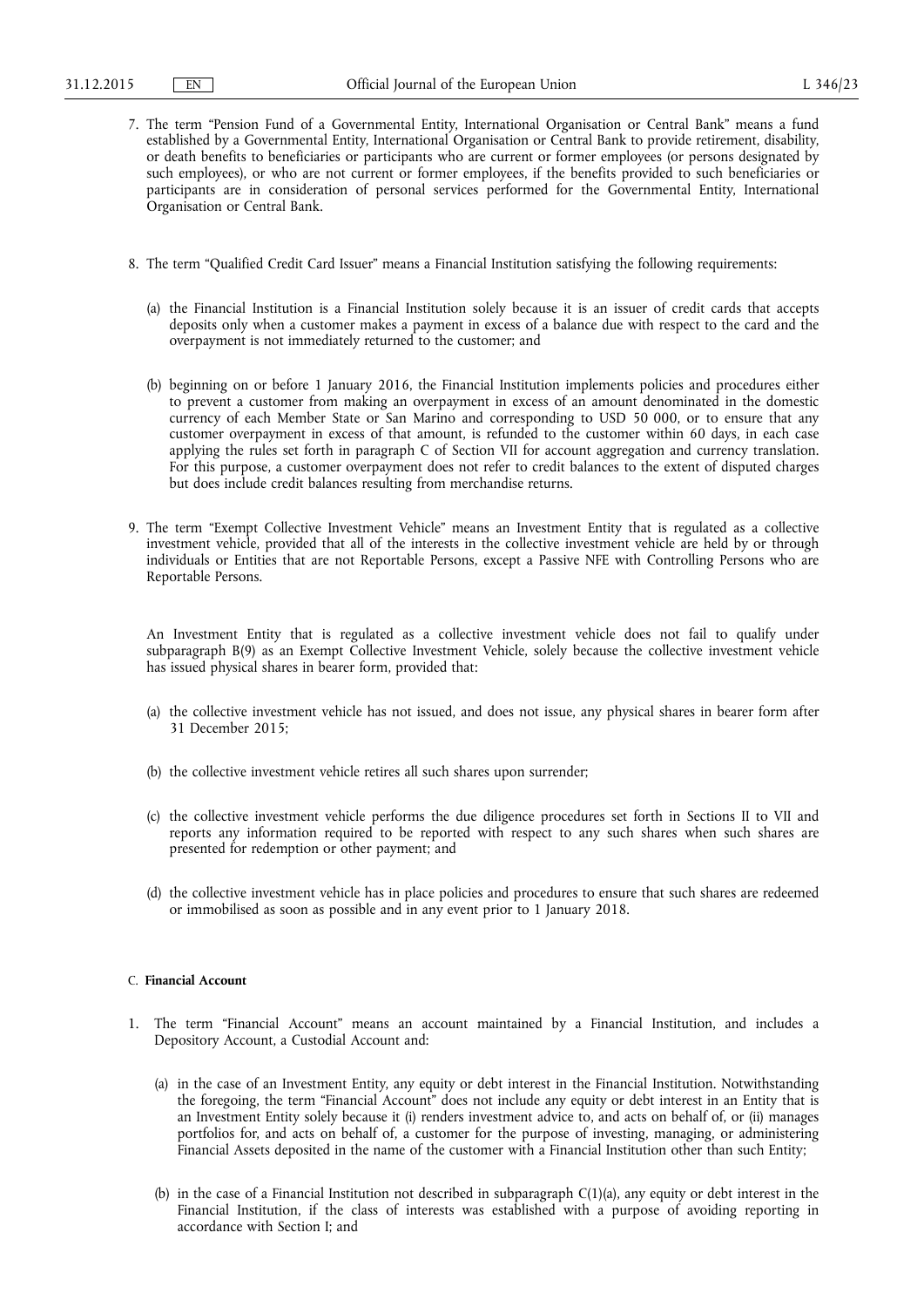7. The term "Pension Fund of a Governmental Entity, International Organisation or Central Bank" means a fund established by a Governmental Entity, International Organisation or Central Bank to provide retirement, disability, or death benefits to beneficiaries or participants who are current or former employees (or persons designated by such employees), or who are not current or former employees, if the benefits provided to such beneficiaries or participants are in consideration of personal services performed for the Governmental Entity, International Organisation or Central Bank.

8. The term "Qualified Credit Card Issuer" means a Financial Institution satisfying the following requirements:

   (a) the Financial Institution is a Financial Institution solely because it is an issuer of credit cards that accepts deposits only when a customer makes a payment in excess of a balance due with respect to the card and the overpayment is not immediately returned to the customer; and

   (b) beginning on or before 1 January 2016, the Financial Institution implements policies and procedures either to prevent a customer from making an overpayment in excess of an amount denominated in the domestic currency of each Member State or San Marino and corresponding to USD 50 000, or to ensure that any customer overpayment in excess of that amount, is refunded to the customer within 60 days, in each case applying the rules set forth in paragraph C of Section VII for account aggregation and currency translation. For this purpose, a customer overpayment does not refer to credit balances to the extent of disputed charges but does include credit balances resulting from merchandise returns.

9. The term "Exempt Collective Investment Vehicle" means an Investment Entity that is regulated as a collective investment vehicle, provided that all of the interests in the collective investment vehicle are held by or through individuals or Entities that are not Reportable Persons, except a Passive NFE with Controlling Persons who are Reportable Persons.

   An Investment Entity that is regulated as a collective investment vehicle does not fail to qualify under subparagraph B(9) as an Exempt Collective Investment Vehicle, solely because the collective investment vehicle has issued physical shares in bearer form, provided that:

   (a) the collective investment vehicle has not issued, and does not issue, any physical shares in bearer form after 31 December 2015;

   (b) the collective investment vehicle retires all such shares upon surrender;

   (c) the collective investment vehicle performs the due diligence procedures set forth in Sections II to VII and reports any information required to be reported with respect to any such shares when such shares are presented for redemption or other payment; and

   (d) the collective investment vehicle has in place policies and procedures to ensure that such shares are redeemed or immobilised as soon as possible and in any event prior to 1 January 2018.

C. **Financial Account**

1. The term "Financial Account" means an account maintained by a Financial Institution, and includes a Depository Account, a Custodial Account and:

   (a) in the case of an Investment Entity, any equity or debt interest in the Financial Institution. Notwithstanding the foregoing, the term "Financial Account" does not include any equity or debt interest in an Entity that is an Investment Entity solely because it (i) renders investment advice to, and acts on behalf of, or (ii) manages portfolios for, and acts on behalf of, a customer for the purpose of investing, managing, or administering Financial Assets deposited in the name of the customer with a Financial Institution other than such Entity;

   (b) in the case of a Financial Institution not described in subparagraph C(1)(a), any equity or debt interest in the Financial Institution, if the class of interests was established with a purpose of avoiding reporting in accordance with Section I; and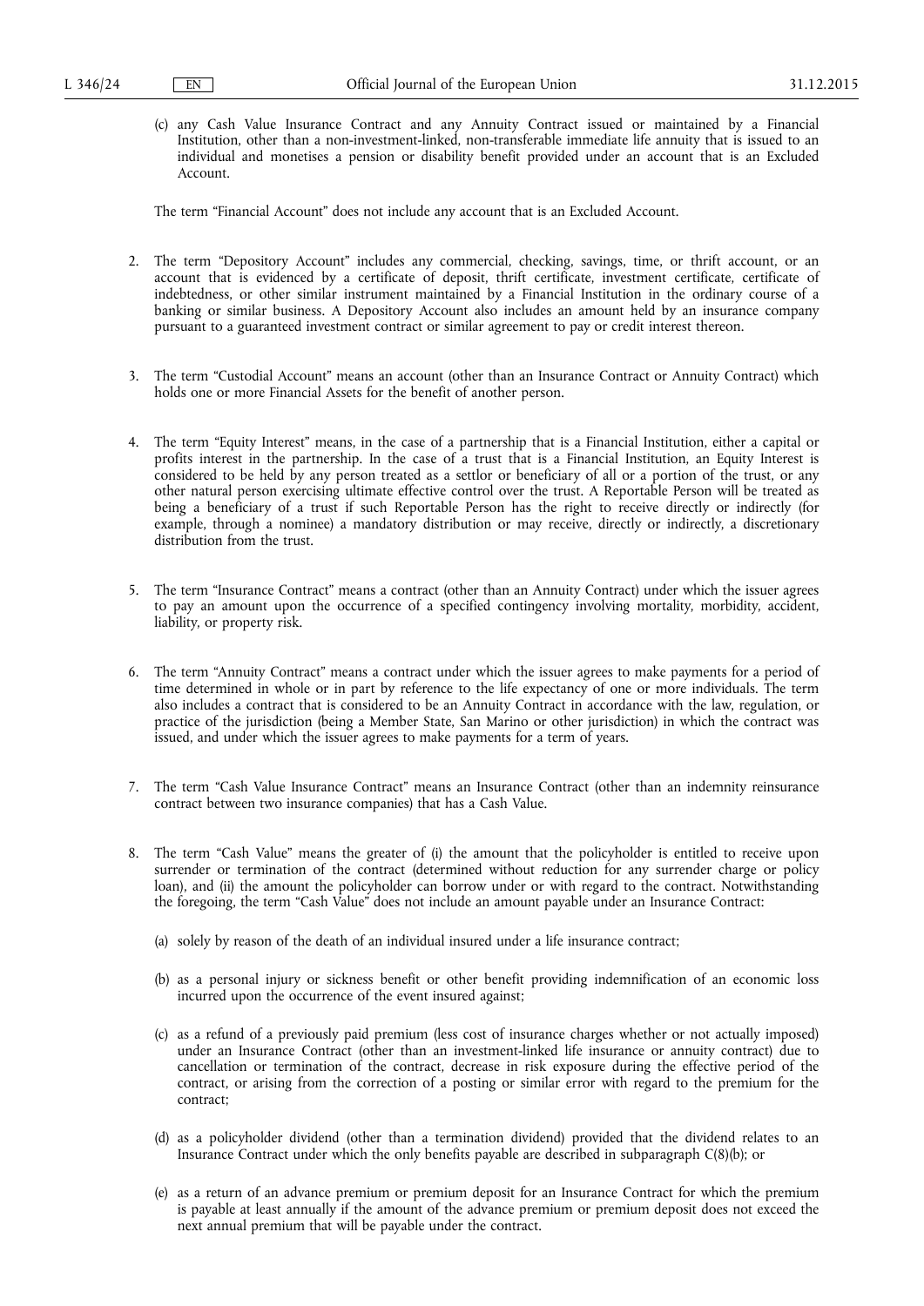(c) any Cash Value Insurance Contract and any Annuity Contract issued or maintained by a Financial Institution, other than a non-investment-linked, non-transferable immediate life annuity that is issued to an individual and monetises a pension or disability benefit provided under an account that is an Excluded Account.

The term "Financial Account" does not include any account that is an Excluded Account.

2. The term "Depository Account" includes any commercial, checking, savings, time, or thrift account, or an account that is evidenced by a certificate of deposit, thrift certificate, investment certificate, certificate of indebtedness, or other similar instrument maintained by a Financial Institution in the ordinary course of a banking or similar business. A Depository Account also includes an amount held by an insurance company pursuant to a guaranteed investment contract or similar agreement to pay or credit interest thereon.

3. The term "Custodial Account" means an account (other than an Insurance Contract or Annuity Contract) which holds one or more Financial Assets for the benefit of another person.

4. The term "Equity Interest" means, in the case of a partnership that is a Financial Institution, either a capital or profits interest in the partnership. In the case of a trust that is a Financial Institution, an Equity Interest is considered to be held by any person treated as a settlor or beneficiary of all or a portion of the trust, or any other natural person exercising ultimate effective control over the trust. A Reportable Person will be treated as being a beneficiary of a trust if such Reportable Person has the right to receive directly or indirectly (for example, through a nominee) a mandatory distribution or may receive, directly or indirectly, a discretionary distribution from the trust.

5. The term "Insurance Contract" means a contract (other than an Annuity Contract) under which the issuer agrees to pay an amount upon the occurrence of a specified contingency involving mortality, morbidity, accident, liability, or property risk.

6. The term "Annuity Contract" means a contract under which the issuer agrees to make payments for a period of time determined in whole or in part by reference to the life expectancy of one or more individuals. The term also includes a contract that is considered to be an Annuity Contract in accordance with the law, regulation, or practice of the jurisdiction (being a Member State, San Marino or other jurisdiction) in which the contract was issued, and under which the issuer agrees to make payments for a term of years.

7. The term "Cash Value Insurance Contract" means an Insurance Contract (other than an indemnity reinsurance contract between two insurance companies) that has a Cash Value.

8. The term "Cash Value" means the greater of (i) the amount that the policyholder is entitled to receive upon surrender or termination of the contract (determined without reduction for any surrender charge or policy loan), and (ii) the amount the policyholder can borrow under or with regard to the contract. Notwithstanding the foregoing, the term "Cash Value" does not include an amount payable under an Insurance Contract:

(a) solely by reason of the death of an individual insured under a life insurance contract;

(b) as a personal injury or sickness benefit or other benefit providing indemnification of an economic loss incurred upon the occurrence of the event insured against;

(c) as a refund of a previously paid premium (less cost of insurance charges whether or not actually imposed) under an Insurance Contract (other than an investment-linked life insurance or annuity contract) due to cancellation or termination of the contract, decrease in risk exposure during the effective period of the contract, or arising from the correction of a posting or similar error with regard to the premium for the contract;

(d) as a policyholder dividend (other than a termination dividend) provided that the dividend relates to an Insurance Contract under which the only benefits payable are described in subparagraph C(8)(b); or

(e) as a return of an advance premium or premium deposit for an Insurance Contract for which the premium is payable at least annually if the amount of the advance premium or premium deposit does not exceed the next annual premium that will be payable under the contract.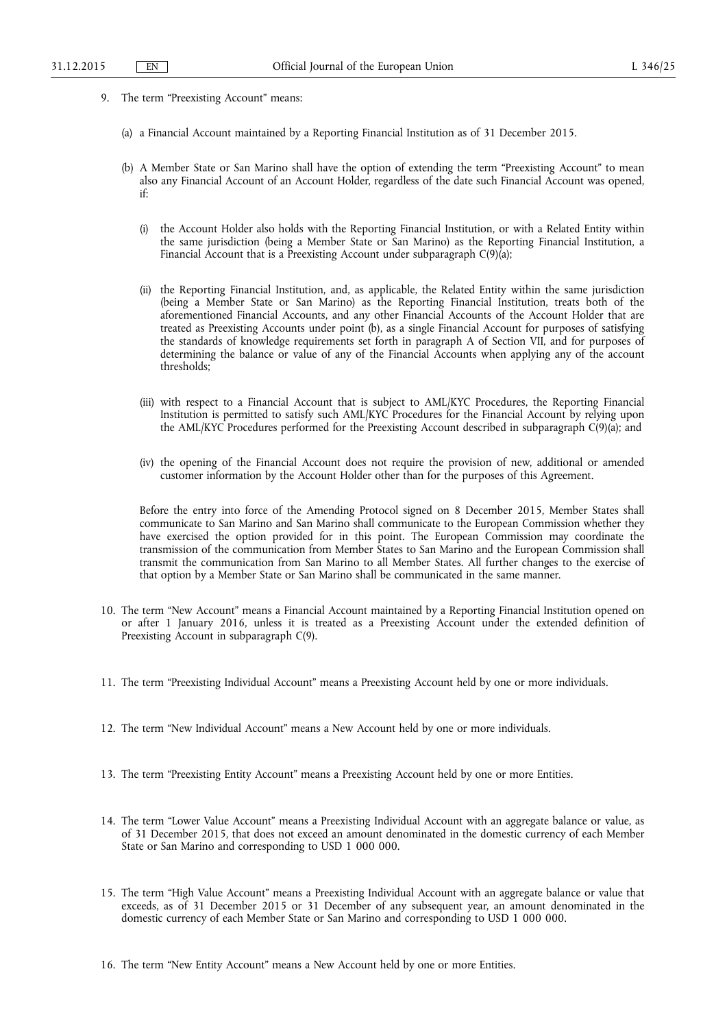9. The term "Preexisting Account" means:

   (a) a Financial Account maintained by a Reporting Financial Institution as of 31 December 2015.

   (b) A Member State or San Marino shall have the option of extending the term "Preexisting Account" to mean also any Financial Account of an Account Holder, regardless of the date such Financial Account was opened, if:

      (i) the Account Holder also holds with the Reporting Financial Institution, or with a Related Entity within the same jurisdiction (being a Member State or San Marino) as the Reporting Financial Institution, a Financial Account that is a Preexisting Account under subparagraph C(9)(a);

      (ii) the Reporting Financial Institution, and, as applicable, the Related Entity within the same jurisdiction (being a Member State or San Marino) as the Reporting Financial Institution, treats both of the aforementioned Financial Accounts, and any other Financial Accounts of the Account Holder that are treated as Preexisting Accounts under point (b), as a single Financial Account for purposes of satisfying the standards of knowledge requirements set forth in paragraph A of Section VII, and for purposes of determining the balance or value of any of the Financial Accounts when applying any of the account thresholds;

      (iii) with respect to a Financial Account that is subject to AML/KYC Procedures, the Reporting Financial Institution is permitted to satisfy such AML/KYC Procedures for the Financial Account by relying upon the AML/KYC Procedures performed for the Preexisting Account described in subparagraph C(9)(a); and

      (iv) the opening of the Financial Account does not require the provision of new, additional or amended customer information by the Account Holder other than for the purposes of this Agreement.

   Before the entry into force of the Amending Protocol signed on 8 December 2015, Member States shall communicate to San Marino and San Marino shall communicate to the European Commission whether they have exercised the option provided for in this point. The European Commission may coordinate the transmission of the communication from Member States to San Marino and the European Commission shall transmit the communication from San Marino to all Member States. All further changes to the exercise of that option by a Member State or San Marino shall be communicated in the same manner.

10. The term "New Account" means a Financial Account maintained by a Reporting Financial Institution opened on or after 1 January 2016, unless it is treated as a Preexisting Account under the extended definition of Preexisting Account in subparagraph C(9).

11. The term "Preexisting Individual Account" means a Preexisting Account held by one or more individuals.

12. The term "New Individual Account" means a New Account held by one or more individuals.

13. The term "Preexisting Entity Account" means a Preexisting Account held by one or more Entities.

14. The term "Lower Value Account" means a Preexisting Individual Account with an aggregate balance or value, as of 31 December 2015, that does not exceed an amount denominated in the domestic currency of each Member State or San Marino and corresponding to USD 1 000 000.

15. The term "High Value Account" means a Preexisting Individual Account with an aggregate balance or value that exceeds, as of 31 December 2015 or 31 December of any subsequent year, an amount denominated in the domestic currency of each Member State or San Marino and corresponding to USD 1 000 000.

16. The term "New Entity Account" means a New Account held by one or more Entities.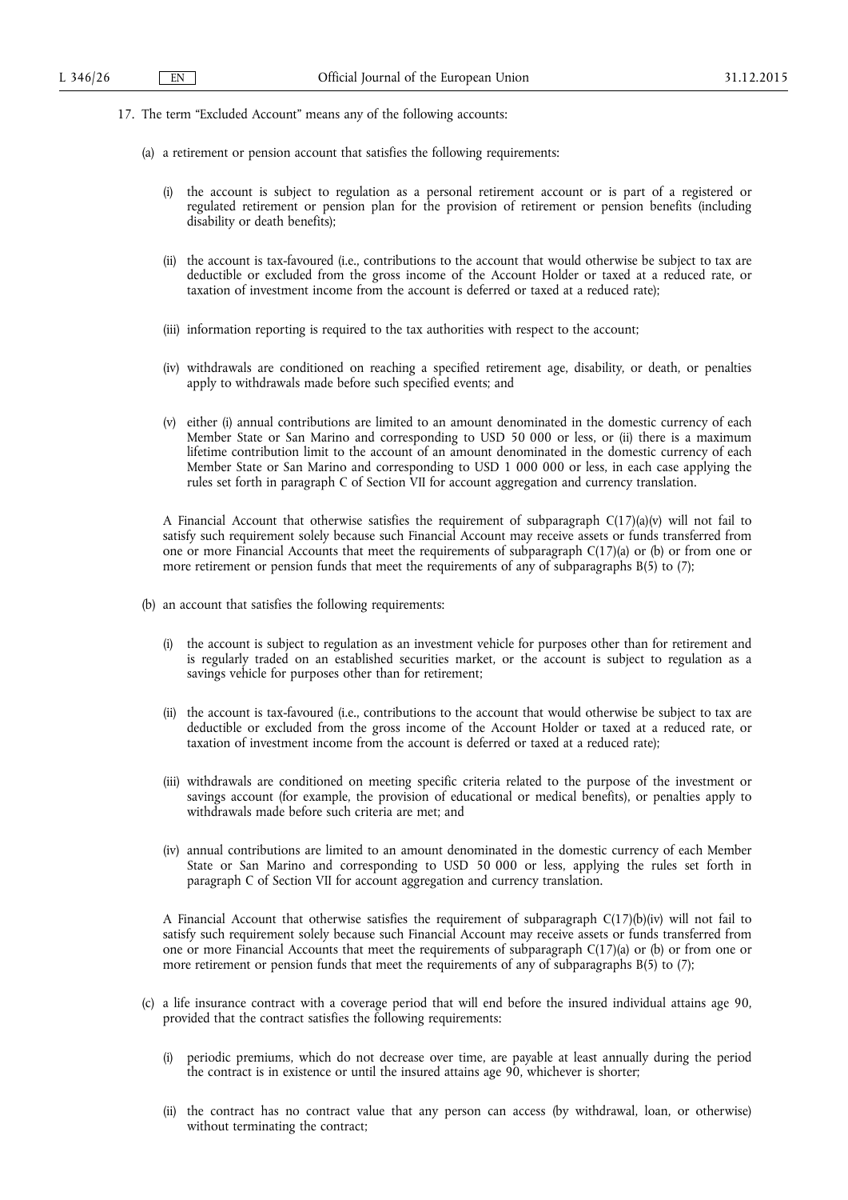17. The term “Excluded Account” means any of the following accounts:

   (a) a retirement or pension account that satisfies the following requirements:

      (i) the account is subject to regulation as a personal retirement account or is part of a registered or regulated retirement or pension plan for the provision of retirement or pension benefits (including disability or death benefits);

      (ii) the account is tax-favoured (i.e., contributions to the account that would otherwise be subject to tax are deductible or excluded from the gross income of the Account Holder or taxed at a reduced rate, or taxation of investment income from the account is deferred or taxed at a reduced rate);

      (iii) information reporting is required to the tax authorities with respect to the account;

      (iv) withdrawals are conditioned on reaching a specified retirement age, disability, or death, or penalties apply to withdrawals made before such specified events; and

      (v) either (i) annual contributions are limited to an amount denominated in the domestic currency of each Member State or San Marino and corresponding to USD 50 000 or less, or (ii) there is a maximum lifetime contribution limit to the account of an amount denominated in the domestic currency of each Member State or San Marino and corresponding to USD 1 000 000 or less, in each case applying the rules set forth in paragraph C of Section VII for account aggregation and currency translation.

   A Financial Account that otherwise satisfies the requirement of subparagraph C(17)(a)(v) will not fail to satisfy such requirement solely because such Financial Account may receive assets or funds transferred from one or more Financial Accounts that meet the requirements of subparagraph C(17)(a) or (b) or from one or more retirement or pension funds that meet the requirements of any of subparagraphs B(5) to (7);

   (b) an account that satisfies the following requirements:

      (i) the account is subject to regulation as an investment vehicle for purposes other than for retirement and is regularly traded on an established securities market, or the account is subject to regulation as a savings vehicle for purposes other than for retirement;

      (ii) the account is tax-favoured (i.e., contributions to the account that would otherwise be subject to tax are deductible or excluded from the gross income of the Account Holder or taxed at a reduced rate, or taxation of investment income from the account is deferred or taxed at a reduced rate);

      (iii) withdrawals are conditioned on meeting specific criteria related to the purpose of the investment or savings account (for example, the provision of educational or medical benefits), or penalties apply to withdrawals made before such criteria are met; and

      (iv) annual contributions are limited to an amount denominated in the domestic currency of each Member State or San Marino and corresponding to USD 50 000 or less, applying the rules set forth in paragraph C of Section VII for account aggregation and currency translation.

   A Financial Account that otherwise satisfies the requirement of subparagraph C(17)(b)(iv) will not fail to satisfy such requirement solely because such Financial Account may receive assets or funds transferred from one or more Financial Accounts that meet the requirements of subparagraph C(17)(a) or (b) or from one or more retirement or pension funds that meet the requirements of any of subparagraphs B(5) to (7);

   (c) a life insurance contract with a coverage period that will end before the insured individual attains age 90, provided that the contract satisfies the following requirements:

      (i) periodic premiums, which do not decrease over time, are payable at least annually during the period the contract is in existence or until the insured attains age 90, whichever is shorter;

      (ii) the contract has no contract value that any person can access (by withdrawal, loan, or otherwise) without terminating the contract;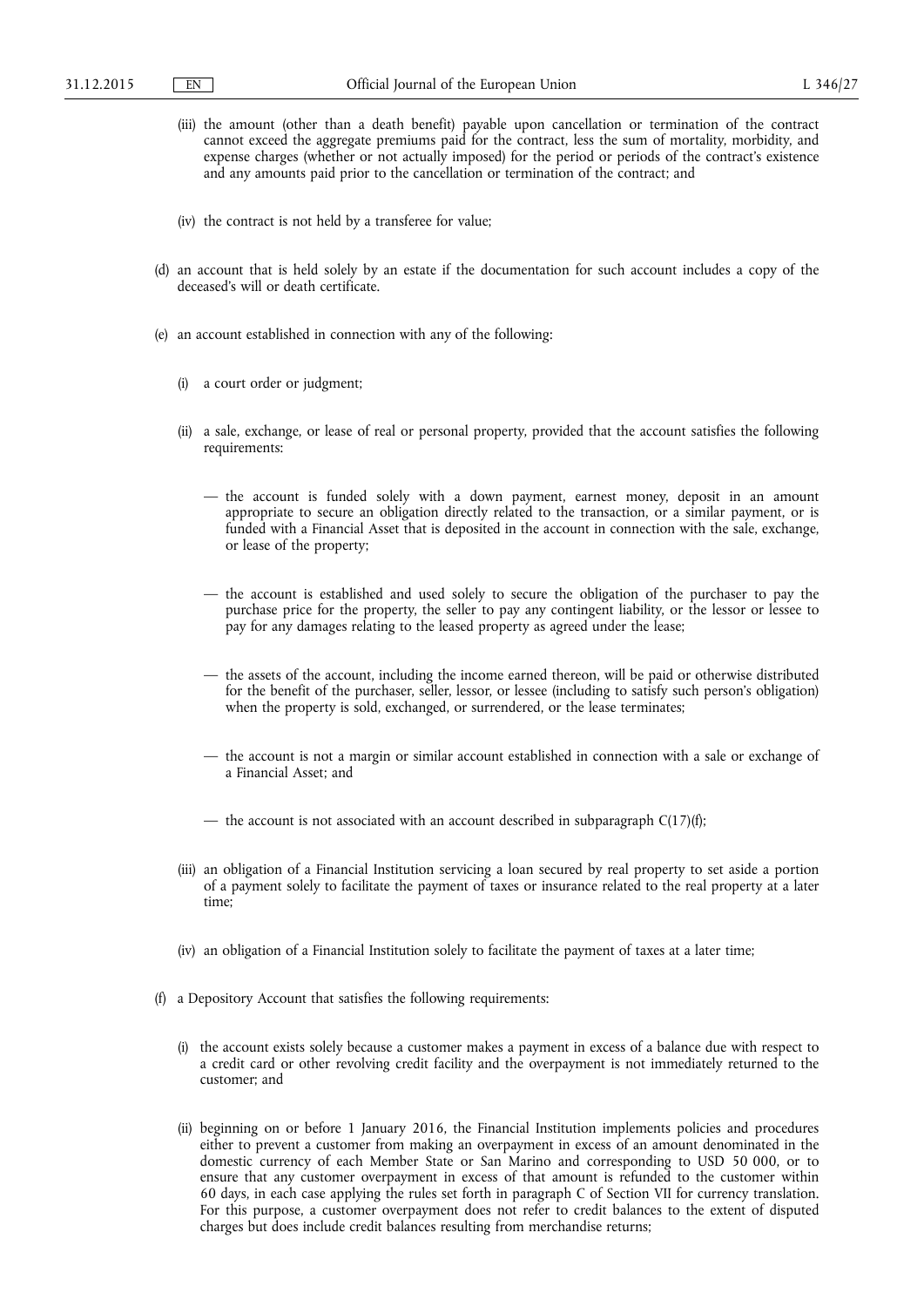(iii) the amount (other than a death benefit) payable upon cancellation or termination of the contract cannot exceed the aggregate premiums paid for the contract, less the sum of mortality, morbidity, and expense charges (whether or not actually imposed) for the period or periods of the contract's existence and any amounts paid prior to the cancellation or termination of the contract; and

(iv) the contract is not held by a transferee for value;

(d) an account that is held solely by an estate if the documentation for such account includes a copy of the deceased's will or death certificate.

(e) an account established in connection with any of the following:

(i) a court order or judgment;

(ii) a sale, exchange, or lease of real or personal property, provided that the account satisfies the following requirements:

— the account is funded solely with a down payment, earnest money, deposit in an amount appropriate to secure an obligation directly related to the transaction, or a similar payment, or is funded with a Financial Asset that is deposited in the account in connection with the sale, exchange, or lease of the property;

— the account is established and used solely to secure the obligation of the purchaser to pay the purchase price for the property, the seller to pay any contingent liability, or the lessor or lessee to pay for any damages relating to the leased property as agreed under the lease;

— the assets of the account, including the income earned thereon, will be paid or otherwise distributed for the benefit of the purchaser, seller, lessor, or lessee (including to satisfy such person's obligation) when the property is sold, exchanged, or surrendered, or the lease terminates;

— the account is not a margin or similar account established in connection with a sale or exchange of a Financial Asset; and

— the account is not associated with an account described in subparagraph C(17)(f);

(iii) an obligation of a Financial Institution servicing a loan secured by real property to set aside a portion of a payment solely to facilitate the payment of taxes or insurance related to the real property at a later time;

(iv) an obligation of a Financial Institution solely to facilitate the payment of taxes at a later time;

(f) a Depository Account that satisfies the following requirements:

(i) the account exists solely because a customer makes a payment in excess of a balance due with respect to a credit card or other revolving credit facility and the overpayment is not immediately returned to the customer; and

(ii) beginning on or before 1 January 2016, the Financial Institution implements policies and procedures either to prevent a customer from making an overpayment in excess of an amount denominated in the domestic currency of each Member State or San Marino and corresponding to USD 50 000, or to ensure that any customer overpayment in excess of that amount is refunded to the customer within 60 days, in each case applying the rules set forth in paragraph C of Section VII for currency translation. For this purpose, a customer overpayment does not refer to credit balances to the extent of disputed charges but does include credit balances resulting from merchandise returns;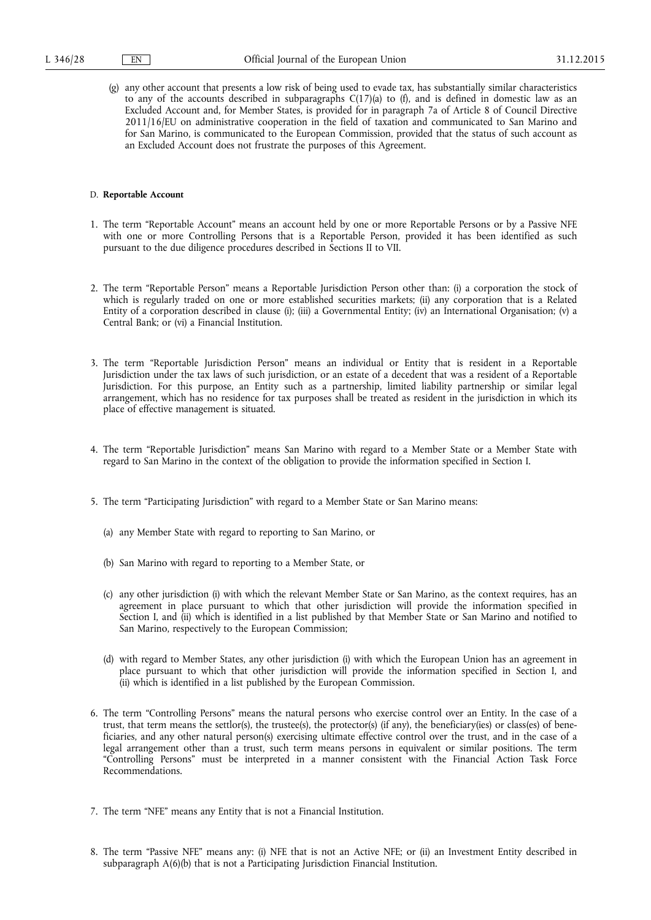(g) any other account that presents a low risk of being used to evade tax, has substantially similar characteristics to any of the accounts described in subparagraphs C(17)(a) to (f), and is defined in domestic law as an Excluded Account and, for Member States, is provided for in paragraph 7a of Article 8 of Council Directive 2011/16/EU on administrative cooperation in the field of taxation and communicated to San Marino and for San Marino, is communicated to the European Commission, provided that the status of such account as an Excluded Account does not frustrate the purposes of this Agreement.

D. **Reportable Account**

1. The term "Reportable Account" means an account held by one or more Reportable Persons or by a Passive NFE with one or more Controlling Persons that is a Reportable Person, provided it has been identified as such pursuant to the due diligence procedures described in Sections II to VII.

2. The term "Reportable Person" means a Reportable Jurisdiction Person other than: (i) a corporation the stock of which is regularly traded on one or more established securities markets; (ii) any corporation that is a Related Entity of a corporation described in clause (i); (iii) a Governmental Entity; (iv) an International Organisation; (v) a Central Bank; or (vi) a Financial Institution.

3. The term "Reportable Jurisdiction Person" means an individual or Entity that is resident in a Reportable Jurisdiction under the tax laws of such jurisdiction, or an estate of a decedent that was a resident of a Reportable Jurisdiction. For this purpose, an Entity such as a partnership, limited liability partnership or similar legal arrangement, which has no residence for tax purposes shall be treated as resident in the jurisdiction in which its place of effective management is situated.

4. The term "Reportable Jurisdiction" means San Marino with regard to a Member State or a Member State with regard to San Marino in the context of the obligation to provide the information specified in Section I.

5. The term "Participating Jurisdiction" with regard to a Member State or San Marino means:

   (a) any Member State with regard to reporting to San Marino, or

   (b) San Marino with regard to reporting to a Member State, or

   (c) any other jurisdiction (i) with which the relevant Member State or San Marino, as the context requires, has an agreement in place pursuant to which that other jurisdiction will provide the information specified in Section I, and (ii) which is identified in a list published by that Member State or San Marino and notified to San Marino, respectively to the European Commission;

   (d) with regard to Member States, any other jurisdiction (i) with which the European Union has an agreement in place pursuant to which that other jurisdiction will provide the information specified in Section I, and (ii) which is identified in a list published by the European Commission.

6. The term "Controlling Persons" means the natural persons who exercise control over an Entity. In the case of a trust, that term means the settlor(s), the trustee(s), the protector(s) (if any), the beneficiary(ies) or class(es) of beneficiaries, and any other natural person(s) exercising ultimate effective control over the trust, and in the case of a legal arrangement other than a trust, such term means persons in equivalent or similar positions. The term "Controlling Persons" must be interpreted in a manner consistent with the Financial Action Task Force Recommendations.

7. The term "NFE" means any Entity that is not a Financial Institution.

8. The term "Passive NFE" means any: (i) NFE that is not an Active NFE; or (ii) an Investment Entity described in subparagraph A(6)(b) that is not a Participating Jurisdiction Financial Institution.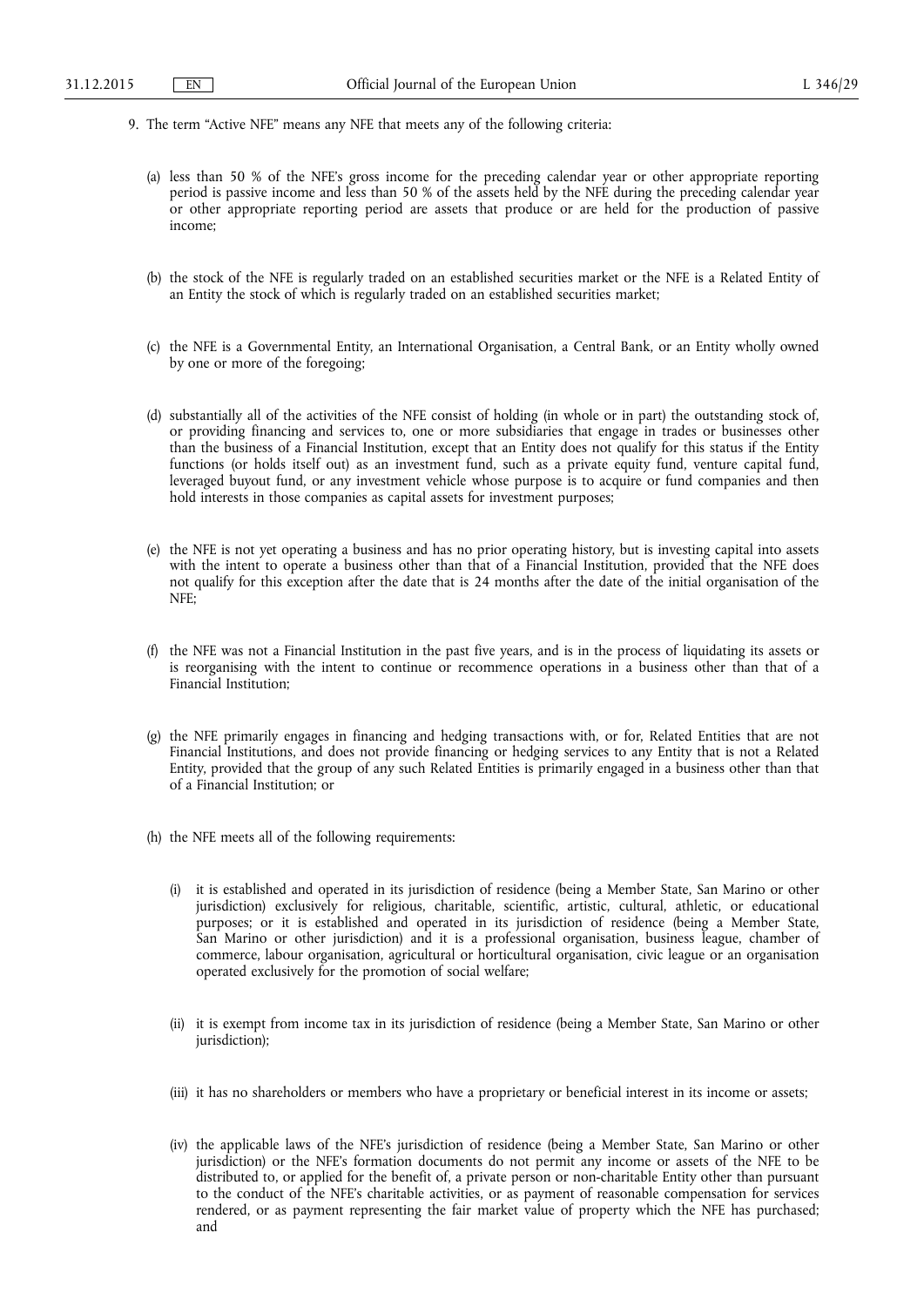9. The term "Active NFE" means any NFE that meets any of the following criteria:

   (a) less than 50 % of the NFE's gross income for the preceding calendar year or other appropriate reporting period is passive income and less than 50 % of the assets held by the NFE during the preceding calendar year or other appropriate reporting period are assets that produce or are held for the production of passive income;

   (b) the stock of the NFE is regularly traded on an established securities market or the NFE is a Related Entity of an Entity the stock of which is regularly traded on an established securities market;

   (c) the NFE is a Governmental Entity, an International Organisation, a Central Bank, or an Entity wholly owned by one or more of the foregoing;

   (d) substantially all of the activities of the NFE consist of holding (in whole or in part) the outstanding stock of, or providing financing and services to, one or more subsidiaries that engage in trades or businesses other than the business of a Financial Institution, except that an Entity does not qualify for this status if the Entity functions (or holds itself out) as an investment fund, such as a private equity fund, venture capital fund, leveraged buyout fund, or any investment vehicle whose purpose is to acquire or fund companies and then hold interests in those companies as capital assets for investment purposes;

   (e) the NFE is not yet operating a business and has no prior operating history, but is investing capital into assets with the intent to operate a business other than that of a Financial Institution, provided that the NFE does not qualify for this exception after the date that is 24 months after the date of the initial organisation of the NFE;

   (f) the NFE was not a Financial Institution in the past five years, and is in the process of liquidating its assets or is reorganising with the intent to continue or recommence operations in a business other than that of a Financial Institution;

   (g) the NFE primarily engages in financing and hedging transactions with, or for, Related Entities that are not Financial Institutions, and does not provide financing or hedging services to any Entity that is not a Related Entity, provided that the group of any such Related Entities is primarily engaged in a business other than that of a Financial Institution; or

   (h) the NFE meets all of the following requirements:

      (i) it is established and operated in its jurisdiction of residence (being a Member State, San Marino or other jurisdiction) exclusively for religious, charitable, scientific, artistic, cultural, athletic, or educational purposes; or it is established and operated in its jurisdiction of residence (being a Member State, San Marino or other jurisdiction) and it is a professional organisation, business league, chamber of commerce, labour organisation, agricultural or horticultural organisation, civic league or an organisation operated exclusively for the promotion of social welfare;

      (ii) it is exempt from income tax in its jurisdiction of residence (being a Member State, San Marino or other jurisdiction);

      (iii) it has no shareholders or members who have a proprietary or beneficial interest in its income or assets;

      (iv) the applicable laws of the NFE's jurisdiction of residence (being a Member State, San Marino or other jurisdiction) or the NFE's formation documents do not permit any income or assets of the NFE to be distributed to, or applied for the benefit of, a private person or non-charitable Entity other than pursuant to the conduct of the NFE's charitable activities, or as payment of reasonable compensation for services rendered, or as payment representing the fair market value of property which the NFE has purchased; and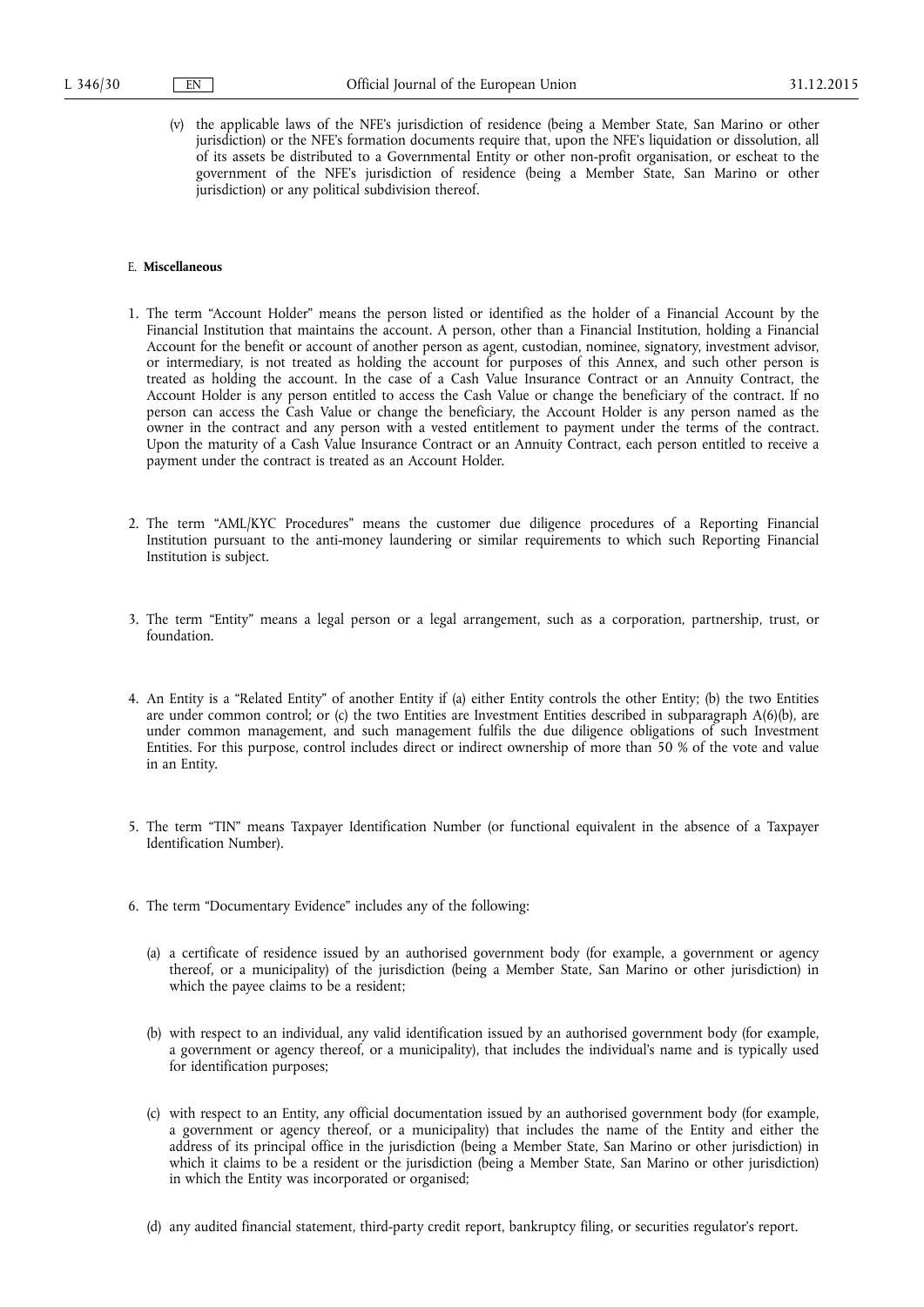(v) the applicable laws of the NFE's jurisdiction of residence (being a Member State, San Marino or other jurisdiction) or the NFE's formation documents require that, upon the NFE's liquidation or dissolution, all of its assets be distributed to a Governmental Entity or other non-profit organisation, or escheat to the government of the NFE's jurisdiction of residence (being a Member State, San Marino or other jurisdiction) or any political subdivision thereof.

E. **Miscellaneous**

1. The term "Account Holder" means the person listed or identified as the holder of a Financial Account by the Financial Institution that maintains the account. A person, other than a Financial Institution, holding a Financial Account for the benefit or account of another person as agent, custodian, nominee, signatory, investment advisor, or intermediary, is not treated as holding the account for purposes of this Annex, and such other person is treated as holding the account. In the case of a Cash Value Insurance Contract or an Annuity Contract, the Account Holder is any person entitled to access the Cash Value or change the beneficiary of the contract. If no person can access the Cash Value or change the beneficiary, the Account Holder is any person named as the owner in the contract and any person with a vested entitlement to payment under the terms of the contract. Upon the maturity of a Cash Value Insurance Contract or an Annuity Contract, each person entitled to receive a payment under the contract is treated as an Account Holder.

2. The term "AML/KYC Procedures" means the customer due diligence procedures of a Reporting Financial Institution pursuant to the anti-money laundering or similar requirements to which such Reporting Financial Institution is subject.

3. The term "Entity" means a legal person or a legal arrangement, such as a corporation, partnership, trust, or foundation.

4. An Entity is a "Related Entity" of another Entity if (a) either Entity controls the other Entity; (b) the two Entities are under common control; or (c) the two Entities are Investment Entities described in subparagraph A(6)(b), are under common management, and such management fulfils the due diligence obligations of such Investment Entities. For this purpose, control includes direct or indirect ownership of more than 50 % of the vote and value in an Entity.

5. The term "TIN" means Taxpayer Identification Number (or functional equivalent in the absence of a Taxpayer Identification Number).

6. The term "Documentary Evidence" includes any of the following:

   (a) a certificate of residence issued by an authorised government body (for example, a government or agency thereof, or a municipality) of the jurisdiction (being a Member State, San Marino or other jurisdiction) in which the payee claims to be a resident;

   (b) with respect to an individual, any valid identification issued by an authorised government body (for example, a government or agency thereof, or a municipality), that includes the individual's name and is typically used for identification purposes;

   (c) with respect to an Entity, any official documentation issued by an authorised government body (for example, a government or agency thereof, or a municipality) that includes the name of the Entity and either the address of its principal office in the jurisdiction (being a Member State, San Marino or other jurisdiction) in which it claims to be a resident or the jurisdiction (being a Member State, San Marino or other jurisdiction) in which the Entity was incorporated or organised;

   (d) any audited financial statement, third-party credit report, bankruptcy filing, or securities regulator's report.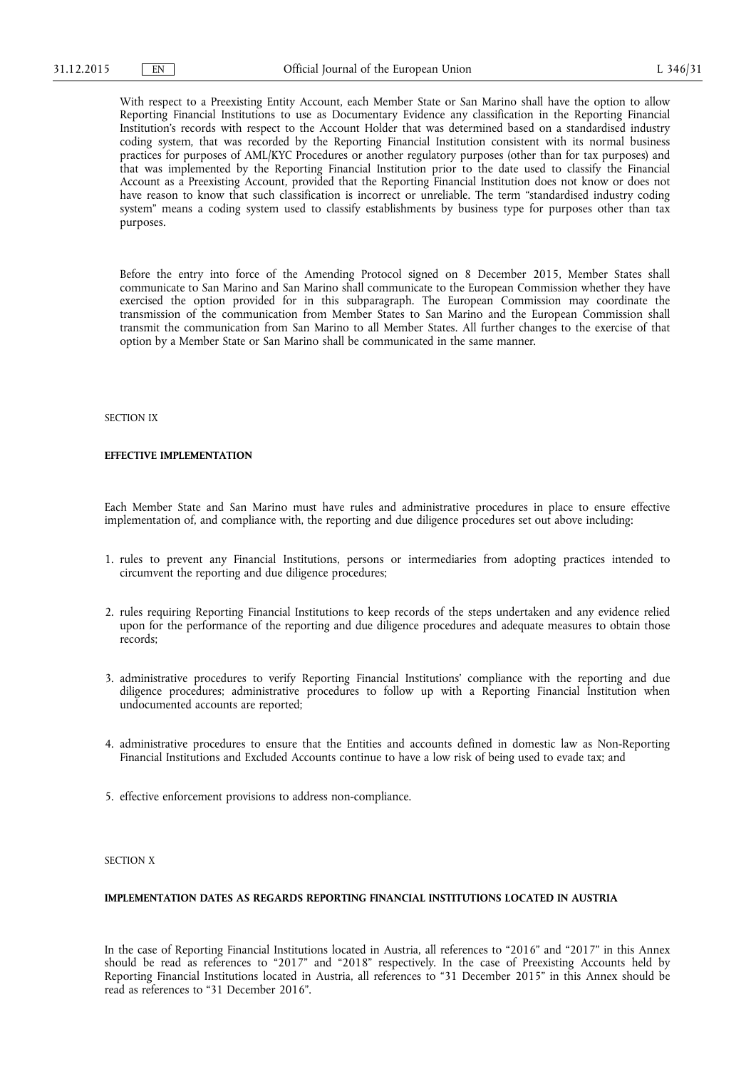With respect to a Preexisting Entity Account, each Member State or San Marino shall have the option to allow Reporting Financial Institutions to use as Documentary Evidence any classification in the Reporting Financial Institution's records with respect to the Account Holder that was determined based on a standardised industry coding system, that was recorded by the Reporting Financial Institution consistent with its normal business practices for purposes of AML/KYC Procedures or another regulatory purposes (other than for tax purposes) and that was implemented by the Reporting Financial Institution prior to the date used to classify the Financial Account as a Preexisting Account, provided that the Reporting Financial Institution does not know or does not have reason to know that such classification is incorrect or unreliable. The term "standardised industry coding system" means a coding system used to classify establishments by business type for purposes other than tax purposes.

Before the entry into force of the Amending Protocol signed on 8 December 2015, Member States shall communicate to San Marino and San Marino shall communicate to the European Commission whether they have exercised the option provided for in this subparagraph. The European Commission may coordinate the transmission of the communication from Member States to San Marino and the European Commission shall transmit the communication from San Marino to all Member States. All further changes to the exercise of that option by a Member State or San Marino shall be communicated in the same manner.

SECTION IX

**EFFECTIVE IMPLEMENTATION**

Each Member State and San Marino must have rules and administrative procedures in place to ensure effective implementation of, and compliance with, the reporting and due diligence procedures set out above including:

1. rules to prevent any Financial Institutions, persons or intermediaries from adopting practices intended to circumvent the reporting and due diligence procedures;

2. rules requiring Reporting Financial Institutions to keep records of the steps undertaken and any evidence relied upon for the performance of the reporting and due diligence procedures and adequate measures to obtain those records;

3. administrative procedures to verify Reporting Financial Institutions' compliance with the reporting and due diligence procedures; administrative procedures to follow up with a Reporting Financial Institution when undocumented accounts are reported;

4. administrative procedures to ensure that the Entities and accounts defined in domestic law as Non-Reporting Financial Institutions and Excluded Accounts continue to have a low risk of being used to evade tax; and

5. effective enforcement provisions to address non-compliance.

SECTION X

**IMPLEMENTATION DATES AS REGARDS REPORTING FINANCIAL INSTITUTIONS LOCATED IN AUSTRIA**

In the case of Reporting Financial Institutions located in Austria, all references to "2016" and "2017" in this Annex should be read as references to "2017" and "2018" respectively. In the case of Preexisting Accounts held by Reporting Financial Institutions located in Austria, all references to "31 December 2015" in this Annex should be read as references to "31 December 2016".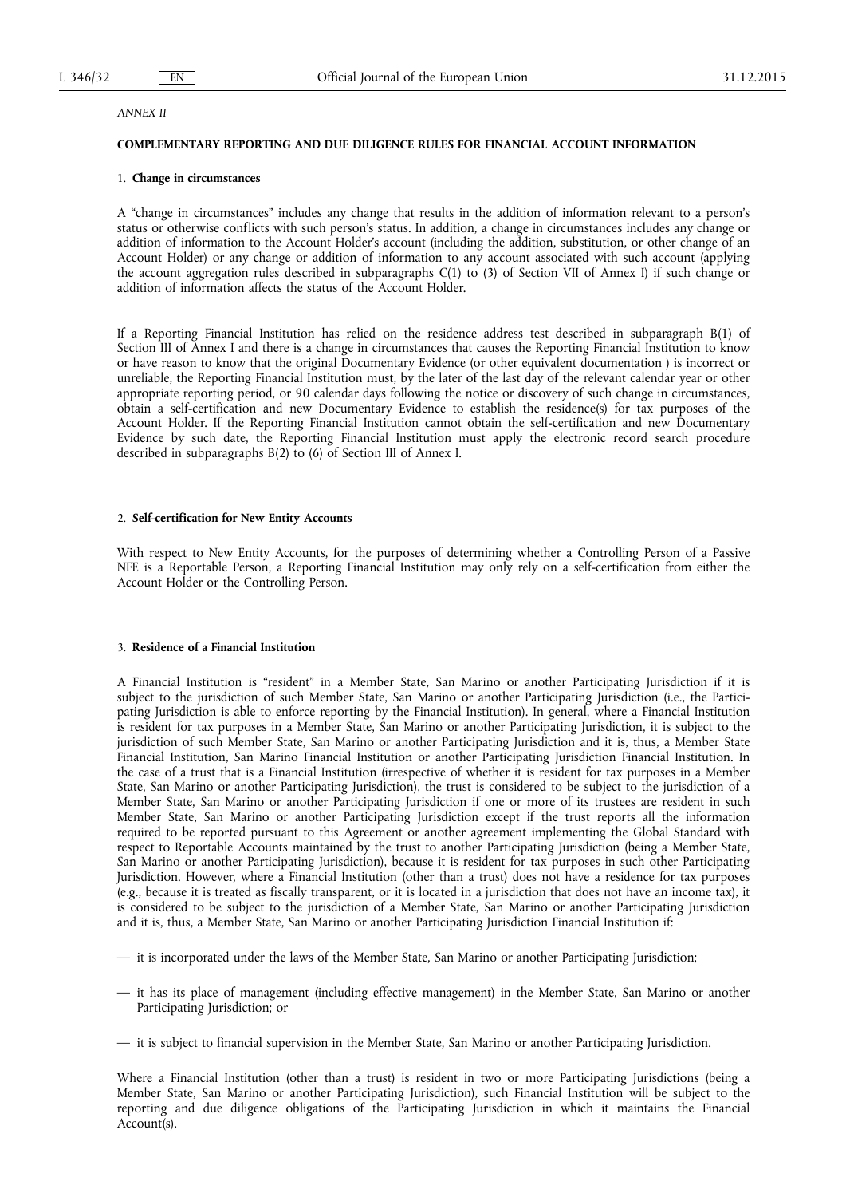*ANNEX II*

**COMPLEMENTARY REPORTING AND DUE DILIGENCE RULES FOR FINANCIAL ACCOUNT INFORMATION**

1. **Change in circumstances**

A "change in circumstances" includes any change that results in the addition of information relevant to a person's status or otherwise conflicts with such person's status. In addition, a change in circumstances includes any change or addition of information to the Account Holder's account (including the addition, substitution, or other change of an Account Holder) or any change or addition of information to any account associated with such account (applying the account aggregation rules described in subparagraphs C(1) to (3) of Section VII of Annex I) if such change or addition of information affects the status of the Account Holder.

If a Reporting Financial Institution has relied on the residence address test described in subparagraph B(1) of Section III of Annex I and there is a change in circumstances that causes the Reporting Financial Institution to know or have reason to know that the original Documentary Evidence (or other equivalent documentation ) is incorrect or unreliable, the Reporting Financial Institution must, by the later of the last day of the relevant calendar year or other appropriate reporting period, or 90 calendar days following the notice or discovery of such change in circumstances, obtain a self-certification and new Documentary Evidence to establish the residence(s) for tax purposes of the Account Holder. If the Reporting Financial Institution cannot obtain the self-certification and new Documentary Evidence by such date, the Reporting Financial Institution must apply the electronic record search procedure described in subparagraphs B(2) to (6) of Section III of Annex I.

2. **Self-certification for New Entity Accounts**

With respect to New Entity Accounts, for the purposes of determining whether a Controlling Person of a Passive NFE is a Reportable Person, a Reporting Financial Institution may only rely on a self-certification from either the Account Holder or the Controlling Person.

3. **Residence of a Financial Institution**

A Financial Institution is "resident" in a Member State, San Marino or another Participating Jurisdiction if it is subject to the jurisdiction of such Member State, San Marino or another Participating Jurisdiction (i.e., the Participating Jurisdiction is able to enforce reporting by the Financial Institution). In general, where a Financial Institution is resident for tax purposes in a Member State, San Marino or another Participating Jurisdiction, it is subject to the jurisdiction of such Member State, San Marino or another Participating Jurisdiction and it is, thus, a Member State Financial Institution, San Marino Financial Institution or another Participating Jurisdiction Financial Institution. In the case of a trust that is a Financial Institution (irrespective of whether it is resident for tax purposes in a Member State, San Marino or another Participating Jurisdiction), the trust is considered to be subject to the jurisdiction of a Member State, San Marino or another Participating Jurisdiction if one or more of its trustees are resident in such Member State, San Marino or another Participating Jurisdiction except if the trust reports all the information required to be reported pursuant to this Agreement or another agreement implementing the Global Standard with respect to Reportable Accounts maintained by the trust to another Participating Jurisdiction (being a Member State, San Marino or another Participating Jurisdiction), because it is resident for tax purposes in such other Participating Jurisdiction. However, where a Financial Institution (other than a trust) does not have a residence for tax purposes (e.g., because it is treated as fiscally transparent, or it is located in a jurisdiction that does not have an income tax), it is considered to be subject to the jurisdiction of a Member State, San Marino or another Participating Jurisdiction and it is, thus, a Member State, San Marino or another Participating Jurisdiction Financial Institution if:

— it is incorporated under the laws of the Member State, San Marino or another Participating Jurisdiction;

— it has its place of management (including effective management) in the Member State, San Marino or another Participating Jurisdiction; or

— it is subject to financial supervision in the Member State, San Marino or another Participating Jurisdiction.

Where a Financial Institution (other than a trust) is resident in two or more Participating Jurisdictions (being a Member State, San Marino or another Participating Jurisdiction), such Financial Institution will be subject to the reporting and due diligence obligations of the Participating Jurisdiction in which it maintains the Financial Account(s).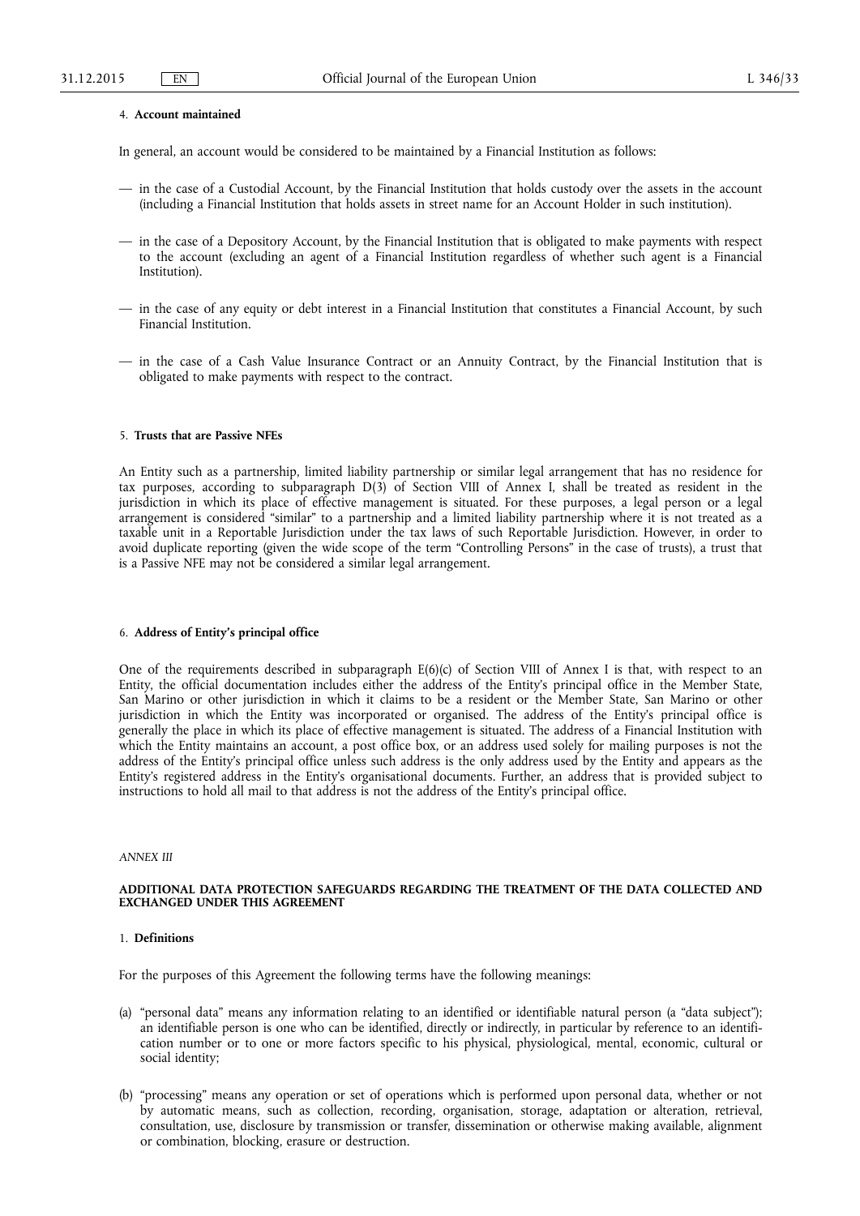4. **Account maintained**

In general, an account would be considered to be maintained by a Financial Institution as follows:

— in the case of a Custodial Account, by the Financial Institution that holds custody over the assets in the account (including a Financial Institution that holds assets in street name for an Account Holder in such institution).

— in the case of a Depository Account, by the Financial Institution that is obligated to make payments with respect to the account (excluding an agent of a Financial Institution regardless of whether such agent is a Financial Institution).

— in the case of any equity or debt interest in a Financial Institution that constitutes a Financial Account, by such Financial Institution.

— in the case of a Cash Value Insurance Contract or an Annuity Contract, by the Financial Institution that is obligated to make payments with respect to the contract.

5. **Trusts that are Passive NFEs**

An Entity such as a partnership, limited liability partnership or similar legal arrangement that has no residence for tax purposes, according to subparagraph D(3) of Section VIII of Annex I, shall be treated as resident in the jurisdiction in which its place of effective management is situated. For these purposes, a legal person or a legal arrangement is considered "similar" to a partnership and a limited liability partnership where it is not treated as a taxable unit in a Reportable Jurisdiction under the tax laws of such Reportable Jurisdiction. However, in order to avoid duplicate reporting (given the wide scope of the term "Controlling Persons" in the case of trusts), a trust that is a Passive NFE may not be considered a similar legal arrangement.

6. **Address of Entity's principal office**

One of the requirements described in subparagraph E(6)(c) of Section VIII of Annex I is that, with respect to an Entity, the official documentation includes either the address of the Entity's principal office in the Member State, San Marino or other jurisdiction in which it claims to be a resident or the Member State, San Marino or other jurisdiction in which the Entity was incorporated or organised. The address of the Entity's principal office is generally the place in which its place of effective management is situated. The address of a Financial Institution with which the Entity maintains an account, a post office box, or an address used solely for mailing purposes is not the address of the Entity's principal office unless such address is the only address used by the Entity and appears as the Entity's registered address in the Entity's organisational documents. Further, an address that is provided subject to instructions to hold all mail to that address is not the address of the Entity's principal office.

*ANNEX III*

## ADDITIONAL DATA PROTECTION SAFEGUARDS REGARDING THE TREATMENT OF THE DATA COLLECTED AND EXCHANGED UNDER THIS AGREEMENT

1. **Definitions**

For the purposes of this Agreement the following terms have the following meanings:

(a) "personal data" means any information relating to an identified or identifiable natural person (a "data subject"); an identifiable person is one who can be identified, directly or indirectly, in particular by reference to an identification number or to one or more factors specific to his physical, physiological, mental, economic, cultural or social identity;

(b) "processing" means any operation or set of operations which is performed upon personal data, whether or not by automatic means, such as collection, recording, organisation, storage, adaptation or alteration, retrieval, consultation, use, disclosure by transmission or transfer, dissemination or otherwise making available, alignment or combination, blocking, erasure or destruction.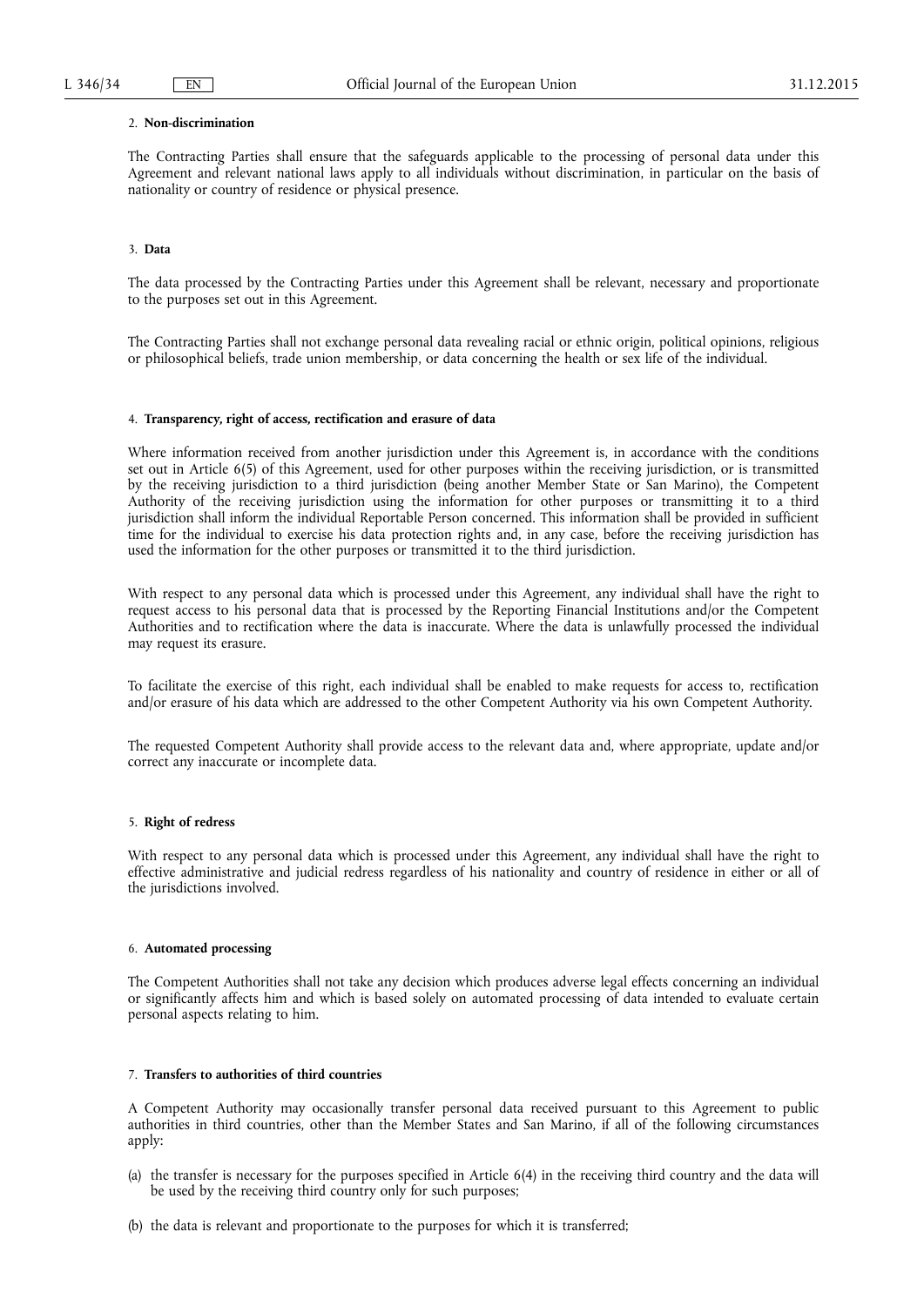2. **Non-discrimination**

The Contracting Parties shall ensure that the safeguards applicable to the processing of personal data under this Agreement and relevant national laws apply to all individuals without discrimination, in particular on the basis of nationality or country of residence or physical presence.

3. **Data**

The data processed by the Contracting Parties under this Agreement shall be relevant, necessary and proportionate to the purposes set out in this Agreement.

The Contracting Parties shall not exchange personal data revealing racial or ethnic origin, political opinions, religious or philosophical beliefs, trade union membership, or data concerning the health or sex life of the individual.

4. **Transparency, right of access, rectification and erasure of data**

Where information received from another jurisdiction under this Agreement is, in accordance with the conditions set out in Article 6(5) of this Agreement, used for other purposes within the receiving jurisdiction, or is transmitted by the receiving jurisdiction to a third jurisdiction (being another Member State or San Marino), the Competent Authority of the receiving jurisdiction using the information for other purposes or transmitting it to a third jurisdiction shall inform the individual Reportable Person concerned. This information shall be provided in sufficient time for the individual to exercise his data protection rights and, in any case, before the receiving jurisdiction has used the information for the other purposes or transmitted it to the third jurisdiction.

With respect to any personal data which is processed under this Agreement, any individual shall have the right to request access to his personal data that is processed by the Reporting Financial Institutions and/or the Competent Authorities and to rectification where the data is inaccurate. Where the data is unlawfully processed the individual may request its erasure.

To facilitate the exercise of this right, each individual shall be enabled to make requests for access to, rectification and/or erasure of his data which are addressed to the other Competent Authority via his own Competent Authority.

The requested Competent Authority shall provide access to the relevant data and, where appropriate, update and/or correct any inaccurate or incomplete data.

5. **Right of redress**

With respect to any personal data which is processed under this Agreement, any individual shall have the right to effective administrative and judicial redress regardless of his nationality and country of residence in either or all of the jurisdictions involved.

6. **Automated processing**

The Competent Authorities shall not take any decision which produces adverse legal effects concerning an individual or significantly affects him and which is based solely on automated processing of data intended to evaluate certain personal aspects relating to him.

7. **Transfers to authorities of third countries**

A Competent Authority may occasionally transfer personal data received pursuant to this Agreement to public authorities in third countries, other than the Member States and San Marino, if all of the following circumstances apply:

(a) the transfer is necessary for the purposes specified in Article 6(4) in the receiving third country and the data will be used by the receiving third country only for such purposes;

(b) the data is relevant and proportionate to the purposes for which it is transferred;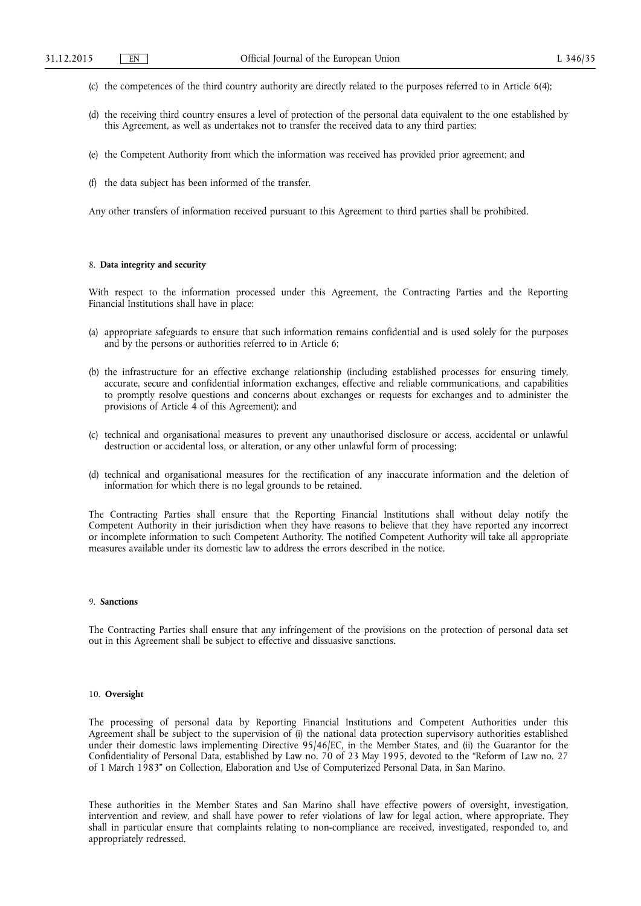(c) the competences of the third country authority are directly related to the purposes referred to in Article 6(4);

(d) the receiving third country ensures a level of protection of the personal data equivalent to the one established by this Agreement, as well as undertakes not to transfer the received data to any third parties;

(e) the Competent Authority from which the information was received has provided prior agreement; and

(f) the data subject has been informed of the transfer.

Any other transfers of information received pursuant to this Agreement to third parties shall be prohibited.

8. **Data integrity and security**

With respect to the information processed under this Agreement, the Contracting Parties and the Reporting Financial Institutions shall have in place:

(a) appropriate safeguards to ensure that such information remains confidential and is used solely for the purposes and by the persons or authorities referred to in Article 6;

(b) the infrastructure for an effective exchange relationship (including established processes for ensuring timely, accurate, secure and confidential information exchanges, effective and reliable communications, and capabilities to promptly resolve questions and concerns about exchanges or requests for exchanges and to administer the provisions of Article 4 of this Agreement); and

(c) technical and organisational measures to prevent any unauthorised disclosure or access, accidental or unlawful destruction or accidental loss, or alteration, or any other unlawful form of processing;

(d) technical and organisational measures for the rectification of any inaccurate information and the deletion of information for which there is no legal grounds to be retained.

The Contracting Parties shall ensure that the Reporting Financial Institutions shall without delay notify the Competent Authority in their jurisdiction when they have reasons to believe that they have reported any incorrect or incomplete information to such Competent Authority. The notified Competent Authority will take all appropriate measures available under its domestic law to address the errors described in the notice.

9. **Sanctions**

The Contracting Parties shall ensure that any infringement of the provisions on the protection of personal data set out in this Agreement shall be subject to effective and dissuasive sanctions.

10. **Oversight**

The processing of personal data by Reporting Financial Institutions and Competent Authorities under this Agreement shall be subject to the supervision of (i) the national data protection supervisory authorities established under their domestic laws implementing Directive 95/46/EC, in the Member States, and (ii) the Guarantor for the Confidentiality of Personal Data, established by Law no. 70 of 23 May 1995, devoted to the "Reform of Law no. 27 of 1 March 1983" on Collection, Elaboration and Use of Computerized Personal Data, in San Marino.

These authorities in the Member States and San Marino shall have effective powers of oversight, investigation, intervention and review, and shall have power to refer violations of law for legal action, where appropriate. They shall in particular ensure that complaints relating to non-compliance are received, investigated, responded to, and appropriately redressed.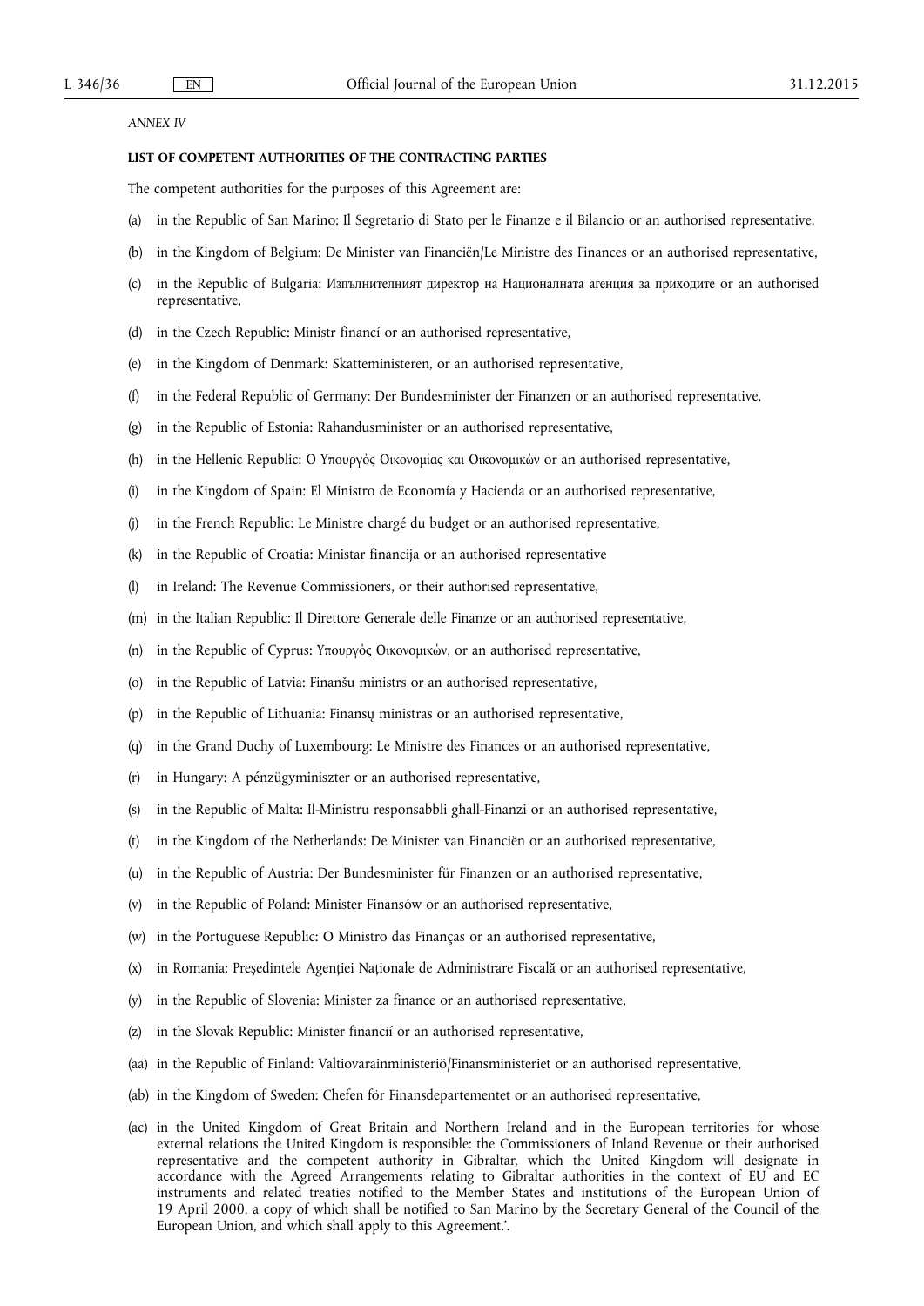*ANNEX IV*

**LIST OF COMPETENT AUTHORITIES OF THE CONTRACTING PARTIES**

The competent authorities for the purposes of this Agreement are:

(a) in the Republic of San Marino: Il Segretario di Stato per le Finanze e il Bilancio or an authorised representative,

(b) in the Kingdom of Belgium: De Minister van Financiën/Le Ministre des Finances or an authorised representative,

(c) in the Republic of Bulgaria: Изпълнителният директор на Националната агенция за приходите or an authorised representative,

(d) in the Czech Republic: Ministr financí or an authorised representative,

(e) in the Kingdom of Denmark: Skatteministeren, or an authorised representative,

(f) in the Federal Republic of Germany: Der Bundesminister der Finanzen or an authorised representative,

(g) in the Republic of Estonia: Rahandusminister or an authorised representative,

(h) in the Hellenic Republic: Ο Υπουργός Οικονομίας και Οικονομικών or an authorised representative,

(i) in the Kingdom of Spain: El Ministro de Economía y Hacienda or an authorised representative,

(j) in the French Republic: Le Ministre chargé du budget or an authorised representative,

(k) in the Republic of Croatia: Ministar financija or an authorised representative

(l) in Ireland: The Revenue Commissioners, or their authorised representative,

(m) in the Italian Republic: Il Direttore Generale delle Finanze or an authorised representative,

(n) in the Republic of Cyprus: Υπουργός Οικονομικών, or an authorised representative,

(o) in the Republic of Latvia: Finanšu ministrs or an authorised representative,

(p) in the Republic of Lithuania: Finansų ministras or an authorised representative,

(q) in the Grand Duchy of Luxembourg: Le Ministre des Finances or an authorised representative,

(r) in Hungary: A pénzügyminiszter or an authorised representative,

(s) in the Republic of Malta: Il-Ministru responsabbli għall-Finanzi or an authorised representative,

(t) in the Kingdom of the Netherlands: De Minister van Financiën or an authorised representative,

(u) in the Republic of Austria: Der Bundesminister für Finanzen or an authorised representative,

(v) in the Republic of Poland: Minister Finansów or an authorised representative,

(w) in the Portuguese Republic: O Ministro das Finanças or an authorised representative,

(x) in Romania: Președintele Agenției Naționale de Administrare Fiscală or an authorised representative,

(y) in the Republic of Slovenia: Minister za finance or an authorised representative,

(z) in the Slovak Republic: Minister financií or an authorised representative,

(aa) in the Republic of Finland: Valtiovarainministeriö/Finansministeriet or an authorised representative,

(ab) in the Kingdom of Sweden: Chefen för Finansdepartementet or an authorised representative,

(ac) in the United Kingdom of Great Britain and Northern Ireland and in the European territories for whose external relations the United Kingdom is responsible: the Commissioners of Inland Revenue or their authorised representative and the competent authority in Gibraltar, which the United Kingdom will designate in accordance with the Agreed Arrangements relating to Gibraltar authorities in the context of EU and EC instruments and related treaties notified to the Member States and institutions of the European Union of 19 April 2000, a copy of which shall be notified to San Marino by the Secretary General of the Council of the European Union, and which shall apply to this Agreement.'.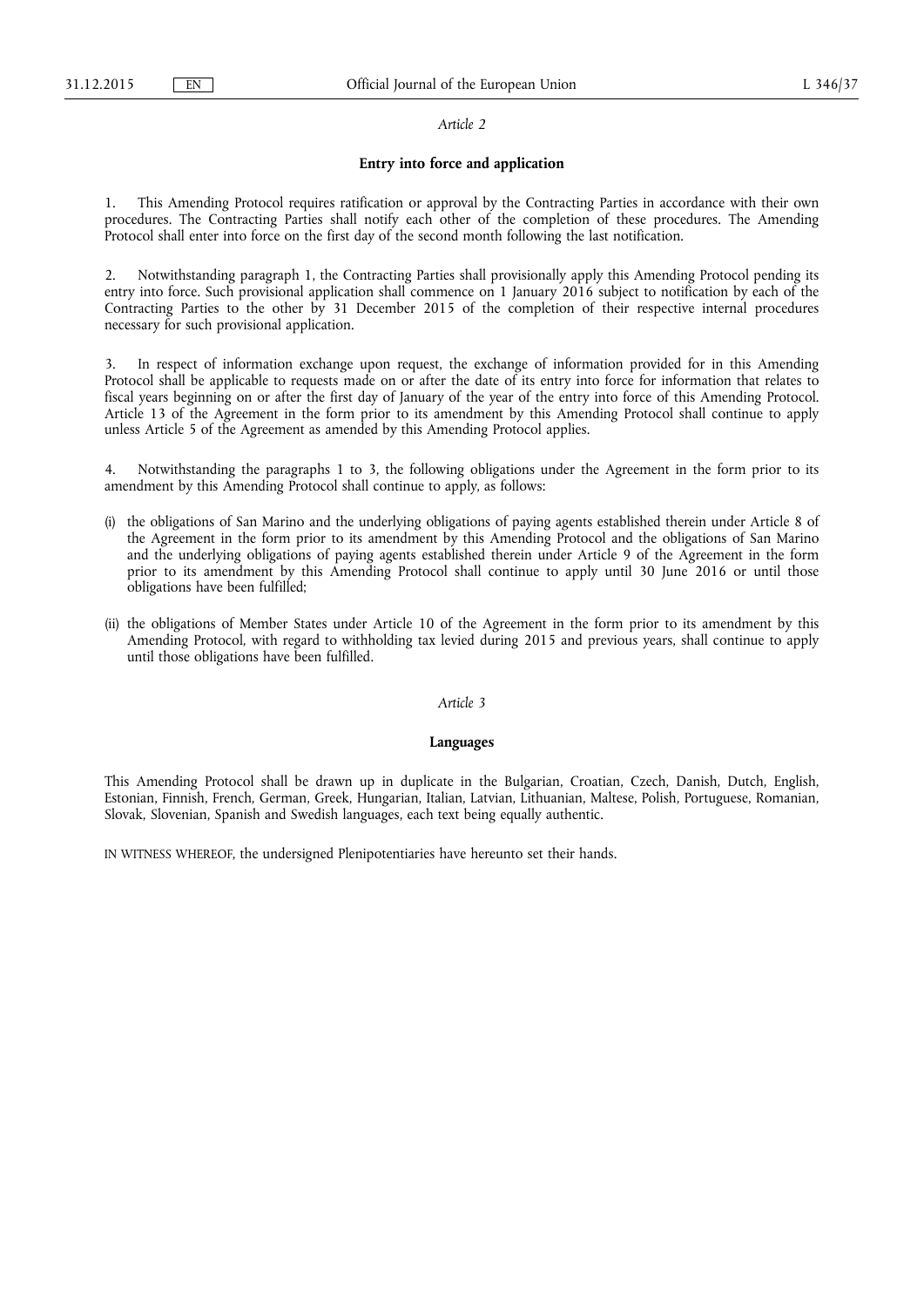*Article 2*

**Entry into force and application**

1. This Amending Protocol requires ratification or approval by the Contracting Parties in accordance with their own procedures. The Contracting Parties shall notify each other of the completion of these procedures. The Amending Protocol shall enter into force on the first day of the second month following the last notification.

2. Notwithstanding paragraph 1, the Contracting Parties shall provisionally apply this Amending Protocol pending its entry into force. Such provisional application shall commence on 1 January 2016 subject to notification by each of the Contracting Parties to the other by 31 December 2015 of the completion of their respective internal procedures necessary for such provisional application.

3. In respect of information exchange upon request, the exchange of information provided for in this Amending Protocol shall be applicable to requests made on or after the date of its entry into force for information that relates to fiscal years beginning on or after the first day of January of the year of the entry into force of this Amending Protocol. Article 13 of the Agreement in the form prior to its amendment by this Amending Protocol shall continue to apply unless Article 5 of the Agreement as amended by this Amending Protocol applies.

4. Notwithstanding the paragraphs 1 to 3, the following obligations under the Agreement in the form prior to its amendment by this Amending Protocol shall continue to apply, as follows:

(i) the obligations of San Marino and the underlying obligations of paying agents established therein under Article 8 of the Agreement in the form prior to its amendment by this Amending Protocol and the obligations of San Marino and the underlying obligations of paying agents established therein under Article 9 of the Agreement in the form prior to its amendment by this Amending Protocol shall continue to apply until 30 June 2016 or until those obligations have been fulfilled;

(ii) the obligations of Member States under Article 10 of the Agreement in the form prior to its amendment by this Amending Protocol, with regard to withholding tax levied during 2015 and previous years, shall continue to apply until those obligations have been fulfilled.

*Article 3*

**Languages**

This Amending Protocol shall be drawn up in duplicate in the Bulgarian, Croatian, Czech, Danish, Dutch, English, Estonian, Finnish, French, German, Greek, Hungarian, Italian, Latvian, Lithuanian, Maltese, Polish, Portuguese, Romanian, Slovak, Slovenian, Spanish and Swedish languages, each text being equally authentic.

IN WITNESS WHEREOF, the undersigned Plenipotentiaries have hereunto set their hands.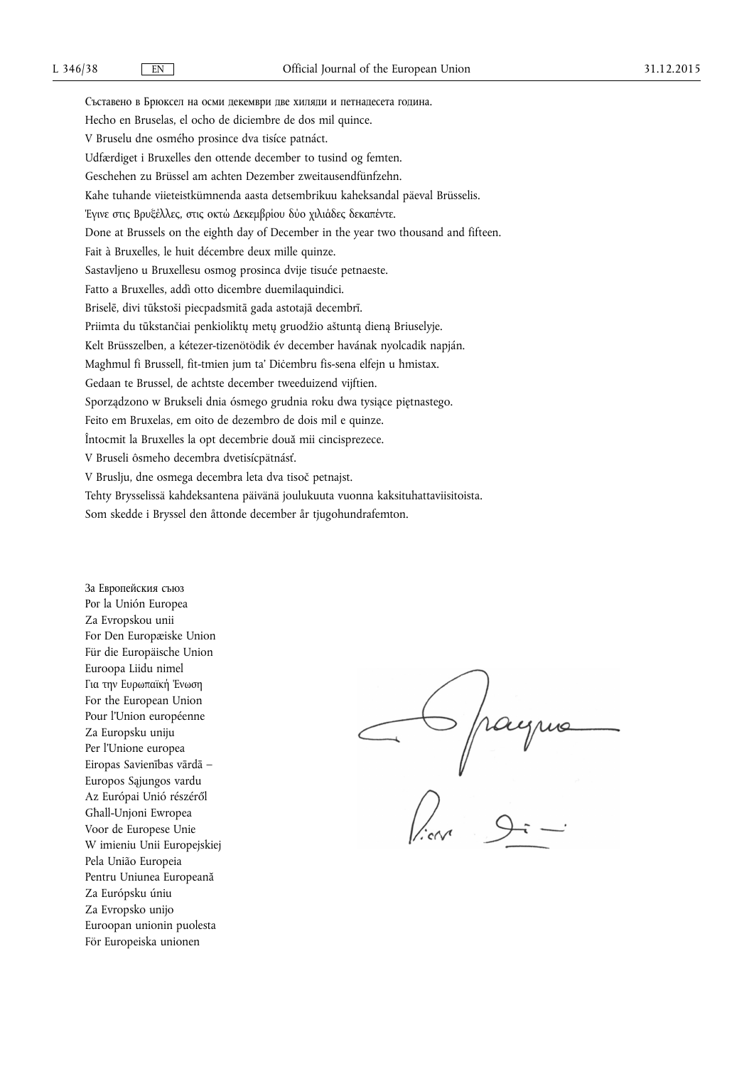Съставено в Брюксел на осми декември две хиляди и петнадесета година.

Hecho en Bruselas, el ocho de diciembre de dos mil quince.

V Bruselu dne osmého prosince dva tisíce patnáct.

Udfærdiget i Bruxelles den ottende december to tusind og femten.

Geschehen zu Brüssel am achten Dezember zweitausendfünfzehn.

Kahe tuhande viieteistkümnenda aasta detsembrikuu kaheksandal päeval Brüsselis.

Έγινε στις Βρυξέλλες, στις οκτώ Δεκεμβρίου δύο χιλιάδες δεκαπέντε.

Done at Brussels on the eighth day of December in the year two thousand and fifteen.

Fait à Bruxelles, le huit décembre deux mille quinze.

Sastavljeno u Bruxellesu osmog prosinca dvije tisuće petnaeste.

Fatto a Bruxelles, addì otto dicembre duemilaquindici.

Briselē, divi tūkstoši piecpadsmitā gada astotajā decembrī.

Priimta du tūkstančiai penkioliktų metų gruodžio aštuntą dieną Briuselyje.

Kelt Brüsszelben, a kétezer-tizenötödik év december havának nyolcadik napján.

Magħmul fi Brussell, fit-tmien jum ta' Diċembru fis-sena elfejn u ħmistax.

Gedaan te Brussel, de achtste december tweeduizend vijftien.

Sporządzono w Brukseli dnia ósmego grudnia roku dwa tysiące piętnastego.

Feito em Bruxelas, em oito de dezembro de dois mil e quinze.

Întocmit la Bruxelles la opt decembrie două mii cincisprezece.

V Bruseli ôsmeho decembra dvetisícpätnásť.

V Bruslju, dne osmega decembra leta dva tisoč petnajst.

Tehty Brysselissä kahdeksantena päivänä joulukuuta vuonna kaksituhattaviisitoista.

Som skedde i Bryssel den åttonde december år tjugohundrafemton.

За Европейския съюз
Por la Unión Europea
Za Evropskou unii
For Den Europæiske Union
Für die Europäische Union
Euroopa Liidu nimel
Για την Ευρωπαϊκή Ένωση
For the European Union
Pour l'Union européenne
Za Europsku uniju
Per l'Unione europea
Eiropas Savienības vārdā –
Europos Sąjungos vardu
Az Európai Unió részéről
Għall-Unjoni Ewropea
Voor de Europese Unie
W imieniu Unii Europejskiej
Pela União Europeia
Pentru Uniunea Europeană
Za Európsku úniu
Za Evropsko unijo
Euroopan unionin puolesta
För Europeiska unionen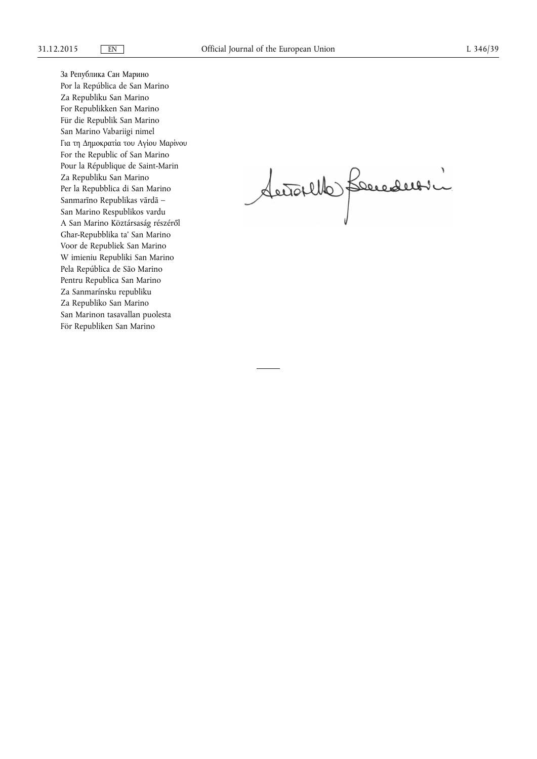За Република Сан Марино
Por la República de San Marino
Za Republiku San Marino
For Republikken San Marino
Für die Republik San Marino
San Marino Vabariigi nimel
Για τη Δημοκρατία του Αγίου Μαρίνου
For the Republic of San Marino
Pour la République de Saint-Marin
Za Republiku San Marino
Per la Repubblica di San Marino
Sanmarīno Republikas vārdā –
San Marino Respublikos vardu
A San Marino Köztársaság részéről
Għar-Repubblika ta' San Marino
Voor de Republiek San Marino
W imieniu Republiki San Marino
Pela República de São Marino
Pentru Republica San Marino
Za Sanmarínsku republiku
Za Republiko San Marino
San Marinon tasavallan puolesta
För Republiken San Marino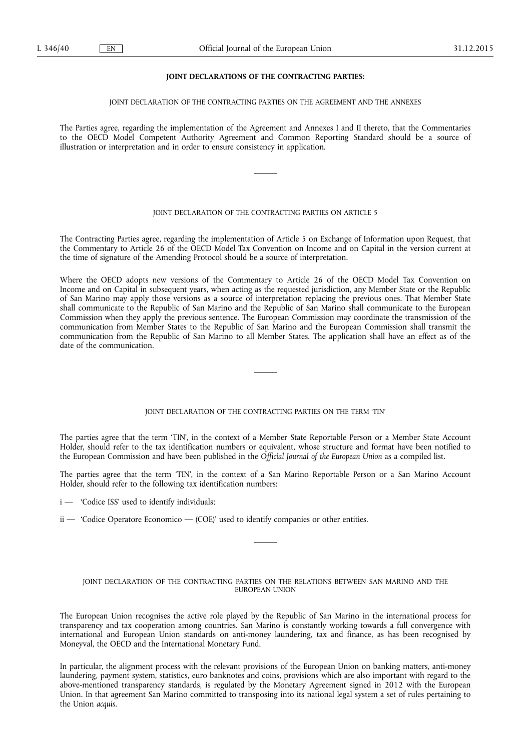## JOINT DECLARATIONS OF THE CONTRACTING PARTIES:

### JOINT DECLARATION OF THE CONTRACTING PARTIES ON THE AGREEMENT AND THE ANNEXES

The Parties agree, regarding the implementation of the Agreement and Annexes I and II thereto, that the Commentaries to the OECD Model Competent Authority Agreement and Common Reporting Standard should be a source of illustration or interpretation and in order to ensure consistency in application.

---

### JOINT DECLARATION OF THE CONTRACTING PARTIES ON ARTICLE 5

The Contracting Parties agree, regarding the implementation of Article 5 on Exchange of Information upon Request, that the Commentary to Article 26 of the OECD Model Tax Convention on Income and on Capital in the version current at the time of signature of the Amending Protocol should be a source of interpretation.

Where the OECD adopts new versions of the Commentary to Article 26 of the OECD Model Tax Convention on Income and on Capital in subsequent years, when acting as the requested jurisdiction, any Member State or the Republic of San Marino may apply those versions as a source of interpretation replacing the previous ones. That Member State shall communicate to the Republic of San Marino and the Republic of San Marino shall communicate to the European Commission when they apply the previous sentence. The European Commission may coordinate the transmission of the communication from Member States to the Republic of San Marino and the European Commission shall transmit the communication from the Republic of San Marino to all Member States. The application shall have an effect as of the date of the communication.

---

### JOINT DECLARATION OF THE CONTRACTING PARTIES ON THE TERM 'TIN'

The parties agree that the term 'TIN', in the context of a Member State Reportable Person or a Member State Account Holder, should refer to the tax identification numbers or equivalent, whose structure and format have been notified to the European Commission and have been published in the *Official Journal of the European Union* as a compiled list.

The parties agree that the term 'TIN', in the context of a San Marino Reportable Person or a San Marino Account Holder, should refer to the following tax identification numbers:

i — 'Codice ISS' used to identify individuals;

ii — 'Codice Operatore Economico — (COE)' used to identify companies or other entities.

---

### JOINT DECLARATION OF THE CONTRACTING PARTIES ON THE RELATIONS BETWEEN SAN MARINO AND THE EUROPEAN UNION

The European Union recognises the active role played by the Republic of San Marino in the international process for transparency and tax cooperation among countries. San Marino is constantly working towards a full convergence with international and European Union standards on anti-money laundering, tax and finance, as has been recognised by Moneyval, the OECD and the International Monetary Fund.

In particular, the alignment process with the relevant provisions of the European Union on banking matters, anti-money laundering, payment system, statistics, euro banknotes and coins, provisions which are also important with regard to the above-mentioned transparency standards, is regulated by the Monetary Agreement signed in 2012 with the European Union. In that agreement San Marino committed to transposing into its national legal system a set of rules pertaining to the Union *acquis*.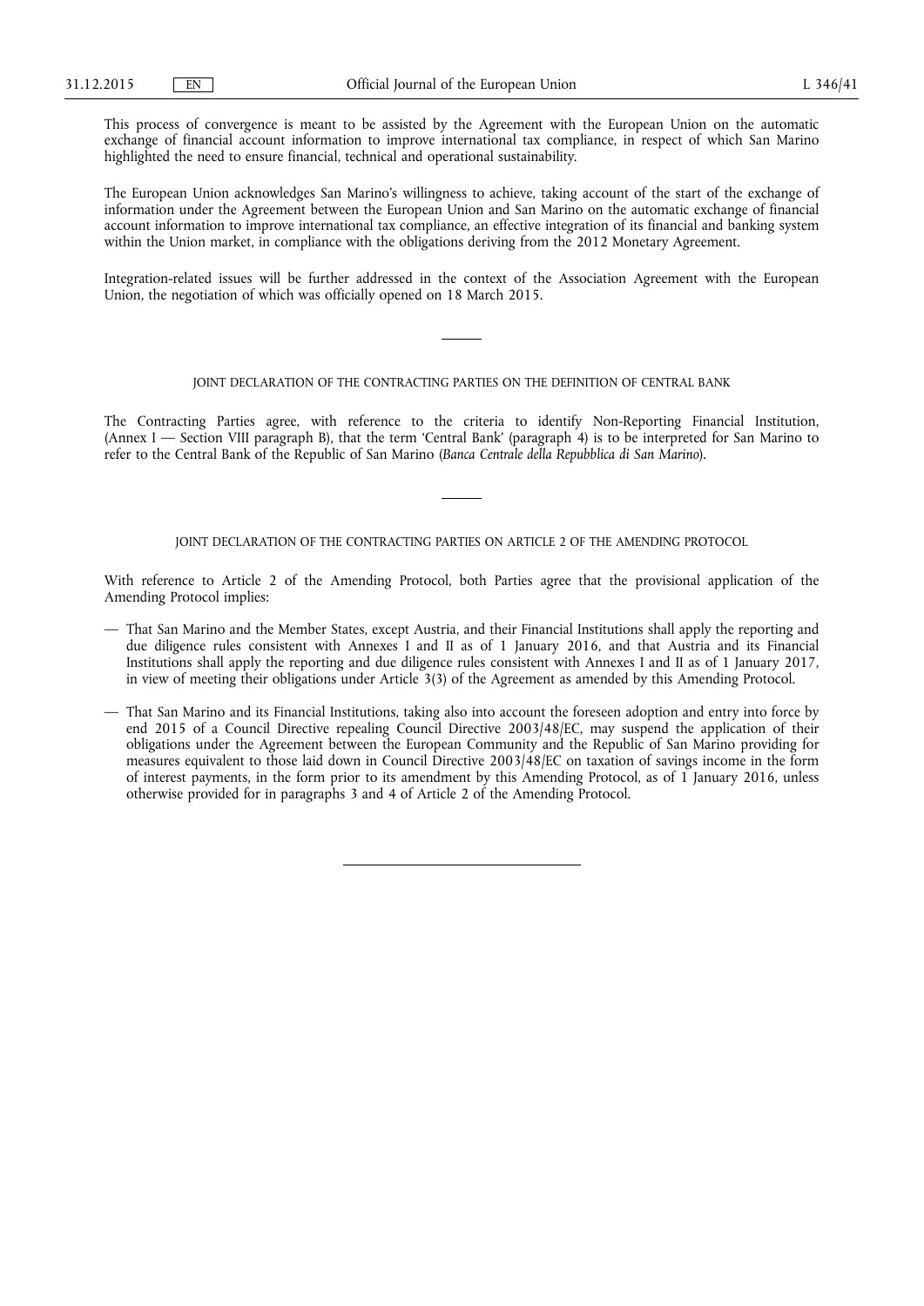This process of convergence is meant to be assisted by the Agreement with the European Union on the automatic exchange of financial account information to improve international tax compliance, in respect of which San Marino highlighted the need to ensure financial, technical and operational sustainability.

The European Union acknowledges San Marino's willingness to achieve, taking account of the start of the exchange of information under the Agreement between the European Union and San Marino on the automatic exchange of financial account information to improve international tax compliance, an effective integration of its financial and banking system within the Union market, in compliance with the obligations deriving from the 2012 Monetary Agreement.

Integration-related issues will be further addressed in the context of the Association Agreement with the European Union, the negotiation of which was officially opened on 18 March 2015.

---

JOINT DECLARATION OF THE CONTRACTING PARTIES ON THE DEFINITION OF CENTRAL BANK

The Contracting Parties agree, with reference to the criteria to identify Non-Reporting Financial Institution, (Annex I — Section VIII paragraph B), that the term 'Central Bank' (paragraph 4) is to be interpreted for San Marino to refer to the Central Bank of the Republic of San Marino (*Banca Centrale della Repubblica di San Marino*).

---

JOINT DECLARATION OF THE CONTRACTING PARTIES ON ARTICLE 2 OF THE AMENDING PROTOCOL

With reference to Article 2 of the Amending Protocol, both Parties agree that the provisional application of the Amending Protocol implies:

— That San Marino and the Member States, except Austria, and their Financial Institutions shall apply the reporting and due diligence rules consistent with Annexes I and II as of 1 January 2016, and that Austria and its Financial Institutions shall apply the reporting and due diligence rules consistent with Annexes I and II as of 1 January 2017, in view of meeting their obligations under Article 3(3) of the Agreement as amended by this Amending Protocol.

— That San Marino and its Financial Institutions, taking also into account the foreseen adoption and entry into force by end 2015 of a Council Directive repealing Council Directive 2003/48/EC, may suspend the application of their obligations under the Agreement between the European Community and the Republic of San Marino providing for measures equivalent to those laid down in Council Directive 2003/48/EC on taxation of savings income in the form of interest payments, in the form prior to its amendment by this Amending Protocol, as of 1 January 2016, unless otherwise provided for in paragraphs 3 and 4 of Article 2 of the Amending Protocol.